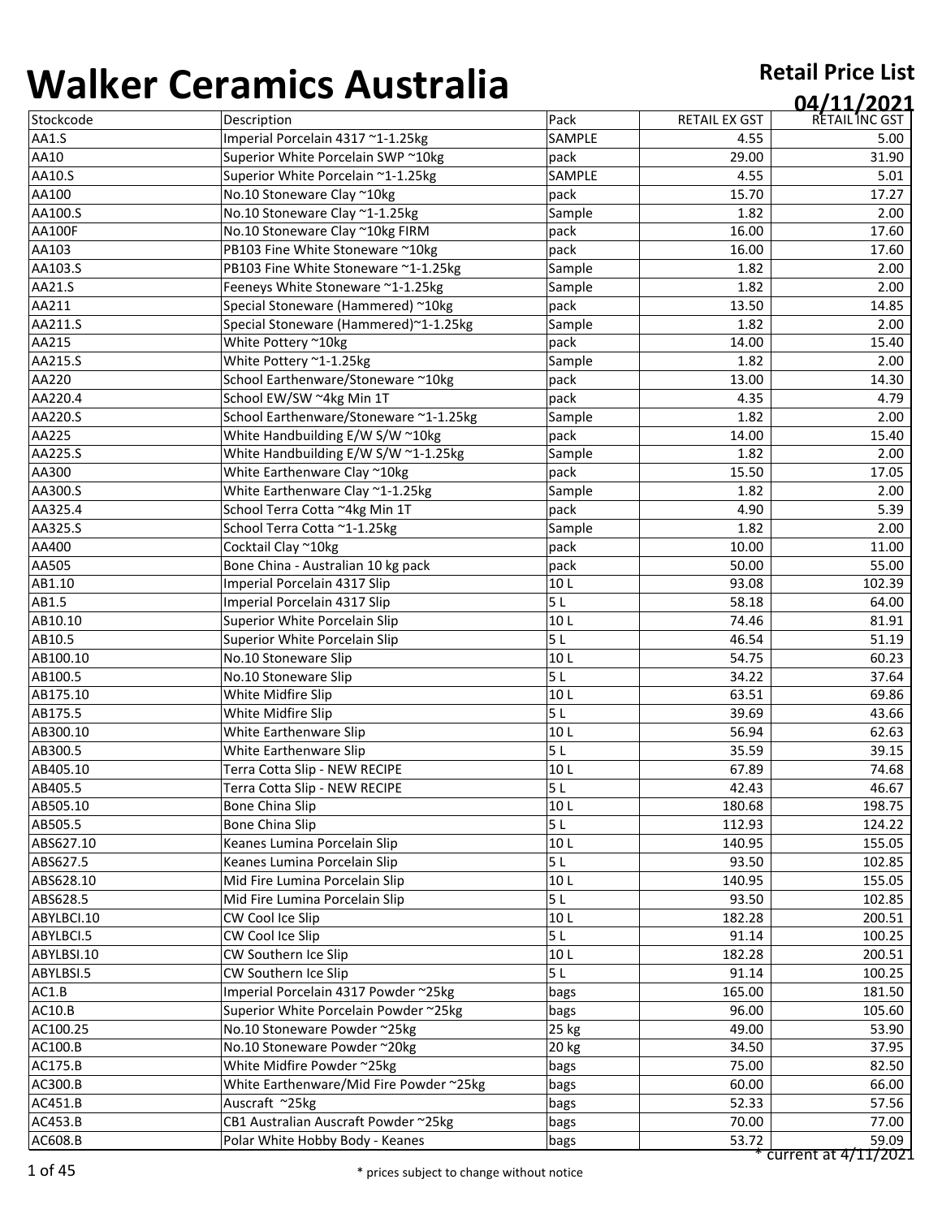# Walker Ceramics Australia

**Retail Price List**

**04/11/2021**

| Stockcode | Description | Pack | RETAIL EX GST | RETAIL INC GST |
|---|---|---|---|---|
| AA1.S | Imperial Porcelain 4317 ~1-1.25kg | SAMPLE | 4.55 | 5.00 |
| AA10 | Superior White Porcelain SWP ~10kg | pack | 29.00 | 31.90 |
| AA10.S | Superior White Porcelain ~1-1.25kg | SAMPLE | 4.55 | 5.01 |
| AA100 | No.10 Stoneware Clay ~10kg | pack | 15.70 | 17.27 |
| AA100.S | No.10 Stoneware Clay ~1-1.25kg | Sample | 1.82 | 2.00 |
| AA100F | No.10 Stoneware Clay ~10kg FIRM | pack | 16.00 | 17.60 |
| AA103 | PB103 Fine White Stoneware ~10kg | pack | 16.00 | 17.60 |
| AA103.S | PB103 Fine White Stoneware ~1-1.25kg | Sample | 1.82 | 2.00 |
| AA21.S | Feeneys White Stoneware ~1-1.25kg | Sample | 1.82 | 2.00 |
| AA211 | Special Stoneware (Hammered) ~10kg | pack | 13.50 | 14.85 |
| AA211.S | Special Stoneware (Hammered)~1-1.25kg | Sample | 1.82 | 2.00 |
| AA215 | White Pottery ~10kg | pack | 14.00 | 15.40 |
| AA215.S | White Pottery ~1-1.25kg | Sample | 1.82 | 2.00 |
| AA220 | School Earthenware/Stoneware ~10kg | pack | 13.00 | 14.30 |
| AA220.4 | School EW/SW ~4kg Min 1T | pack | 4.35 | 4.79 |
| AA220.S | School Earthenware/Stoneware ~1-1.25kg | Sample | 1.82 | 2.00 |
| AA225 | White Handbuilding E/W S/W ~10kg | pack | 14.00 | 15.40 |
| AA225.S | White Handbuilding E/W S/W ~1-1.25kg | Sample | 1.82 | 2.00 |
| AA300 | White Earthenware Clay ~10kg | pack | 15.50 | 17.05 |
| AA300.S | White Earthenware Clay ~1-1.25kg | Sample | 1.82 | 2.00 |
| AA325.4 | School Terra Cotta ~4kg Min 1T | pack | 4.90 | 5.39 |
| AA325.S | School Terra Cotta ~1-1.25kg | Sample | 1.82 | 2.00 |
| AA400 | Cocktail Clay ~10kg | pack | 10.00 | 11.00 |
| AA505 | Bone China - Australian 10 kg pack | pack | 50.00 | 55.00 |
| AB1.10 | Imperial Porcelain 4317 Slip | 10 L | 93.08 | 102.39 |
| AB1.5 | Imperial Porcelain 4317 Slip | 5 L | 58.18 | 64.00 |
| AB10.10 | Superior White Porcelain Slip | 10 L | 74.46 | 81.91 |
| AB10.5 | Superior White Porcelain Slip | 5 L | 46.54 | 51.19 |
| AB100.10 | No.10 Stoneware Slip | 10 L | 54.75 | 60.23 |
| AB100.5 | No.10 Stoneware Slip | 5 L | 34.22 | 37.64 |
| AB175.10 | White Midfire Slip | 10 L | 63.51 | 69.86 |
| AB175.5 | White Midfire Slip | 5 L | 39.69 | 43.66 |
| AB300.10 | White Earthenware Slip | 10 L | 56.94 | 62.63 |
| AB300.5 | White Earthenware Slip | 5 L | 35.59 | 39.15 |
| AB405.10 | Terra Cotta Slip - NEW RECIPE | 10 L | 67.89 | 74.68 |
| AB405.5 | Terra Cotta Slip - NEW RECIPE | 5 L | 42.43 | 46.67 |
| AB505.10 | Bone China Slip | 10 L | 180.68 | 198.75 |
| AB505.5 | Bone China Slip | 5 L | 112.93 | 124.22 |
| ABS627.10 | Keanes Lumina Porcelain Slip | 10 L | 140.95 | 155.05 |
| ABS627.5 | Keanes Lumina Porcelain Slip | 5 L | 93.50 | 102.85 |
| ABS628.10 | Mid Fire Lumina Porcelain Slip | 10 L | 140.95 | 155.05 |
| ABS628.5 | Mid Fire Lumina Porcelain Slip | 5 L | 93.50 | 102.85 |
| ABYLBCI.10 | CW Cool Ice Slip | 10 L | 182.28 | 200.51 |
| ABYLBCI.5 | CW Cool Ice Slip | 5 L | 91.14 | 100.25 |
| ABYLBSI.10 | CW Southern Ice Slip | 10 L | 182.28 | 200.51 |
| ABYLBSI.5 | CW Southern Ice Slip | 5 L | 91.14 | 100.25 |
| AC1.B | Imperial Porcelain 4317 Powder ~25kg | bags | 165.00 | 181.50 |
| AC10.B | Superior White Porcelain Powder ~25kg | bags | 96.00 | 105.60 |
| AC100.25 | No.10 Stoneware Powder ~25kg | 25 kg | 49.00 | 53.90 |
| AC100.B | No.10 Stoneware Powder ~20kg | 20 kg | 34.50 | 37.95 |
| AC175.B | White Midfire Powder ~25kg | bags | 75.00 | 82.50 |
| AC300.B | White Earthenware/Mid Fire Powder ~25kg | bags | 60.00 | 66.00 |
| AC451.B | Auscraft ~25kg | bags | 52.33 | 57.56 |
| AC453.B | CB1 Australian Auscraft Powder ~25kg | bags | 70.00 | 77.00 |
| AC608.B | Polar White Hobby Body - Keanes | bags | 53.72 | 59.09 |

* current at 4/11/2021

* prices subject to change without notice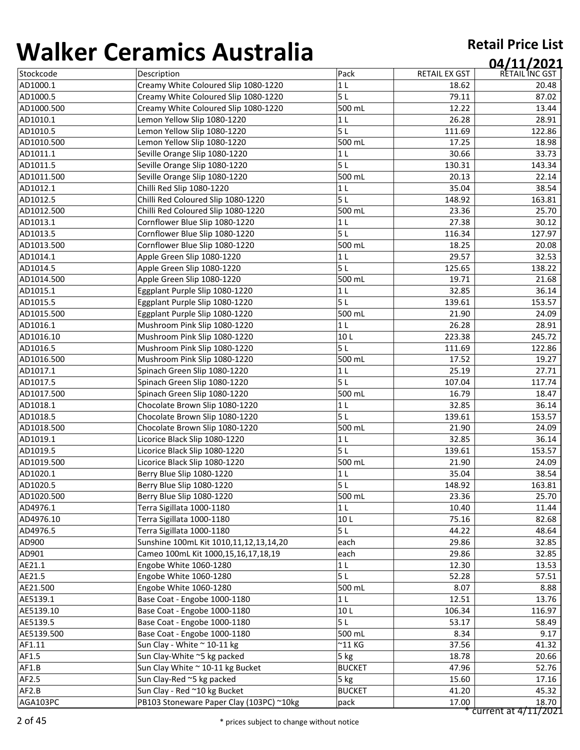# Walker Ceramics Australia

**Retail Price List**

**04/11/2021**

| Stockcode | Description | Pack | RETAIL EX GST | RETAIL INC GST |
|---|---|---|---|---|
| AD1000.1 | Creamy White Coloured Slip 1080-1220 | 1 L | 18.62 | 20.48 |
| AD1000.5 | Creamy White Coloured Slip 1080-1220 | 5 L | 79.11 | 87.02 |
| AD1000.500 | Creamy White Coloured Slip 1080-1220 | 500 mL | 12.22 | 13.44 |
| AD1010.1 | Lemon Yellow Slip 1080-1220 | 1 L | 26.28 | 28.91 |
| AD1010.5 | Lemon Yellow Slip 1080-1220 | 5 L | 111.69 | 122.86 |
| AD1010.500 | Lemon Yellow Slip 1080-1220 | 500 mL | 17.25 | 18.98 |
| AD1011.1 | Seville Orange Slip 1080-1220 | 1 L | 30.66 | 33.73 |
| AD1011.5 | Seville Orange Slip 1080-1220 | 5 L | 130.31 | 143.34 |
| AD1011.500 | Seville Orange Slip 1080-1220 | 500 mL | 20.13 | 22.14 |
| AD1012.1 | Chilli Red Slip 1080-1220 | 1 L | 35.04 | 38.54 |
| AD1012.5 | Chilli Red Coloured Slip 1080-1220 | 5 L | 148.92 | 163.81 |
| AD1012.500 | Chilli Red Coloured Slip 1080-1220 | 500 mL | 23.36 | 25.70 |
| AD1013.1 | Cornflower Blue Slip 1080-1220 | 1 L | 27.38 | 30.12 |
| AD1013.5 | Cornflower Blue Slip 1080-1220 | 5 L | 116.34 | 127.97 |
| AD1013.500 | Cornflower Blue Slip 1080-1220 | 500 mL | 18.25 | 20.08 |
| AD1014.1 | Apple Green Slip 1080-1220 | 1 L | 29.57 | 32.53 |
| AD1014.5 | Apple Green Slip 1080-1220 | 5 L | 125.65 | 138.22 |
| AD1014.500 | Apple Green Slip 1080-1220 | 500 mL | 19.71 | 21.68 |
| AD1015.1 | Eggplant Purple Slip 1080-1220 | 1 L | 32.85 | 36.14 |
| AD1015.5 | Eggplant Purple Slip 1080-1220 | 5 L | 139.61 | 153.57 |
| AD1015.500 | Eggplant Purple Slip 1080-1220 | 500 mL | 21.90 | 24.09 |
| AD1016.1 | Mushroom Pink Slip 1080-1220 | 1 L | 26.28 | 28.91 |
| AD1016.10 | Mushroom Pink Slip 1080-1220 | 10 L | 223.38 | 245.72 |
| AD1016.5 | Mushroom Pink Slip 1080-1220 | 5 L | 111.69 | 122.86 |
| AD1016.500 | Mushroom Pink Slip 1080-1220 | 500 mL | 17.52 | 19.27 |
| AD1017.1 | Spinach Green Slip 1080-1220 | 1 L | 25.19 | 27.71 |
| AD1017.5 | Spinach Green Slip 1080-1220 | 5 L | 107.04 | 117.74 |
| AD1017.500 | Spinach Green Slip 1080-1220 | 500 mL | 16.79 | 18.47 |
| AD1018.1 | Chocolate Brown Slip 1080-1220 | 1 L | 32.85 | 36.14 |
| AD1018.5 | Chocolate Brown Slip 1080-1220 | 5 L | 139.61 | 153.57 |
| AD1018.500 | Chocolate Brown Slip 1080-1220 | 500 mL | 21.90 | 24.09 |
| AD1019.1 | Licorice Black Slip 1080-1220 | 1 L | 32.85 | 36.14 |
| AD1019.5 | Licorice Black Slip 1080-1220 | 5 L | 139.61 | 153.57 |
| AD1019.500 | Licorice Black Slip 1080-1220 | 500 mL | 21.90 | 24.09 |
| AD1020.1 | Berry Blue Slip 1080-1220 | 1 L | 35.04 | 38.54 |
| AD1020.5 | Berry Blue Slip 1080-1220 | 5 L | 148.92 | 163.81 |
| AD1020.500 | Berry Blue Slip 1080-1220 | 500 mL | 23.36 | 25.70 |
| AD4976.1 | Terra Sigillata 1000-1180 | 1 L | 10.40 | 11.44 |
| AD4976.10 | Terra Sigillata 1000-1180 | 10 L | 75.16 | 82.68 |
| AD4976.5 | Terra Sigillata 1000-1180 | 5 L | 44.22 | 48.64 |
| AD900 | Sunshine 100mL Kit 1010,11,12,13,14,20 | each | 29.86 | 32.85 |
| AD901 | Cameo 100mL Kit 1000,15,16,17,18,19 | each | 29.86 | 32.85 |
| AE21.1 | Engobe White 1060-1280 | 1 L | 12.30 | 13.53 |
| AE21.5 | Engobe White 1060-1280 | 5 L | 52.28 | 57.51 |
| AE21.500 | Engobe White 1060-1280 | 500 mL | 8.07 | 8.88 |
| AE5139.1 | Base Coat - Engobe 1000-1180 | 1 L | 12.51 | 13.76 |
| AE5139.10 | Base Coat - Engobe 1000-1180 | 10 L | 106.34 | 116.97 |
| AE5139.5 | Base Coat - Engobe 1000-1180 | 5 L | 53.17 | 58.49 |
| AE5139.500 | Base Coat - Engobe 1000-1180 | 500 mL | 8.34 | 9.17 |
| AF1.11 | Sun Clay - White ~ 10-11 kg | ~11 KG | 37.56 | 41.32 |
| AF1.5 | Sun Clay-White ~5 kg packed | 5 kg | 18.78 | 20.66 |
| AF1.B | Sun Clay White ~ 10-11 kg Bucket | BUCKET | 47.96 | 52.76 |
| AF2.5 | Sun Clay-Red ~5 kg packed | 5 kg | 15.60 | 17.16 |
| AF2.B | Sun Clay - Red ~10 kg Bucket | BUCKET | 41.20 | 45.32 |
| AGA103PC | PB103 Stoneware Paper Clay (103PC) ~10kg | pack | 17.00 | 18.70 |

* current at 4/11/2021

* prices subject to change without notice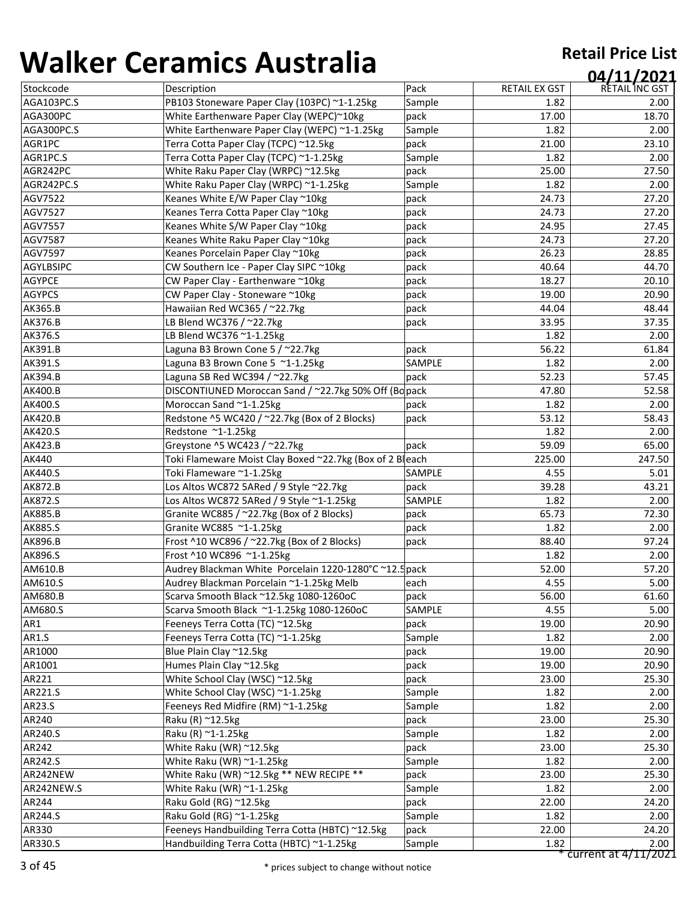# Walker Ceramics Australia

**Retail Price List**

**04/11/2021**

| Stockcode | Description | Pack | RETAIL EX GST | RETAIL INC GST |
|---|---|---|---|---|
| AGA103PC.S | PB103 Stoneware Paper Clay (103PC) ~1-1.25kg | Sample | 1.82 | 2.00 |
| AGA300PC | White Earthenware Paper Clay (WEPC)~10kg | pack | 17.00 | 18.70 |
| AGA300PC.S | White Earthenware Paper Clay (WEPC) ~1-1.25kg | Sample | 1.82 | 2.00 |
| AGR1PC | Terra Cotta Paper Clay (TCPC) ~12.5kg | pack | 21.00 | 23.10 |
| AGR1PC.S | Terra Cotta Paper Clay (TCPC) ~1-1.25kg | Sample | 1.82 | 2.00 |
| AGR242PC | White Raku Paper Clay (WRPC) ~12.5kg | pack | 25.00 | 27.50 |
| AGR242PC.S | White Raku Paper Clay (WRPC) ~1-1.25kg | Sample | 1.82 | 2.00 |
| AGV7522 | Keanes White E/W Paper Clay ~10kg | pack | 24.73 | 27.20 |
| AGV7527 | Keanes Terra Cotta Paper Clay ~10kg | pack | 24.73 | 27.20 |
| AGV7557 | Keanes White S/W Paper Clay ~10kg | pack | 24.95 | 27.45 |
| AGV7587 | Keanes White Raku Paper Clay ~10kg | pack | 24.73 | 27.20 |
| AGV7597 | Keanes Porcelain Paper Clay ~10kg | pack | 26.23 | 28.85 |
| AGYLBSIPC | CW Southern Ice - Paper Clay SIPC ~10kg | pack | 40.64 | 44.70 |
| AGYPCE | CW Paper Clay - Earthenware ~10kg | pack | 18.27 | 20.10 |
| AGYPCS | CW Paper Clay - Stoneware ~10kg | pack | 19.00 | 20.90 |
| AK365.B | Hawaiian Red WC365 / ~22.7kg | pack | 44.04 | 48.44 |
| AK376.B | LB Blend WC376 / ~22.7kg | pack | 33.95 | 37.35 |
| AK376.S | LB Blend WC376 ~1-1.25kg | | 1.82 | 2.00 |
| AK391.B | Laguna B3 Brown Cone 5 / ~22.7kg | pack | 56.22 | 61.84 |
| AK391.S | Laguna B3 Brown Cone 5 ~1-1.25kg | SAMPLE | 1.82 | 2.00 |
| AK394.B | Laguna SB Red WC394 / ~22.7kg | pack | 52.23 | 57.45 |
| AK400.B | DISCONTIUNED Moroccan Sand / ~22.7kg 50% Off (Bo | pack | 47.80 | 52.58 |
| AK400.S | Moroccan Sand ~1-1.25kg | pack | 1.82 | 2.00 |
| AK420.B | Redstone ^5 WC420 / ~22.7kg (Box of 2 Blocks) | pack | 53.12 | 58.43 |
| AK420.S | Redstone ~1-1.25kg | | 1.82 | 2.00 |
| AK423.B | Greystone ^5 WC423 / ~22.7kg | pack | 59.09 | 65.00 |
| AK440 | Toki Flameware Moist Clay Boxed ~22.7kg (Box of 2 Bl | each | 225.00 | 247.50 |
| AK440.S | Toki Flameware ~1-1.25kg | SAMPLE | 4.55 | 5.01 |
| AK872.B | Los Altos WC872 5ARed / 9 Style ~22.7kg | pack | 39.28 | 43.21 |
| AK872.S | Los Altos WC872 5ARed / 9 Style ~1-1.25kg | SAMPLE | 1.82 | 2.00 |
| AK885.B | Granite WC885 / ~22.7kg (Box of 2 Blocks) | pack | 65.73 | 72.30 |
| AK885.S | Granite WC885 ~1-1.25kg | pack | 1.82 | 2.00 |
| AK896.B | Frost ^10 WC896 / ~22.7kg (Box of 2 Blocks) | pack | 88.40 | 97.24 |
| AK896.S | Frost ^10 WC896 ~1-1.25kg | | 1.82 | 2.00 |
| AM610.B | Audrey Blackman White Porcelain 1220-1280°C ~12.5 | pack | 52.00 | 57.20 |
| AM610.S | Audrey Blackman Porcelain ~1-1.25kg Melb | each | 4.55 | 5.00 |
| AM680.B | Scarva Smooth Black ~12.5kg 1080-1260oC | pack | 56.00 | 61.60 |
| AM680.S | Scarva Smooth Black ~1-1.25kg 1080-1260oC | SAMPLE | 4.55 | 5.00 |
| AR1 | Feeneys Terra Cotta (TC) ~12.5kg | pack | 19.00 | 20.90 |
| AR1.S | Feeneys Terra Cotta (TC) ~1-1.25kg | Sample | 1.82 | 2.00 |
| AR1000 | Blue Plain Clay ~12.5kg | pack | 19.00 | 20.90 |
| AR1001 | Humes Plain Clay ~12.5kg | pack | 19.00 | 20.90 |
| AR221 | White School Clay (WSC) ~12.5kg | pack | 23.00 | 25.30 |
| AR221.S | White School Clay (WSC) ~1-1.25kg | Sample | 1.82 | 2.00 |
| AR23.S | Feeneys Red Midfire (RM) ~1-1.25kg | Sample | 1.82 | 2.00 |
| AR240 | Raku (R) ~12.5kg | pack | 23.00 | 25.30 |
| AR240.S | Raku (R) ~1-1.25kg | Sample | 1.82 | 2.00 |
| AR242 | White Raku (WR) ~12.5kg | pack | 23.00 | 25.30 |
| AR242.S | White Raku (WR) ~1-1.25kg | Sample | 1.82 | 2.00 |
| AR242NEW | White Raku (WR) ~12.5kg ** NEW RECIPE ** | pack | 23.00 | 25.30 |
| AR242NEW.S | White Raku (WR) ~1-1.25kg | Sample | 1.82 | 2.00 |
| AR244 | Raku Gold (RG) ~12.5kg | pack | 22.00 | 24.20 |
| AR244.S | Raku Gold (RG) ~1-1.25kg | Sample | 1.82 | 2.00 |
| AR330 | Feeneys Handbuilding Terra Cotta (HBTC) ~12.5kg | pack | 22.00 | 24.20 |
| AR330.S | Handbuilding Terra Cotta (HBTC) ~1-1.25kg | Sample | 1.82 | 2.00 |

* current at 4/11/2021

* prices subject to change without notice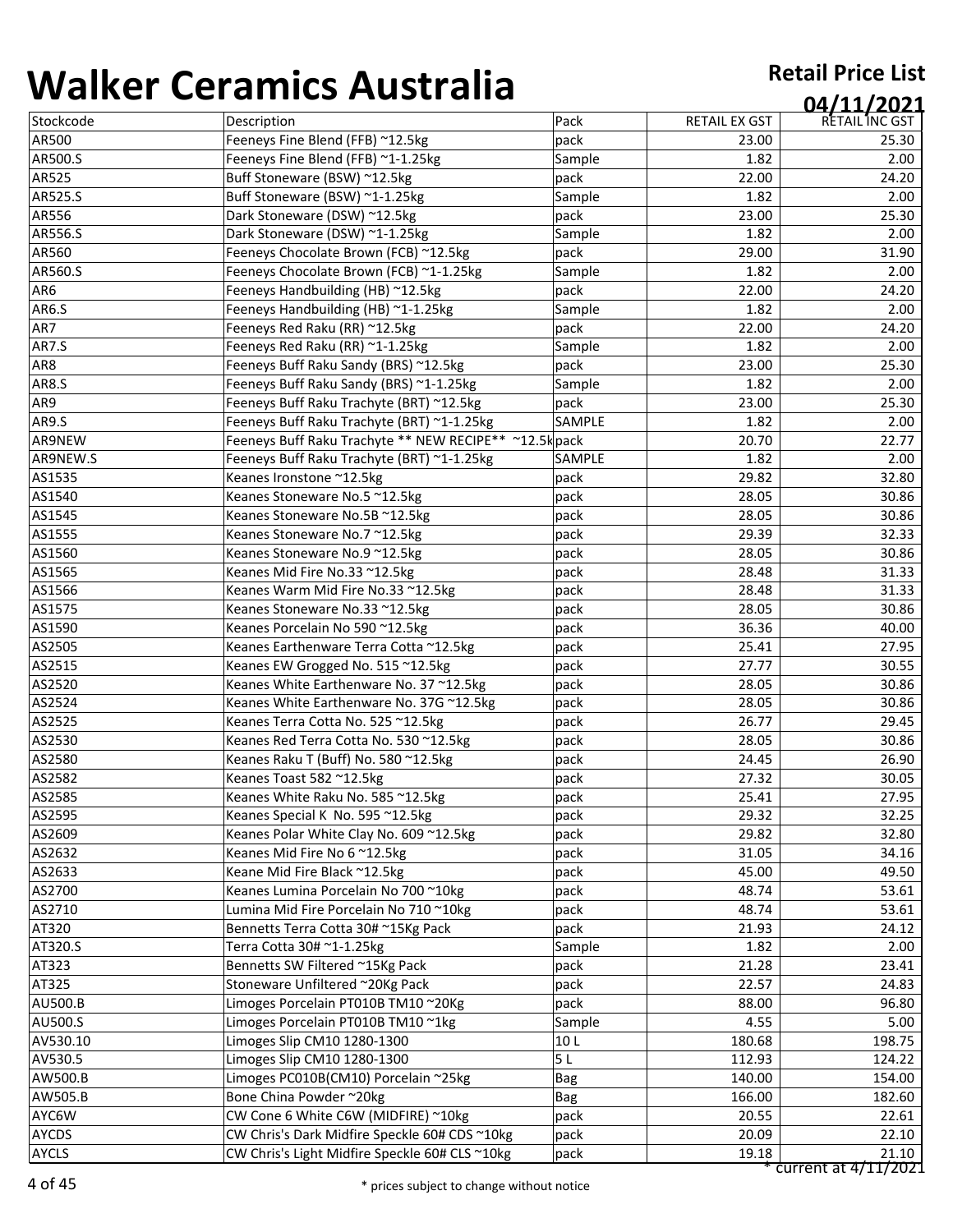# Walker Ceramics Australia

**Retail Price List**

**04/11/2021**

| Stockcode | Description | Pack | RETAIL EX GST | RETAIL INC GST |
|---|---|---|---|---|
| AR500 | Feeneys Fine Blend (FFB) ~12.5kg | pack | 23.00 | 25.30 |
| AR500.S | Feeneys Fine Blend (FFB) ~1-1.25kg | Sample | 1.82 | 2.00 |
| AR525 | Buff Stoneware (BSW) ~12.5kg | pack | 22.00 | 24.20 |
| AR525.S | Buff Stoneware (BSW) ~1-1.25kg | Sample | 1.82 | 2.00 |
| AR556 | Dark Stoneware (DSW) ~12.5kg | pack | 23.00 | 25.30 |
| AR556.S | Dark Stoneware (DSW) ~1-1.25kg | Sample | 1.82 | 2.00 |
| AR560 | Feeneys Chocolate Brown (FCB) ~12.5kg | pack | 29.00 | 31.90 |
| AR560.S | Feeneys Chocolate Brown (FCB) ~1-1.25kg | Sample | 1.82 | 2.00 |
| AR6 | Feeneys Handbuilding (HB) ~12.5kg | pack | 22.00 | 24.20 |
| AR6.S | Feeneys Handbuilding (HB) ~1-1.25kg | Sample | 1.82 | 2.00 |
| AR7 | Feeneys Red Raku (RR) ~12.5kg | pack | 22.00 | 24.20 |
| AR7.S | Feeneys Red Raku (RR) ~1-1.25kg | Sample | 1.82 | 2.00 |
| AR8 | Feeneys Buff Raku Sandy (BRS) ~12.5kg | pack | 23.00 | 25.30 |
| AR8.S | Feeneys Buff Raku Sandy (BRS) ~1-1.25kg | Sample | 1.82 | 2.00 |
| AR9 | Feeneys Buff Raku Trachyte (BRT) ~12.5kg | pack | 23.00 | 25.30 |
| AR9.S | Feeneys Buff Raku Trachyte (BRT) ~1-1.25kg | SAMPLE | 1.82 | 2.00 |
| AR9NEW | Feeneys Buff Raku Trachyte ** NEW RECIPE** ~12.5k | pack | 20.70 | 22.77 |
| AR9NEW.S | Feeneys Buff Raku Trachyte (BRT) ~1-1.25kg | SAMPLE | 1.82 | 2.00 |
| AS1535 | Keanes Ironstone ~12.5kg | pack | 29.82 | 32.80 |
| AS1540 | Keanes Stoneware No.5 ~12.5kg | pack | 28.05 | 30.86 |
| AS1545 | Keanes Stoneware No.5B ~12.5kg | pack | 28.05 | 30.86 |
| AS1555 | Keanes Stoneware No.7 ~12.5kg | pack | 29.39 | 32.33 |
| AS1560 | Keanes Stoneware No.9 ~12.5kg | pack | 28.05 | 30.86 |
| AS1565 | Keanes Mid Fire No.33 ~12.5kg | pack | 28.48 | 31.33 |
| AS1566 | Keanes Warm Mid Fire No.33 ~12.5kg | pack | 28.48 | 31.33 |
| AS1575 | Keanes Stoneware No.33 ~12.5kg | pack | 28.05 | 30.86 |
| AS1590 | Keanes Porcelain No 590 ~12.5kg | pack | 36.36 | 40.00 |
| AS2505 | Keanes Earthenware Terra Cotta ~12.5kg | pack | 25.41 | 27.95 |
| AS2515 | Keanes EW Grogged No. 515 ~12.5kg | pack | 27.77 | 30.55 |
| AS2520 | Keanes White Earthenware No. 37 ~12.5kg | pack | 28.05 | 30.86 |
| AS2524 | Keanes White Earthenware No. 37G ~12.5kg | pack | 28.05 | 30.86 |
| AS2525 | Keanes Terra Cotta No. 525 ~12.5kg | pack | 26.77 | 29.45 |
| AS2530 | Keanes Red Terra Cotta No. 530 ~12.5kg | pack | 28.05 | 30.86 |
| AS2580 | Keanes Raku T (Buff) No. 580 ~12.5kg | pack | 24.45 | 26.90 |
| AS2582 | Keanes Toast 582 ~12.5kg | pack | 27.32 | 30.05 |
| AS2585 | Keanes White Raku No. 585 ~12.5kg | pack | 25.41 | 27.95 |
| AS2595 | Keanes Special K No. 595 ~12.5kg | pack | 29.32 | 32.25 |
| AS2609 | Keanes Polar White Clay No. 609 ~12.5kg | pack | 29.82 | 32.80 |
| AS2632 | Keanes Mid Fire No 6 ~12.5kg | pack | 31.05 | 34.16 |
| AS2633 | Keane Mid Fire Black ~12.5kg | pack | 45.00 | 49.50 |
| AS2700 | Keanes Lumina Porcelain No 700 ~10kg | pack | 48.74 | 53.61 |
| AS2710 | Lumina Mid Fire Porcelain No 710 ~10kg | pack | 48.74 | 53.61 |
| AT320 | Bennetts Terra Cotta 30# ~15Kg Pack | pack | 21.93 | 24.12 |
| AT320.S | Terra Cotta 30# ~1-1.25kg | Sample | 1.82 | 2.00 |
| AT323 | Bennetts SW Filtered ~15Kg Pack | pack | 21.28 | 23.41 |
| AT325 | Stoneware Unfiltered ~20Kg Pack | pack | 22.57 | 24.83 |
| AU500.B | Limoges Porcelain PT010B TM10 ~20Kg | pack | 88.00 | 96.80 |
| AU500.S | Limoges Porcelain PT010B TM10 ~1kg | Sample | 4.55 | 5.00 |
| AV530.10 | Limoges Slip CM10 1280-1300 | 10 L | 180.68 | 198.75 |
| AV530.5 | Limoges Slip CM10 1280-1300 | 5 L | 112.93 | 124.22 |
| AW500.B | Limoges PC010B(CM10) Porcelain ~25kg | Bag | 140.00 | 154.00 |
| AW505.B | Bone China Powder ~20kg | Bag | 166.00 | 182.60 |
| AYC6W | CW Cone 6 White C6W (MIDFIRE) ~10kg | pack | 20.55 | 22.61 |
| AYCDS | CW Chris's Dark Midfire Speckle 60# CDS ~10kg | pack | 20.09 | 22.10 |
| AYCLS | CW Chris's Light Midfire Speckle 60# CLS ~10kg | pack | 19.18 | 21.10 |

\* current at 4/11/2021

\* prices subject to change without notice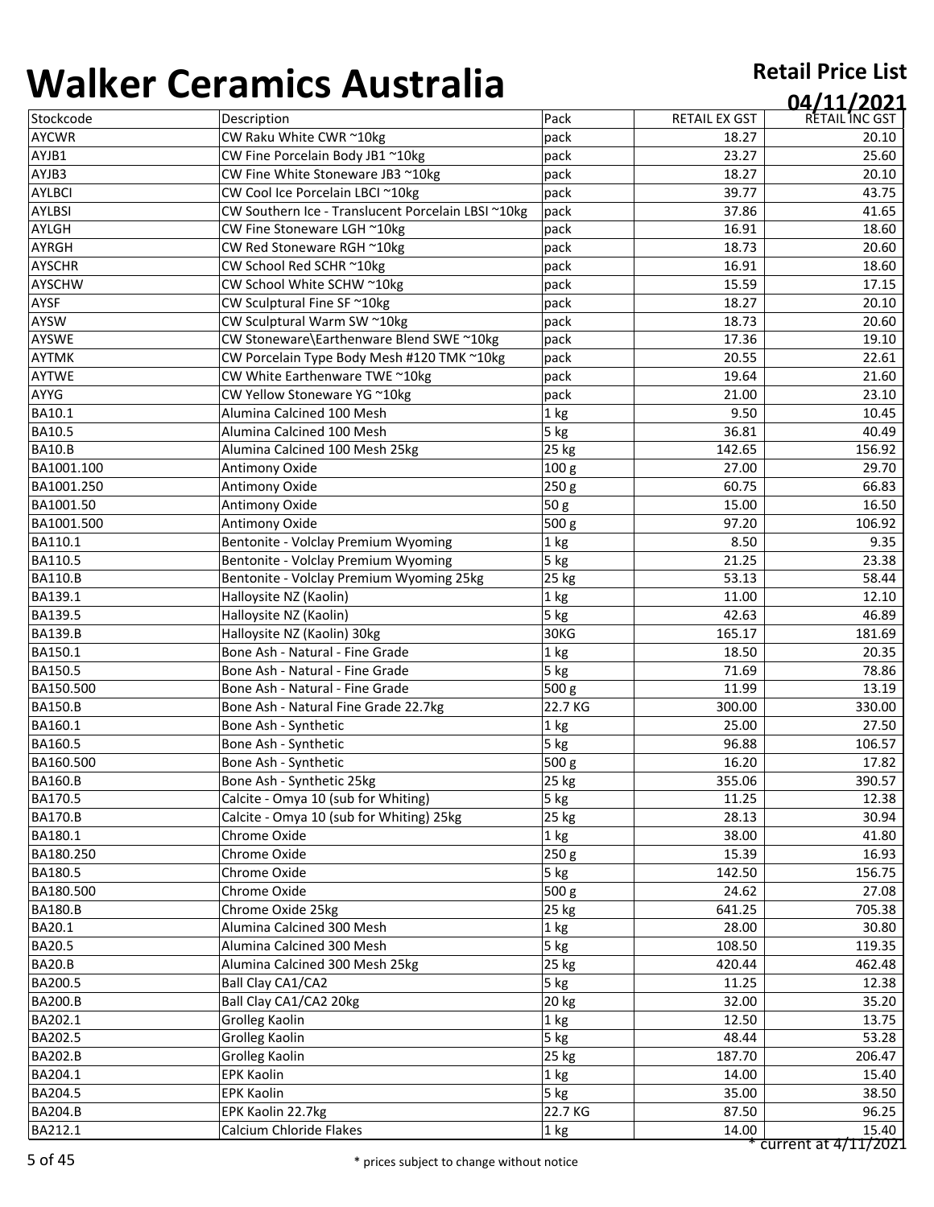# Walker Ceramics Australia

**Retail Price List**

**04/11/2021**

| Stockcode | Description | Pack | RETAIL EX GST | RETAIL INC GST |
|---|---|---|---|---|
| AYCWR | CW Raku White CWR ~10kg | pack | 18.27 | 20.10 |
| AYJB1 | CW Fine Porcelain Body JB1 ~10kg | pack | 23.27 | 25.60 |
| AYJB3 | CW Fine White Stoneware JB3 ~10kg | pack | 18.27 | 20.10 |
| AYLBCI | CW Cool Ice Porcelain LBCI ~10kg | pack | 39.77 | 43.75 |
| AYLBSI | CW Southern Ice - Translucent Porcelain LBSI ~10kg | pack | 37.86 | 41.65 |
| AYLGH | CW Fine Stoneware LGH ~10kg | pack | 16.91 | 18.60 |
| AYRGH | CW Red Stoneware RGH ~10kg | pack | 18.73 | 20.60 |
| AYSCHR | CW School Red SCHR ~10kg | pack | 16.91 | 18.60 |
| AYSCHW | CW School White SCHW ~10kg | pack | 15.59 | 17.15 |
| AYSF | CW Sculptural Fine SF ~10kg | pack | 18.27 | 20.10 |
| AYSW | CW Sculptural Warm SW ~10kg | pack | 18.73 | 20.60 |
| AYSWE | CW Stoneware\Earthenware Blend SWE ~10kg | pack | 17.36 | 19.10 |
| AYTMK | CW Porcelain Type Body Mesh #120 TMK ~10kg | pack | 20.55 | 22.61 |
| AYTWE | CW White Earthenware TWE ~10kg | pack | 19.64 | 21.60 |
| AYYG | CW Yellow Stoneware YG ~10kg | pack | 21.00 | 23.10 |
| BA10.1 | Alumina Calcined 100 Mesh | 1 kg | 9.50 | 10.45 |
| BA10.5 | Alumina Calcined 100 Mesh | 5 kg | 36.81 | 40.49 |
| BA10.B | Alumina Calcined 100 Mesh 25kg | 25 kg | 142.65 | 156.92 |
| BA1001.100 | Antimony Oxide | 100 g | 27.00 | 29.70 |
| BA1001.250 | Antimony Oxide | 250 g | 60.75 | 66.83 |
| BA1001.50 | Antimony Oxide | 50 g | 15.00 | 16.50 |
| BA1001.500 | Antimony Oxide | 500 g | 97.20 | 106.92 |
| BA110.1 | Bentonite - Volclay Premium Wyoming | 1 kg | 8.50 | 9.35 |
| BA110.5 | Bentonite - Volclay Premium Wyoming | 5 kg | 21.25 | 23.38 |
| BA110.B | Bentonite - Volclay Premium Wyoming 25kg | 25 kg | 53.13 | 58.44 |
| BA139.1 | Halloysite NZ (Kaolin) | 1 kg | 11.00 | 12.10 |
| BA139.5 | Halloysite NZ (Kaolin) | 5 kg | 42.63 | 46.89 |
| BA139.B | Halloysite NZ (Kaolin) 30kg | 30KG | 165.17 | 181.69 |
| BA150.1 | Bone Ash - Natural - Fine Grade | 1 kg | 18.50 | 20.35 |
| BA150.5 | Bone Ash - Natural - Fine Grade | 5 kg | 71.69 | 78.86 |
| BA150.500 | Bone Ash - Natural - Fine Grade | 500 g | 11.99 | 13.19 |
| BA150.B | Bone Ash - Natural Fine Grade 22.7kg | 22.7 KG | 300.00 | 330.00 |
| BA160.1 | Bone Ash - Synthetic | 1 kg | 25.00 | 27.50 |
| BA160.5 | Bone Ash - Synthetic | 5 kg | 96.88 | 106.57 |
| BA160.500 | Bone Ash - Synthetic | 500 g | 16.20 | 17.82 |
| BA160.B | Bone Ash - Synthetic 25kg | 25 kg | 355.06 | 390.57 |
| BA170.5 | Calcite - Omya 10 (sub for Whiting) | 5 kg | 11.25 | 12.38 |
| BA170.B | Calcite - Omya 10 (sub for Whiting) 25kg | 25 kg | 28.13 | 30.94 |
| BA180.1 | Chrome Oxide | 1 kg | 38.00 | 41.80 |
| BA180.250 | Chrome Oxide | 250 g | 15.39 | 16.93 |
| BA180.5 | Chrome Oxide | 5 kg | 142.50 | 156.75 |
| BA180.500 | Chrome Oxide | 500 g | 24.62 | 27.08 |
| BA180.B | Chrome Oxide 25kg | 25 kg | 641.25 | 705.38 |
| BA20.1 | Alumina Calcined 300 Mesh | 1 kg | 28.00 | 30.80 |
| BA20.5 | Alumina Calcined 300 Mesh | 5 kg | 108.50 | 119.35 |
| BA20.B | Alumina Calcined 300 Mesh 25kg | 25 kg | 420.44 | 462.48 |
| BA200.5 | Ball Clay CA1/CA2 | 5 kg | 11.25 | 12.38 |
| BA200.B | Ball Clay CA1/CA2 20kg | 20 kg | 32.00 | 35.20 |
| BA202.1 | Grolleg Kaolin | 1 kg | 12.50 | 13.75 |
| BA202.5 | Grolleg Kaolin | 5 kg | 48.44 | 53.28 |
| BA202.B | Grolleg Kaolin | 25 kg | 187.70 | 206.47 |
| BA204.1 | EPK Kaolin | 1 kg | 14.00 | 15.40 |
| BA204.5 | EPK Kaolin | 5 kg | 35.00 | 38.50 |
| BA204.B | EPK Kaolin 22.7kg | 22.7 KG | 87.50 | 96.25 |
| BA212.1 | Calcium Chloride Flakes | 1 kg | 14.00 | 15.40 |

* current at 4/11/2021

* prices subject to change without notice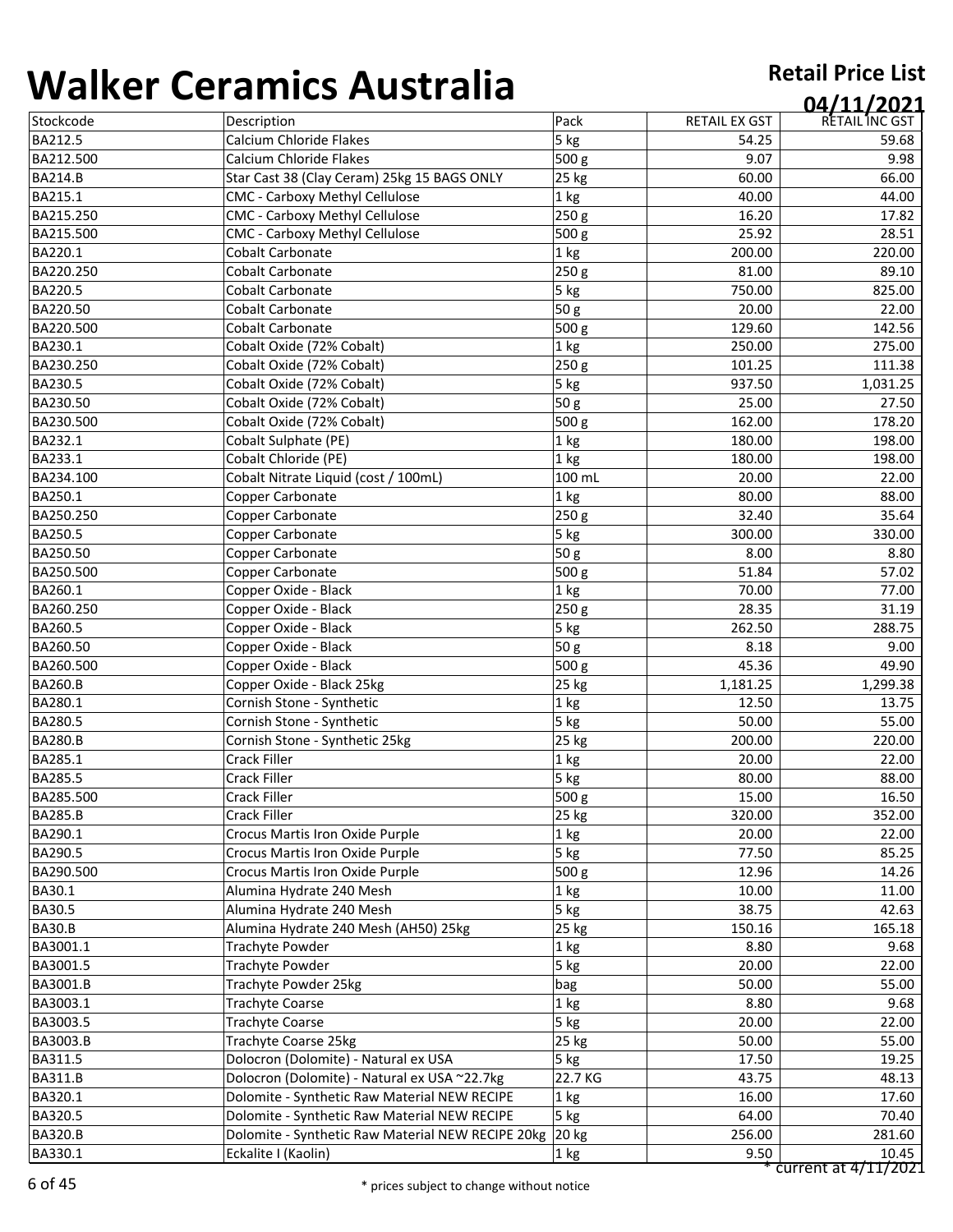# Walker Ceramics Australia

**Retail Price List**

**04/11/2021**

| Stockcode | Description | Pack | RETAIL EX GST | RETAIL INC GST |
|---|---|---|---|---|
| BA212.5 | Calcium Chloride Flakes | 5 kg | 54.25 | 59.68 |
| BA212.500 | Calcium Chloride Flakes | 500 g | 9.07 | 9.98 |
| BA214.B | Star Cast 38 (Clay Ceram) 25kg 15 BAGS ONLY | 25 kg | 60.00 | 66.00 |
| BA215.1 | CMC - Carboxy Methyl Cellulose | 1 kg | 40.00 | 44.00 |
| BA215.250 | CMC - Carboxy Methyl Cellulose | 250 g | 16.20 | 17.82 |
| BA215.500 | CMC - Carboxy Methyl Cellulose | 500 g | 25.92 | 28.51 |
| BA220.1 | Cobalt Carbonate | 1 kg | 200.00 | 220.00 |
| BA220.250 | Cobalt Carbonate | 250 g | 81.00 | 89.10 |
| BA220.5 | Cobalt Carbonate | 5 kg | 750.00 | 825.00 |
| BA220.50 | Cobalt Carbonate | 50 g | 20.00 | 22.00 |
| BA220.500 | Cobalt Carbonate | 500 g | 129.60 | 142.56 |
| BA230.1 | Cobalt Oxide (72% Cobalt) | 1 kg | 250.00 | 275.00 |
| BA230.250 | Cobalt Oxide (72% Cobalt) | 250 g | 101.25 | 111.38 |
| BA230.5 | Cobalt Oxide (72% Cobalt) | 5 kg | 937.50 | 1,031.25 |
| BA230.50 | Cobalt Oxide (72% Cobalt) | 50 g | 25.00 | 27.50 |
| BA230.500 | Cobalt Oxide (72% Cobalt) | 500 g | 162.00 | 178.20 |
| BA232.1 | Cobalt Sulphate (PE) | 1 kg | 180.00 | 198.00 |
| BA233.1 | Cobalt Chloride (PE) | 1 kg | 180.00 | 198.00 |
| BA234.100 | Cobalt Nitrate Liquid (cost / 100mL) | 100 mL | 20.00 | 22.00 |
| BA250.1 | Copper Carbonate | 1 kg | 80.00 | 88.00 |
| BA250.250 | Copper Carbonate | 250 g | 32.40 | 35.64 |
| BA250.5 | Copper Carbonate | 5 kg | 300.00 | 330.00 |
| BA250.50 | Copper Carbonate | 50 g | 8.00 | 8.80 |
| BA250.500 | Copper Carbonate | 500 g | 51.84 | 57.02 |
| BA260.1 | Copper Oxide - Black | 1 kg | 70.00 | 77.00 |
| BA260.250 | Copper Oxide - Black | 250 g | 28.35 | 31.19 |
| BA260.5 | Copper Oxide - Black | 5 kg | 262.50 | 288.75 |
| BA260.50 | Copper Oxide - Black | 50 g | 8.18 | 9.00 |
| BA260.500 | Copper Oxide - Black | 500 g | 45.36 | 49.90 |
| BA260.B | Copper Oxide - Black 25kg | 25 kg | 1,181.25 | 1,299.38 |
| BA280.1 | Cornish Stone - Synthetic | 1 kg | 12.50 | 13.75 |
| BA280.5 | Cornish Stone - Synthetic | 5 kg | 50.00 | 55.00 |
| BA280.B | Cornish Stone - Synthetic 25kg | 25 kg | 200.00 | 220.00 |
| BA285.1 | Crack Filler | 1 kg | 20.00 | 22.00 |
| BA285.5 | Crack Filler | 5 kg | 80.00 | 88.00 |
| BA285.500 | Crack Filler | 500 g | 15.00 | 16.50 |
| BA285.B | Crack Filler | 25 kg | 320.00 | 352.00 |
| BA290.1 | Crocus Martis Iron Oxide Purple | 1 kg | 20.00 | 22.00 |
| BA290.5 | Crocus Martis Iron Oxide Purple | 5 kg | 77.50 | 85.25 |
| BA290.500 | Crocus Martis Iron Oxide Purple | 500 g | 12.96 | 14.26 |
| BA30.1 | Alumina Hydrate 240 Mesh | 1 kg | 10.00 | 11.00 |
| BA30.5 | Alumina Hydrate 240 Mesh | 5 kg | 38.75 | 42.63 |
| BA30.B | Alumina Hydrate 240 Mesh (AH50) 25kg | 25 kg | 150.16 | 165.18 |
| BA3001.1 | Trachyte Powder | 1 kg | 8.80 | 9.68 |
| BA3001.5 | Trachyte Powder | 5 kg | 20.00 | 22.00 |
| BA3001.B | Trachyte Powder 25kg | bag | 50.00 | 55.00 |
| BA3003.1 | Trachyte Coarse | 1 kg | 8.80 | 9.68 |
| BA3003.5 | Trachyte Coarse | 5 kg | 20.00 | 22.00 |
| BA3003.B | Trachyte Coarse 25kg | 25 kg | 50.00 | 55.00 |
| BA311.5 | Dolocron (Dolomite) - Natural ex USA | 5 kg | 17.50 | 19.25 |
| BA311.B | Dolocron (Dolomite) - Natural ex USA ~22.7kg | 22.7 KG | 43.75 | 48.13 |
| BA320.1 | Dolomite - Synthetic Raw Material NEW RECIPE | 1 kg | 16.00 | 17.60 |
| BA320.5 | Dolomite - Synthetic Raw Material NEW RECIPE | 5 kg | 64.00 | 70.40 |
| BA320.B | Dolomite - Synthetic Raw Material NEW RECIPE 20kg | 20 kg | 256.00 | 281.60 |
| BA330.1 | Eckalite I (Kaolin) | 1 kg | 9.50 | 10.45 |

\* current at 4/11/2021

\* prices subject to change without notice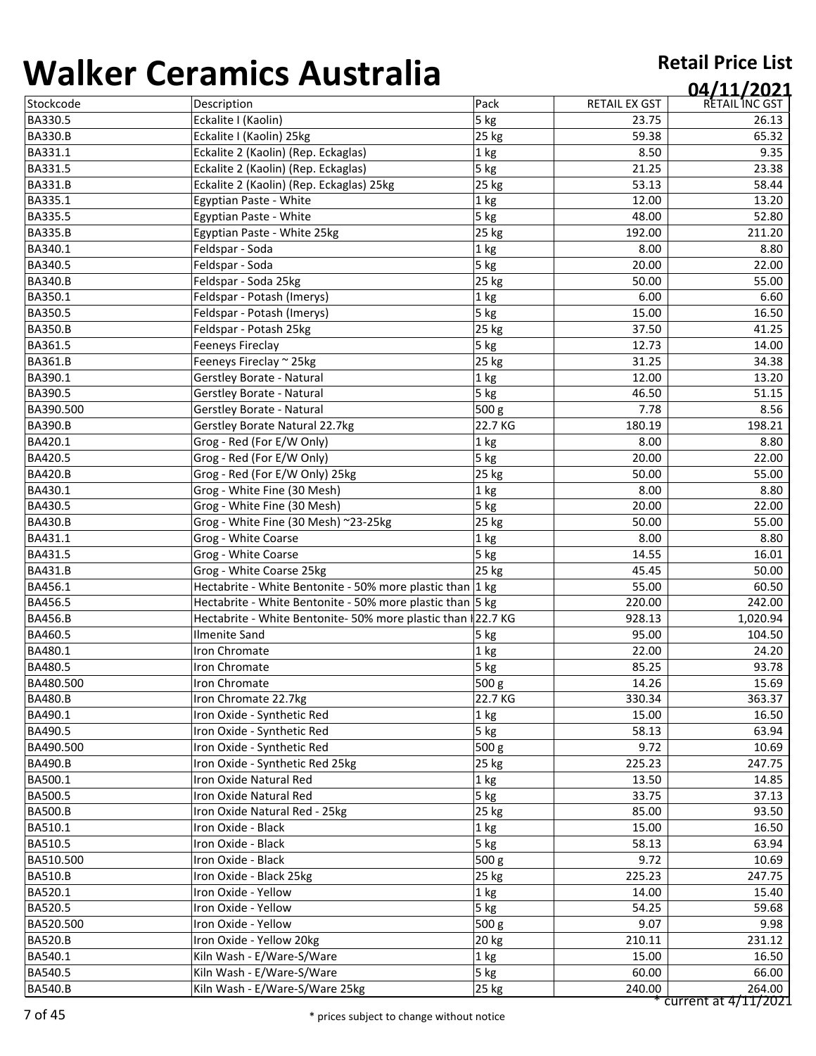# Walker Ceramics Australia

**Retail Price List**

**04/11/2021**

| Stockcode | Description | Pack | RETAIL EX GST | RETAIL INC GST |
|---|---|---|---|---|
| BA330.5 | Eckalite I (Kaolin) | 5 kg | 23.75 | 26.13 |
| BA330.B | Eckalite I (Kaolin) 25kg | 25 kg | 59.38 | 65.32 |
| BA331.1 | Eckalite 2 (Kaolin) (Rep. Eckaglas) | 1 kg | 8.50 | 9.35 |
| BA331.5 | Eckalite 2 (Kaolin) (Rep. Eckaglas) | 5 kg | 21.25 | 23.38 |
| BA331.B | Eckalite 2 (Kaolin) (Rep. Eckaglas) 25kg | 25 kg | 53.13 | 58.44 |
| BA335.1 | Egyptian Paste - White | 1 kg | 12.00 | 13.20 |
| BA335.5 | Egyptian Paste - White | 5 kg | 48.00 | 52.80 |
| BA335.B | Egyptian Paste - White 25kg | 25 kg | 192.00 | 211.20 |
| BA340.1 | Feldspar - Soda | 1 kg | 8.00 | 8.80 |
| BA340.5 | Feldspar - Soda | 5 kg | 20.00 | 22.00 |
| BA340.B | Feldspar - Soda 25kg | 25 kg | 50.00 | 55.00 |
| BA350.1 | Feldspar - Potash (Imerys) | 1 kg | 6.00 | 6.60 |
| BA350.5 | Feldspar - Potash (Imerys) | 5 kg | 15.00 | 16.50 |
| BA350.B | Feldspar - Potash 25kg | 25 kg | 37.50 | 41.25 |
| BA361.5 | Feeneys Fireclay | 5 kg | 12.73 | 14.00 |
| BA361.B | Feeneys Fireclay ~ 25kg | 25 kg | 31.25 | 34.38 |
| BA390.1 | Gerstley Borate - Natural | 1 kg | 12.00 | 13.20 |
| BA390.5 | Gerstley Borate - Natural | 5 kg | 46.50 | 51.15 |
| BA390.500 | Gerstley Borate - Natural | 500 g | 7.78 | 8.56 |
| BA390.B | Gerstley Borate Natural 22.7kg | 22.7 KG | 180.19 | 198.21 |
| BA420.1 | Grog - Red (For E/W Only) | 1 kg | 8.00 | 8.80 |
| BA420.5 | Grog - Red (For E/W Only) | 5 kg | 20.00 | 22.00 |
| BA420.B | Grog - Red (For E/W Only) 25kg | 25 kg | 50.00 | 55.00 |
| BA430.1 | Grog - White Fine (30 Mesh) | 1 kg | 8.00 | 8.80 |
| BA430.5 | Grog - White Fine (30 Mesh) | 5 kg | 20.00 | 22.00 |
| BA430.B | Grog - White Fine (30 Mesh) ~23-25kg | 25 kg | 50.00 | 55.00 |
| BA431.1 | Grog - White Coarse | 1 kg | 8.00 | 8.80 |
| BA431.5 | Grog - White Coarse | 5 kg | 14.55 | 16.01 |
| BA431.B | Grog - White Coarse 25kg | 25 kg | 45.45 | 50.00 |
| BA456.1 | Hectabrite - White Bentonite - 50% more plastic than | 1 kg | 55.00 | 60.50 |
| BA456.5 | Hectabrite - White Bentonite - 50% more plastic than | 5 kg | 220.00 | 242.00 |
| BA456.B | Hectabrite - White Bentonite- 50% more plastic than I | 22.7 KG | 928.13 | 1,020.94 |
| BA460.5 | Ilmenite Sand | 5 kg | 95.00 | 104.50 |
| BA480.1 | Iron Chromate | 1 kg | 22.00 | 24.20 |
| BA480.5 | Iron Chromate | 5 kg | 85.25 | 93.78 |
| BA480.500 | Iron Chromate | 500 g | 14.26 | 15.69 |
| BA480.B | Iron Chromate 22.7kg | 22.7 KG | 330.34 | 363.37 |
| BA490.1 | Iron Oxide - Synthetic Red | 1 kg | 15.00 | 16.50 |
| BA490.5 | Iron Oxide - Synthetic Red | 5 kg | 58.13 | 63.94 |
| BA490.500 | Iron Oxide - Synthetic Red | 500 g | 9.72 | 10.69 |
| BA490.B | Iron Oxide - Synthetic Red 25kg | 25 kg | 225.23 | 247.75 |
| BA500.1 | Iron Oxide Natural Red | 1 kg | 13.50 | 14.85 |
| BA500.5 | Iron Oxide Natural Red | 5 kg | 33.75 | 37.13 |
| BA500.B | Iron Oxide Natural Red - 25kg | 25 kg | 85.00 | 93.50 |
| BA510.1 | Iron Oxide - Black | 1 kg | 15.00 | 16.50 |
| BA510.5 | Iron Oxide - Black | 5 kg | 58.13 | 63.94 |
| BA510.500 | Iron Oxide - Black | 500 g | 9.72 | 10.69 |
| BA510.B | Iron Oxide - Black 25kg | 25 kg | 225.23 | 247.75 |
| BA520.1 | Iron Oxide - Yellow | 1 kg | 14.00 | 15.40 |
| BA520.5 | Iron Oxide - Yellow | 5 kg | 54.25 | 59.68 |
| BA520.500 | Iron Oxide - Yellow | 500 g | 9.07 | 9.98 |
| BA520.B | Iron Oxide - Yellow 20kg | 20 kg | 210.11 | 231.12 |
| BA540.1 | Kiln Wash - E/Ware-S/Ware | 1 kg | 15.00 | 16.50 |
| BA540.5 | Kiln Wash - E/Ware-S/Ware | 5 kg | 60.00 | 66.00 |
| BA540.B | Kiln Wash - E/Ware-S/Ware 25kg | 25 kg | 240.00 | 264.00 |

\* current at 4/11/2021

\* prices subject to change without notice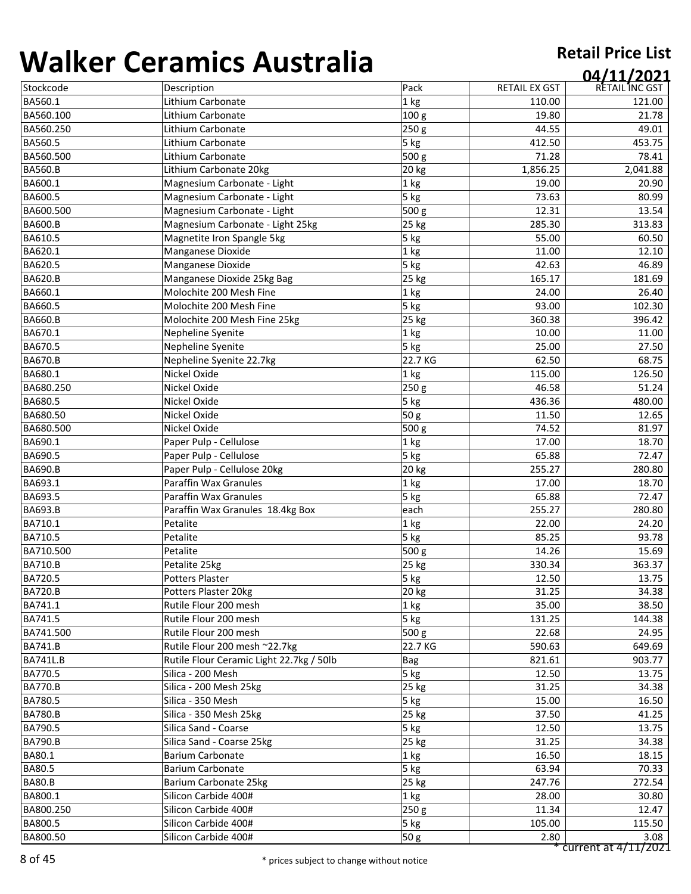# Walker Ceramics Australia

**Retail Price List**

**04/11/2021**

| Stockcode | Description | Pack | RETAIL EX GST | RETAIL INC GST |
|---|---|---|---|---|
| BA560.1 | Lithium Carbonate | 1 kg | 110.00 | 121.00 |
| BA560.100 | Lithium Carbonate | 100 g | 19.80 | 21.78 |
| BA560.250 | Lithium Carbonate | 250 g | 44.55 | 49.01 |
| BA560.5 | Lithium Carbonate | 5 kg | 412.50 | 453.75 |
| BA560.500 | Lithium Carbonate | 500 g | 71.28 | 78.41 |
| BA560.B | Lithium Carbonate 20kg | 20 kg | 1,856.25 | 2,041.88 |
| BA600.1 | Magnesium Carbonate - Light | 1 kg | 19.00 | 20.90 |
| BA600.5 | Magnesium Carbonate - Light | 5 kg | 73.63 | 80.99 |
| BA600.500 | Magnesium Carbonate - Light | 500 g | 12.31 | 13.54 |
| BA600.B | Magnesium Carbonate - Light 25kg | 25 kg | 285.30 | 313.83 |
| BA610.5 | Magnetite Iron Spangle 5kg | 5 kg | 55.00 | 60.50 |
| BA620.1 | Manganese Dioxide | 1 kg | 11.00 | 12.10 |
| BA620.5 | Manganese Dioxide | 5 kg | 42.63 | 46.89 |
| BA620.B | Manganese Dioxide 25kg Bag | 25 kg | 165.17 | 181.69 |
| BA660.1 | Molochite 200 Mesh Fine | 1 kg | 24.00 | 26.40 |
| BA660.5 | Molochite 200 Mesh Fine | 5 kg | 93.00 | 102.30 |
| BA660.B | Molochite 200 Mesh Fine 25kg | 25 kg | 360.38 | 396.42 |
| BA670.1 | Nepheline Syenite | 1 kg | 10.00 | 11.00 |
| BA670.5 | Nepheline Syenite | 5 kg | 25.00 | 27.50 |
| BA670.B | Nepheline Syenite 22.7kg | 22.7 KG | 62.50 | 68.75 |
| BA680.1 | Nickel Oxide | 1 kg | 115.00 | 126.50 |
| BA680.250 | Nickel Oxide | 250 g | 46.58 | 51.24 |
| BA680.5 | Nickel Oxide | 5 kg | 436.36 | 480.00 |
| BA680.50 | Nickel Oxide | 50 g | 11.50 | 12.65 |
| BA680.500 | Nickel Oxide | 500 g | 74.52 | 81.97 |
| BA690.1 | Paper Pulp - Cellulose | 1 kg | 17.00 | 18.70 |
| BA690.5 | Paper Pulp - Cellulose | 5 kg | 65.88 | 72.47 |
| BA690.B | Paper Pulp - Cellulose 20kg | 20 kg | 255.27 | 280.80 |
| BA693.1 | Paraffin Wax Granules | 1 kg | 17.00 | 18.70 |
| BA693.5 | Paraffin Wax Granules | 5 kg | 65.88 | 72.47 |
| BA693.B | Paraffin Wax Granules 18.4kg Box | each | 255.27 | 280.80 |
| BA710.1 | Petalite | 1 kg | 22.00 | 24.20 |
| BA710.5 | Petalite | 5 kg | 85.25 | 93.78 |
| BA710.500 | Petalite | 500 g | 14.26 | 15.69 |
| BA710.B | Petalite 25kg | 25 kg | 330.34 | 363.37 |
| BA720.5 | Potters Plaster | 5 kg | 12.50 | 13.75 |
| BA720.B | Potters Plaster 20kg | 20 kg | 31.25 | 34.38 |
| BA741.1 | Rutile Flour 200 mesh | 1 kg | 35.00 | 38.50 |
| BA741.5 | Rutile Flour 200 mesh | 5 kg | 131.25 | 144.38 |
| BA741.500 | Rutile Flour 200 mesh | 500 g | 22.68 | 24.95 |
| BA741.B | Rutile Flour 200 mesh ~22.7kg | 22.7 KG | 590.63 | 649.69 |
| BA741L.B | Rutile Flour Ceramic Light 22.7kg / 50lb | Bag | 821.61 | 903.77 |
| BA770.5 | Silica - 200 Mesh | 5 kg | 12.50 | 13.75 |
| BA770.B | Silica - 200 Mesh 25kg | 25 kg | 31.25 | 34.38 |
| BA780.5 | Silica - 350 Mesh | 5 kg | 15.00 | 16.50 |
| BA780.B | Silica - 350 Mesh 25kg | 25 kg | 37.50 | 41.25 |
| BA790.5 | Silica Sand - Coarse | 5 kg | 12.50 | 13.75 |
| BA790.B | Silica Sand - Coarse 25kg | 25 kg | 31.25 | 34.38 |
| BA80.1 | Barium Carbonate | 1 kg | 16.50 | 18.15 |
| BA80.5 | Barium Carbonate | 5 kg | 63.94 | 70.33 |
| BA80.B | Barium Carbonate 25kg | 25 kg | 247.76 | 272.54 |
| BA800.1 | Silicon Carbide 400# | 1 kg | 28.00 | 30.80 |
| BA800.250 | Silicon Carbide 400# | 250 g | 11.34 | 12.47 |
| BA800.5 | Silicon Carbide 400# | 5 kg | 105.00 | 115.50 |
| BA800.50 | Silicon Carbide 400# | 50 g | 2.80 | 3.08 |

* current at 4/11/2021

* prices subject to change without notice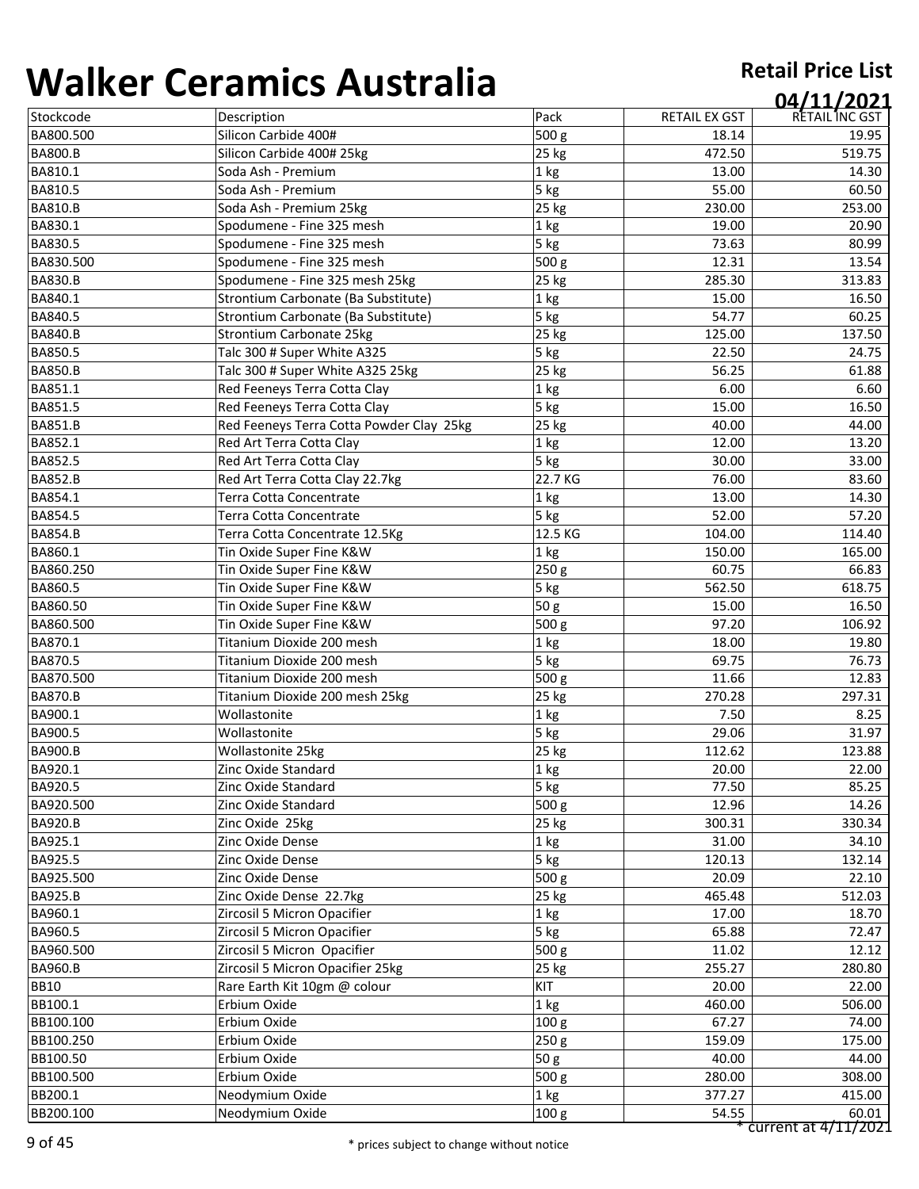# Walker Ceramics Australia

**Retail Price List**
**04/11/2021**

| Stockcode | Description | Pack | RETAIL EX GST | RETAIL INC GST |
|---|---|---|---|---|
| BA800.500 | Silicon Carbide 400# | 500 g | 18.14 | 19.95 |
| BA800.B | Silicon Carbide 400# 25kg | 25 kg | 472.50 | 519.75 |
| BA810.1 | Soda Ash - Premium | 1 kg | 13.00 | 14.30 |
| BA810.5 | Soda Ash - Premium | 5 kg | 55.00 | 60.50 |
| BA810.B | Soda Ash - Premium 25kg | 25 kg | 230.00 | 253.00 |
| BA830.1 | Spodumene - Fine 325 mesh | 1 kg | 19.00 | 20.90 |
| BA830.5 | Spodumene - Fine 325 mesh | 5 kg | 73.63 | 80.99 |
| BA830.500 | Spodumene - Fine 325 mesh | 500 g | 12.31 | 13.54 |
| BA830.B | Spodumene - Fine 325 mesh 25kg | 25 kg | 285.30 | 313.83 |
| BA840.1 | Strontium Carbonate (Ba Substitute) | 1 kg | 15.00 | 16.50 |
| BA840.5 | Strontium Carbonate (Ba Substitute) | 5 kg | 54.77 | 60.25 |
| BA840.B | Strontium Carbonate 25kg | 25 kg | 125.00 | 137.50 |
| BA850.5 | Talc 300 # Super White A325 | 5 kg | 22.50 | 24.75 |
| BA850.B | Talc 300 # Super White A325 25kg | 25 kg | 56.25 | 61.88 |
| BA851.1 | Red Feeneys Terra Cotta Clay | 1 kg | 6.00 | 6.60 |
| BA851.5 | Red Feeneys Terra Cotta Clay | 5 kg | 15.00 | 16.50 |
| BA851.B | Red Feeneys Terra Cotta Powder Clay 25kg | 25 kg | 40.00 | 44.00 |
| BA852.1 | Red Art Terra Cotta Clay | 1 kg | 12.00 | 13.20 |
| BA852.5 | Red Art Terra Cotta Clay | 5 kg | 30.00 | 33.00 |
| BA852.B | Red Art Terra Cotta Clay 22.7kg | 22.7 KG | 76.00 | 83.60 |
| BA854.1 | Terra Cotta Concentrate | 1 kg | 13.00 | 14.30 |
| BA854.5 | Terra Cotta Concentrate | 5 kg | 52.00 | 57.20 |
| BA854.B | Terra Cotta Concentrate 12.5Kg | 12.5 KG | 104.00 | 114.40 |
| BA860.1 | Tin Oxide Super Fine K&W | 1 kg | 150.00 | 165.00 |
| BA860.250 | Tin Oxide Super Fine K&W | 250 g | 60.75 | 66.83 |
| BA860.5 | Tin Oxide Super Fine K&W | 5 kg | 562.50 | 618.75 |
| BA860.50 | Tin Oxide Super Fine K&W | 50 g | 15.00 | 16.50 |
| BA860.500 | Tin Oxide Super Fine K&W | 500 g | 97.20 | 106.92 |
| BA870.1 | Titanium Dioxide 200 mesh | 1 kg | 18.00 | 19.80 |
| BA870.5 | Titanium Dioxide 200 mesh | 5 kg | 69.75 | 76.73 |
| BA870.500 | Titanium Dioxide 200 mesh | 500 g | 11.66 | 12.83 |
| BA870.B | Titanium Dioxide 200 mesh 25kg | 25 kg | 270.28 | 297.31 |
| BA900.1 | Wollastonite | 1 kg | 7.50 | 8.25 |
| BA900.5 | Wollastonite | 5 kg | 29.06 | 31.97 |
| BA900.B | Wollastonite 25kg | 25 kg | 112.62 | 123.88 |
| BA920.1 | Zinc Oxide Standard | 1 kg | 20.00 | 22.00 |
| BA920.5 | Zinc Oxide Standard | 5 kg | 77.50 | 85.25 |
| BA920.500 | Zinc Oxide Standard | 500 g | 12.96 | 14.26 |
| BA920.B | Zinc Oxide 25kg | 25 kg | 300.31 | 330.34 |
| BA925.1 | Zinc Oxide Dense | 1 kg | 31.00 | 34.10 |
| BA925.5 | Zinc Oxide Dense | 5 kg | 120.13 | 132.14 |
| BA925.500 | Zinc Oxide Dense | 500 g | 20.09 | 22.10 |
| BA925.B | Zinc Oxide Dense 22.7kg | 25 kg | 465.48 | 512.03 |
| BA960.1 | Zircosil 5 Micron Opacifier | 1 kg | 17.00 | 18.70 |
| BA960.5 | Zircosil 5 Micron Opacifier | 5 kg | 65.88 | 72.47 |
| BA960.500 | Zircosil 5 Micron Opacifier | 500 g | 11.02 | 12.12 |
| BA960.B | Zircosil 5 Micron Opacifier 25kg | 25 kg | 255.27 | 280.80 |
| BB10 | Rare Earth Kit 10gm @ colour | KIT | 20.00 | 22.00 |
| BB100.1 | Erbium Oxide | 1 kg | 460.00 | 506.00 |
| BB100.100 | Erbium Oxide | 100 g | 67.27 | 74.00 |
| BB100.250 | Erbium Oxide | 250 g | 159.09 | 175.00 |
| BB100.50 | Erbium Oxide | 50 g | 40.00 | 44.00 |
| BB100.500 | Erbium Oxide | 500 g | 280.00 | 308.00 |
| BB200.1 | Neodymium Oxide | 1 kg | 377.27 | 415.00 |
| BB200.100 | Neodymium Oxide | 100 g | 54.55 | 60.01 |

* current at 4/11/2021

* prices subject to change without notice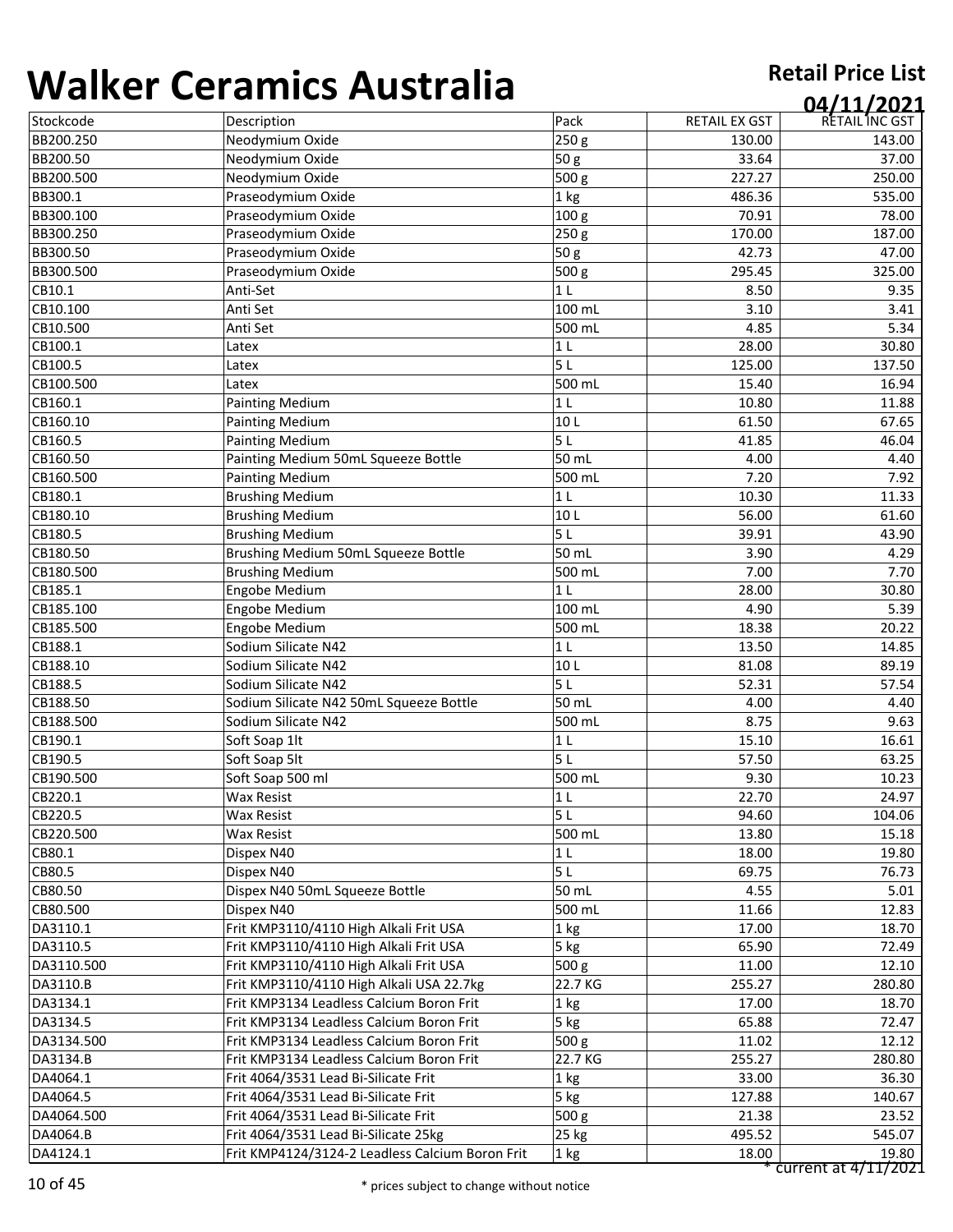# Walker Ceramics Australia

**Retail Price List**

**04/11/2021**

| Stockcode | Description | Pack | RETAIL EX GST | RETAIL INC GST |
|---|---|---|---|---|
| BB200.250 | Neodymium Oxide | 250 g | 130.00 | 143.00 |
| BB200.50 | Neodymium Oxide | 50 g | 33.64 | 37.00 |
| BB200.500 | Neodymium Oxide | 500 g | 227.27 | 250.00 |
| BB300.1 | Praseodymium Oxide | 1 kg | 486.36 | 535.00 |
| BB300.100 | Praseodymium Oxide | 100 g | 70.91 | 78.00 |
| BB300.250 | Praseodymium Oxide | 250 g | 170.00 | 187.00 |
| BB300.50 | Praseodymium Oxide | 50 g | 42.73 | 47.00 |
| BB300.500 | Praseodymium Oxide | 500 g | 295.45 | 325.00 |
| CB10.1 | Anti-Set | 1 L | 8.50 | 9.35 |
| CB10.100 | Anti Set | 100 mL | 3.10 | 3.41 |
| CB10.500 | Anti Set | 500 mL | 4.85 | 5.34 |
| CB100.1 | Latex | 1 L | 28.00 | 30.80 |
| CB100.5 | Latex | 5 L | 125.00 | 137.50 |
| CB100.500 | Latex | 500 mL | 15.40 | 16.94 |
| CB160.1 | Painting Medium | 1 L | 10.80 | 11.88 |
| CB160.10 | Painting Medium | 10 L | 61.50 | 67.65 |
| CB160.5 | Painting Medium | 5 L | 41.85 | 46.04 |
| CB160.50 | Painting Medium 50mL Squeeze Bottle | 50 mL | 4.00 | 4.40 |
| CB160.500 | Painting Medium | 500 mL | 7.20 | 7.92 |
| CB180.1 | Brushing Medium | 1 L | 10.30 | 11.33 |
| CB180.10 | Brushing Medium | 10 L | 56.00 | 61.60 |
| CB180.5 | Brushing Medium | 5 L | 39.91 | 43.90 |
| CB180.50 | Brushing Medium 50mL Squeeze Bottle | 50 mL | 3.90 | 4.29 |
| CB180.500 | Brushing Medium | 500 mL | 7.00 | 7.70 |
| CB185.1 | Engobe Medium | 1 L | 28.00 | 30.80 |
| CB185.100 | Engobe Medium | 100 mL | 4.90 | 5.39 |
| CB185.500 | Engobe Medium | 500 mL | 18.38 | 20.22 |
| CB188.1 | Sodium Silicate N42 | 1 L | 13.50 | 14.85 |
| CB188.10 | Sodium Silicate N42 | 10 L | 81.08 | 89.19 |
| CB188.5 | Sodium Silicate N42 | 5 L | 52.31 | 57.54 |
| CB188.50 | Sodium Silicate N42 50mL Squeeze Bottle | 50 mL | 4.00 | 4.40 |
| CB188.500 | Sodium Silicate N42 | 500 mL | 8.75 | 9.63 |
| CB190.1 | Soft Soap 1lt | 1 L | 15.10 | 16.61 |
| CB190.5 | Soft Soap 5lt | 5 L | 57.50 | 63.25 |
| CB190.500 | Soft Soap 500 ml | 500 mL | 9.30 | 10.23 |
| CB220.1 | Wax Resist | 1 L | 22.70 | 24.97 |
| CB220.5 | Wax Resist | 5 L | 94.60 | 104.06 |
| CB220.500 | Wax Resist | 500 mL | 13.80 | 15.18 |
| CB80.1 | Dispex N40 | 1 L | 18.00 | 19.80 |
| CB80.5 | Dispex N40 | 5 L | 69.75 | 76.73 |
| CB80.50 | Dispex N40 50mL Squeeze Bottle | 50 mL | 4.55 | 5.01 |
| CB80.500 | Dispex N40 | 500 mL | 11.66 | 12.83 |
| DA3110.1 | Frit KMP3110/4110 High Alkali Frit USA | 1 kg | 17.00 | 18.70 |
| DA3110.5 | Frit KMP3110/4110 High Alkali Frit USA | 5 kg | 65.90 | 72.49 |
| DA3110.500 | Frit KMP3110/4110 High Alkali Frit USA | 500 g | 11.00 | 12.10 |
| DA3110.B | Frit KMP3110/4110 High Alkali USA 22.7kg | 22.7 KG | 255.27 | 280.80 |
| DA3134.1 | Frit KMP3134 Leadless Calcium Boron Frit | 1 kg | 17.00 | 18.70 |
| DA3134.5 | Frit KMP3134 Leadless Calcium Boron Frit | 5 kg | 65.88 | 72.47 |
| DA3134.500 | Frit KMP3134 Leadless Calcium Boron Frit | 500 g | 11.02 | 12.12 |
| DA3134.B | Frit KMP3134 Leadless Calcium Boron Frit | 22.7 KG | 255.27 | 280.80 |
| DA4064.1 | Frit 4064/3531 Lead Bi-Silicate Frit | 1 kg | 33.00 | 36.30 |
| DA4064.5 | Frit 4064/3531 Lead Bi-Silicate Frit | 5 kg | 127.88 | 140.67 |
| DA4064.500 | Frit 4064/3531 Lead Bi-Silicate Frit | 500 g | 21.38 | 23.52 |
| DA4064.B | Frit 4064/3531 Lead Bi-Silicate 25kg | 25 kg | 495.52 | 545.07 |
| DA4124.1 | Frit KMP4124/3124-2 Leadless Calcium Boron Frit | 1 kg | 18.00 | 19.80 |

\* current at 4/11/2021

\* prices subject to change without notice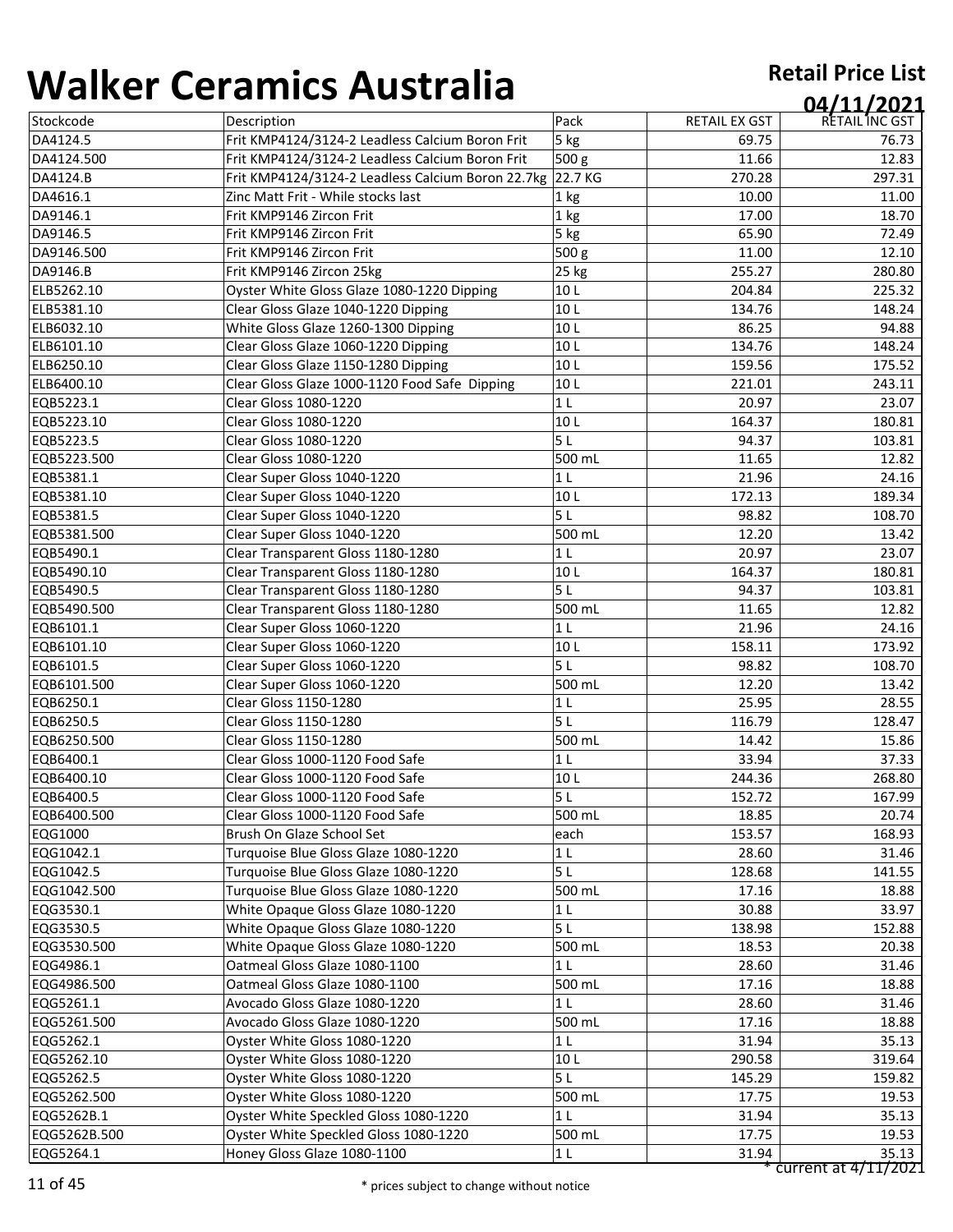# Walker Ceramics Australia

**Retail Price List**

**04/11/2021**

| Stockcode | Description | Pack | RETAIL EX GST | RETAIL INC GST |
|---|---|---|---|---|
| DA4124.5 | Frit KMP4124/3124-2 Leadless Calcium Boron Frit | 5 kg | 69.75 | 76.73 |
| DA4124.500 | Frit KMP4124/3124-2 Leadless Calcium Boron Frit | 500 g | 11.66 | 12.83 |
| DA4124.B | Frit KMP4124/3124-2 Leadless Calcium Boron 22.7kg | 22.7 KG | 270.28 | 297.31 |
| DA4616.1 | Zinc Matt Frit - While stocks last | 1 kg | 10.00 | 11.00 |
| DA9146.1 | Frit KMP9146 Zircon Frit | 1 kg | 17.00 | 18.70 |
| DA9146.5 | Frit KMP9146 Zircon Frit | 5 kg | 65.90 | 72.49 |
| DA9146.500 | Frit KMP9146 Zircon Frit | 500 g | 11.00 | 12.10 |
| DA9146.B | Frit KMP9146 Zircon 25kg | 25 kg | 255.27 | 280.80 |
| ELB5262.10 | Oyster White Gloss Glaze 1080-1220 Dipping | 10 L | 204.84 | 225.32 |
| ELB5381.10 | Clear Gloss Glaze 1040-1220 Dipping | 10 L | 134.76 | 148.24 |
| ELB6032.10 | White Gloss Glaze 1260-1300 Dipping | 10 L | 86.25 | 94.88 |
| ELB6101.10 | Clear Gloss Glaze 1060-1220 Dipping | 10 L | 134.76 | 148.24 |
| ELB6250.10 | Clear Gloss Glaze 1150-1280 Dipping | 10 L | 159.56 | 175.52 |
| ELB6400.10 | Clear Gloss Glaze 1000-1120 Food Safe Dipping | 10 L | 221.01 | 243.11 |
| EQB5223.1 | Clear Gloss 1080-1220 | 1 L | 20.97 | 23.07 |
| EQB5223.10 | Clear Gloss 1080-1220 | 10 L | 164.37 | 180.81 |
| EQB5223.5 | Clear Gloss 1080-1220 | 5 L | 94.37 | 103.81 |
| EQB5223.500 | Clear Gloss 1080-1220 | 500 mL | 11.65 | 12.82 |
| EQB5381.1 | Clear Super Gloss 1040-1220 | 1 L | 21.96 | 24.16 |
| EQB5381.10 | Clear Super Gloss 1040-1220 | 10 L | 172.13 | 189.34 |
| EQB5381.5 | Clear Super Gloss 1040-1220 | 5 L | 98.82 | 108.70 |
| EQB5381.500 | Clear Super Gloss 1040-1220 | 500 mL | 12.20 | 13.42 |
| EQB5490.1 | Clear Transparent Gloss 1180-1280 | 1 L | 20.97 | 23.07 |
| EQB5490.10 | Clear Transparent Gloss 1180-1280 | 10 L | 164.37 | 180.81 |
| EQB5490.5 | Clear Transparent Gloss 1180-1280 | 5 L | 94.37 | 103.81 |
| EQB5490.500 | Clear Transparent Gloss 1180-1280 | 500 mL | 11.65 | 12.82 |
| EQB6101.1 | Clear Super Gloss 1060-1220 | 1 L | 21.96 | 24.16 |
| EQB6101.10 | Clear Super Gloss 1060-1220 | 10 L | 158.11 | 173.92 |
| EQB6101.5 | Clear Super Gloss 1060-1220 | 5 L | 98.82 | 108.70 |
| EQB6101.500 | Clear Super Gloss 1060-1220 | 500 mL | 12.20 | 13.42 |
| EQB6250.1 | Clear Gloss 1150-1280 | 1 L | 25.95 | 28.55 |
| EQB6250.5 | Clear Gloss 1150-1280 | 5 L | 116.79 | 128.47 |
| EQB6250.500 | Clear Gloss 1150-1280 | 500 mL | 14.42 | 15.86 |
| EQB6400.1 | Clear Gloss 1000-1120 Food Safe | 1 L | 33.94 | 37.33 |
| EQB6400.10 | Clear Gloss 1000-1120 Food Safe | 10 L | 244.36 | 268.80 |
| EQB6400.5 | Clear Gloss 1000-1120 Food Safe | 5 L | 152.72 | 167.99 |
| EQB6400.500 | Clear Gloss 1000-1120 Food Safe | 500 mL | 18.85 | 20.74 |
| EQG1000 | Brush On Glaze School Set | each | 153.57 | 168.93 |
| EQG1042.1 | Turquoise Blue Gloss Glaze 1080-1220 | 1 L | 28.60 | 31.46 |
| EQG1042.5 | Turquoise Blue Gloss Glaze 1080-1220 | 5 L | 128.68 | 141.55 |
| EQG1042.500 | Turquoise Blue Gloss Glaze 1080-1220 | 500 mL | 17.16 | 18.88 |
| EQG3530.1 | White Opaque Gloss Glaze 1080-1220 | 1 L | 30.88 | 33.97 |
| EQG3530.5 | White Opaque Gloss Glaze 1080-1220 | 5 L | 138.98 | 152.88 |
| EQG3530.500 | White Opaque Gloss Glaze 1080-1220 | 500 mL | 18.53 | 20.38 |
| EQG4986.1 | Oatmeal Gloss Glaze 1080-1100 | 1 L | 28.60 | 31.46 |
| EQG4986.500 | Oatmeal Gloss Glaze 1080-1100 | 500 mL | 17.16 | 18.88 |
| EQG5261.1 | Avocado Gloss Glaze 1080-1220 | 1 L | 28.60 | 31.46 |
| EQG5261.500 | Avocado Gloss Glaze 1080-1220 | 500 mL | 17.16 | 18.88 |
| EQG5262.1 | Oyster White Gloss 1080-1220 | 1 L | 31.94 | 35.13 |
| EQG5262.10 | Oyster White Gloss 1080-1220 | 10 L | 290.58 | 319.64 |
| EQG5262.5 | Oyster White Gloss 1080-1220 | 5 L | 145.29 | 159.82 |
| EQG5262.500 | Oyster White Gloss 1080-1220 | 500 mL | 17.75 | 19.53 |
| EQG5262B.1 | Oyster White Speckled Gloss 1080-1220 | 1 L | 31.94 | 35.13 |
| EQG5262B.500 | Oyster White Speckled Gloss 1080-1220 | 500 mL | 17.75 | 19.53 |
| EQG5264.1 | Honey Gloss Glaze 1080-1100 | 1 L | 31.94 | 35.13 |

* current at 4/11/2021

* prices subject to change without notice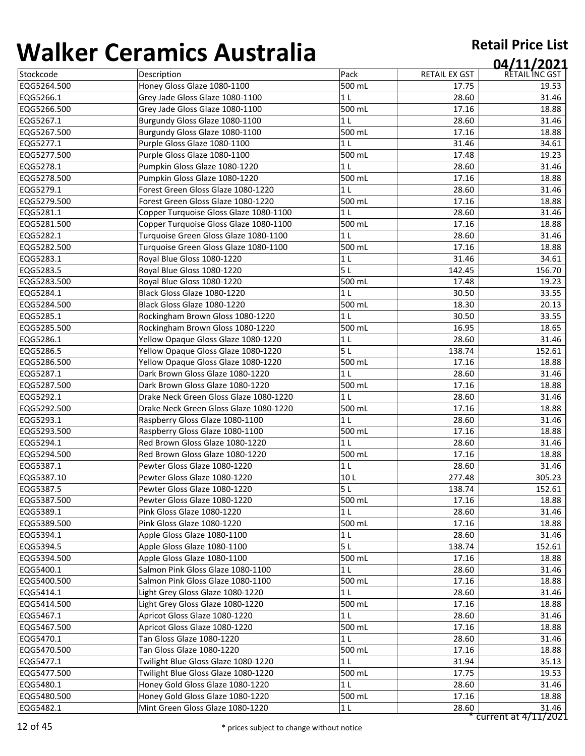# Walker Ceramics Australia

**Retail Price List**

**04/11/2021**

| Stockcode | Description | Pack | RETAIL EX GST | RETAIL INC GST |
|---|---|---|---|---|
| EQG5264.500 | Honey Gloss Glaze 1080-1100 | 500 mL | 17.75 | 19.53 |
| EQG5266.1 | Grey Jade Gloss Glaze 1080-1100 | 1 L | 28.60 | 31.46 |
| EQG5266.500 | Grey Jade Gloss Glaze 1080-1100 | 500 mL | 17.16 | 18.88 |
| EQG5267.1 | Burgundy Gloss Glaze 1080-1100 | 1 L | 28.60 | 31.46 |
| EQG5267.500 | Burgundy Gloss Glaze 1080-1100 | 500 mL | 17.16 | 18.88 |
| EQG5277.1 | Purple Gloss Glaze 1080-1100 | 1 L | 31.46 | 34.61 |
| EQG5277.500 | Purple Gloss Glaze 1080-1100 | 500 mL | 17.48 | 19.23 |
| EQG5278.1 | Pumpkin Gloss Glaze 1080-1220 | 1 L | 28.60 | 31.46 |
| EQG5278.500 | Pumpkin Gloss Glaze 1080-1220 | 500 mL | 17.16 | 18.88 |
| EQG5279.1 | Forest Green Gloss Glaze 1080-1220 | 1 L | 28.60 | 31.46 |
| EQG5279.500 | Forest Green Gloss Glaze 1080-1220 | 500 mL | 17.16 | 18.88 |
| EQG5281.1 | Copper Turquoise Gloss Glaze 1080-1100 | 1 L | 28.60 | 31.46 |
| EQG5281.500 | Copper Turquoise Gloss Glaze 1080-1100 | 500 mL | 17.16 | 18.88 |
| EQG5282.1 | Turquoise Green Gloss Glaze 1080-1100 | 1 L | 28.60 | 31.46 |
| EQG5282.500 | Turquoise Green Gloss Glaze 1080-1100 | 500 mL | 17.16 | 18.88 |
| EQG5283.1 | Royal Blue Gloss 1080-1220 | 1 L | 31.46 | 34.61 |
| EQG5283.5 | Royal Blue Gloss 1080-1220 | 5 L | 142.45 | 156.70 |
| EQG5283.500 | Royal Blue Gloss 1080-1220 | 500 mL | 17.48 | 19.23 |
| EQG5284.1 | Black Gloss Glaze 1080-1220 | 1 L | 30.50 | 33.55 |
| EQG5284.500 | Black Gloss Glaze 1080-1220 | 500 mL | 18.30 | 20.13 |
| EQG5285.1 | Rockingham Brown Gloss 1080-1220 | 1 L | 30.50 | 33.55 |
| EQG5285.500 | Rockingham Brown Gloss 1080-1220 | 500 mL | 16.95 | 18.65 |
| EQG5286.1 | Yellow Opaque Gloss Glaze 1080-1220 | 1 L | 28.60 | 31.46 |
| EQG5286.5 | Yellow Opaque Gloss Glaze 1080-1220 | 5 L | 138.74 | 152.61 |
| EQG5286.500 | Yellow Opaque Gloss Glaze 1080-1220 | 500 mL | 17.16 | 18.88 |
| EQG5287.1 | Dark Brown Gloss Glaze 1080-1220 | 1 L | 28.60 | 31.46 |
| EQG5287.500 | Dark Brown Gloss Glaze 1080-1220 | 500 mL | 17.16 | 18.88 |
| EQG5292.1 | Drake Neck Green Gloss Glaze 1080-1220 | 1 L | 28.60 | 31.46 |
| EQG5292.500 | Drake Neck Green Gloss Glaze 1080-1220 | 500 mL | 17.16 | 18.88 |
| EQG5293.1 | Raspberry Gloss Glaze 1080-1100 | 1 L | 28.60 | 31.46 |
| EQG5293.500 | Raspberry Gloss Glaze 1080-1100 | 500 mL | 17.16 | 18.88 |
| EQG5294.1 | Red Brown Gloss Glaze 1080-1220 | 1 L | 28.60 | 31.46 |
| EQG5294.500 | Red Brown Gloss Glaze 1080-1220 | 500 mL | 17.16 | 18.88 |
| EQG5387.1 | Pewter Gloss Glaze 1080-1220 | 1 L | 28.60 | 31.46 |
| EQG5387.10 | Pewter Gloss Glaze 1080-1220 | 10 L | 277.48 | 305.23 |
| EQG5387.5 | Pewter Gloss Glaze 1080-1220 | 5 L | 138.74 | 152.61 |
| EQG5387.500 | Pewter Gloss Glaze 1080-1220 | 500 mL | 17.16 | 18.88 |
| EQG5389.1 | Pink Gloss Glaze 1080-1220 | 1 L | 28.60 | 31.46 |
| EQG5389.500 | Pink Gloss Glaze 1080-1220 | 500 mL | 17.16 | 18.88 |
| EQG5394.1 | Apple Gloss Glaze 1080-1100 | 1 L | 28.60 | 31.46 |
| EQG5394.5 | Apple Gloss Glaze 1080-1100 | 5 L | 138.74 | 152.61 |
| EQG5394.500 | Apple Gloss Glaze 1080-1100 | 500 mL | 17.16 | 18.88 |
| EQG5400.1 | Salmon Pink Gloss Glaze 1080-1100 | 1 L | 28.60 | 31.46 |
| EQG5400.500 | Salmon Pink Gloss Glaze 1080-1100 | 500 mL | 17.16 | 18.88 |
| EQG5414.1 | Light Grey Gloss Glaze 1080-1220 | 1 L | 28.60 | 31.46 |
| EQG5414.500 | Light Grey Gloss Glaze 1080-1220 | 500 mL | 17.16 | 18.88 |
| EQG5467.1 | Apricot Gloss Glaze 1080-1220 | 1 L | 28.60 | 31.46 |
| EQG5467.500 | Apricot Gloss Glaze 1080-1220 | 500 mL | 17.16 | 18.88 |
| EQG5470.1 | Tan Gloss Glaze 1080-1220 | 1 L | 28.60 | 31.46 |
| EQG5470.500 | Tan Gloss Glaze 1080-1220 | 500 mL | 17.16 | 18.88 |
| EQG5477.1 | Twilight Blue Gloss Glaze 1080-1220 | 1 L | 31.94 | 35.13 |
| EQG5477.500 | Twilight Blue Gloss Glaze 1080-1220 | 500 mL | 17.75 | 19.53 |
| EQG5480.1 | Honey Gold Gloss Glaze 1080-1220 | 1 L | 28.60 | 31.46 |
| EQG5480.500 | Honey Gold Gloss Glaze 1080-1220 | 500 mL | 17.16 | 18.88 |
| EQG5482.1 | Mint Green Gloss Glaze 1080-1220 | 1 L | 28.60 | 31.46 |

* current at 4/11/2021

* prices subject to change without notice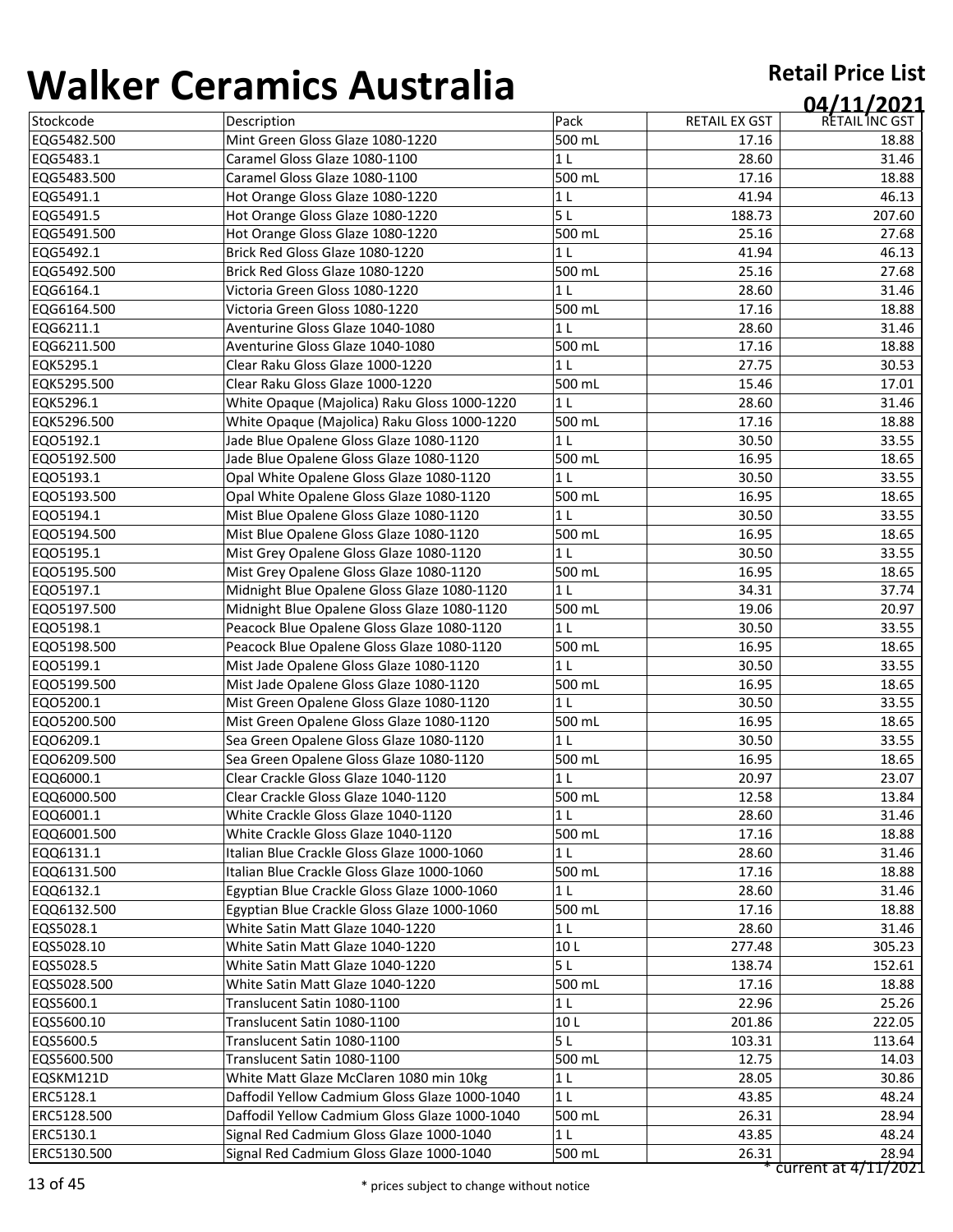# Walker Ceramics Australia

**Retail Price List**

**04/11/2021**

| Stockcode | Description | Pack | RETAIL EX GST | RETAIL INC GST |
|---|---|---|---|---|
| EQG5482.500 | Mint Green Gloss Glaze 1080-1220 | 500 mL | 17.16 | 18.88 |
| EQG5483.1 | Caramel Gloss Glaze 1080-1100 | 1 L | 28.60 | 31.46 |
| EQG5483.500 | Caramel Gloss Glaze 1080-1100 | 500 mL | 17.16 | 18.88 |
| EQG5491.1 | Hot Orange Gloss Glaze 1080-1220 | 1 L | 41.94 | 46.13 |
| EQG5491.5 | Hot Orange Gloss Glaze 1080-1220 | 5 L | 188.73 | 207.60 |
| EQG5491.500 | Hot Orange Gloss Glaze 1080-1220 | 500 mL | 25.16 | 27.68 |
| EQG5492.1 | Brick Red Gloss Glaze 1080-1220 | 1 L | 41.94 | 46.13 |
| EQG5492.500 | Brick Red Gloss Glaze 1080-1220 | 500 mL | 25.16 | 27.68 |
| EQG6164.1 | Victoria Green Gloss 1080-1220 | 1 L | 28.60 | 31.46 |
| EQG6164.500 | Victoria Green Gloss 1080-1220 | 500 mL | 17.16 | 18.88 |
| EQG6211.1 | Aventurine Gloss Glaze 1040-1080 | 1 L | 28.60 | 31.46 |
| EQG6211.500 | Aventurine Gloss Glaze 1040-1080 | 500 mL | 17.16 | 18.88 |
| EQK5295.1 | Clear Raku Gloss Glaze 1000-1220 | 1 L | 27.75 | 30.53 |
| EQK5295.500 | Clear Raku Gloss Glaze 1000-1220 | 500 mL | 15.46 | 17.01 |
| EQK5296.1 | White Opaque (Majolica) Raku Gloss 1000-1220 | 1 L | 28.60 | 31.46 |
| EQK5296.500 | White Opaque (Majolica) Raku Gloss 1000-1220 | 500 mL | 17.16 | 18.88 |
| EQO5192.1 | Jade Blue Opalene Gloss Glaze 1080-1120 | 1 L | 30.50 | 33.55 |
| EQO5192.500 | Jade Blue Opalene Gloss Glaze 1080-1120 | 500 mL | 16.95 | 18.65 |
| EQO5193.1 | Opal White Opalene Gloss Glaze 1080-1120 | 1 L | 30.50 | 33.55 |
| EQO5193.500 | Opal White Opalene Gloss Glaze 1080-1120 | 500 mL | 16.95 | 18.65 |
| EQO5194.1 | Mist Blue Opalene Gloss Glaze 1080-1120 | 1 L | 30.50 | 33.55 |
| EQO5194.500 | Mist Blue Opalene Gloss Glaze 1080-1120 | 500 mL | 16.95 | 18.65 |
| EQO5195.1 | Mist Grey Opalene Gloss Glaze 1080-1120 | 1 L | 30.50 | 33.55 |
| EQO5195.500 | Mist Grey Opalene Gloss Glaze 1080-1120 | 500 mL | 16.95 | 18.65 |
| EQO5197.1 | Midnight Blue Opalene Gloss Glaze 1080-1120 | 1 L | 34.31 | 37.74 |
| EQO5197.500 | Midnight Blue Opalene Gloss Glaze 1080-1120 | 500 mL | 19.06 | 20.97 |
| EQO5198.1 | Peacock Blue Opalene Gloss Glaze 1080-1120 | 1 L | 30.50 | 33.55 |
| EQO5198.500 | Peacock Blue Opalene Gloss Glaze 1080-1120 | 500 mL | 16.95 | 18.65 |
| EQO5199.1 | Mist Jade Opalene Gloss Glaze 1080-1120 | 1 L | 30.50 | 33.55 |
| EQO5199.500 | Mist Jade Opalene Gloss Glaze 1080-1120 | 500 mL | 16.95 | 18.65 |
| EQO5200.1 | Mist Green Opalene Gloss Glaze 1080-1120 | 1 L | 30.50 | 33.55 |
| EQO5200.500 | Mist Green Opalene Gloss Glaze 1080-1120 | 500 mL | 16.95 | 18.65 |
| EQO6209.1 | Sea Green Opalene Gloss Glaze 1080-1120 | 1 L | 30.50 | 33.55 |
| EQO6209.500 | Sea Green Opalene Gloss Glaze 1080-1120 | 500 mL | 16.95 | 18.65 |
| EQQ6000.1 | Clear Crackle Gloss Glaze 1040-1120 | 1 L | 20.97 | 23.07 |
| EQQ6000.500 | Clear Crackle Gloss Glaze 1040-1120 | 500 mL | 12.58 | 13.84 |
| EQQ6001.1 | White Crackle Gloss Glaze 1040-1120 | 1 L | 28.60 | 31.46 |
| EQQ6001.500 | White Crackle Gloss Glaze 1040-1120 | 500 mL | 17.16 | 18.88 |
| EQQ6131.1 | Italian Blue Crackle Gloss Glaze 1000-1060 | 1 L | 28.60 | 31.46 |
| EQQ6131.500 | Italian Blue Crackle Gloss Glaze 1000-1060 | 500 mL | 17.16 | 18.88 |
| EQQ6132.1 | Egyptian Blue Crackle Gloss Glaze 1000-1060 | 1 L | 28.60 | 31.46 |
| EQQ6132.500 | Egyptian Blue Crackle Gloss Glaze 1000-1060 | 500 mL | 17.16 | 18.88 |
| EQS5028.1 | White Satin Matt Glaze 1040-1220 | 1 L | 28.60 | 31.46 |
| EQS5028.10 | White Satin Matt Glaze 1040-1220 | 10 L | 277.48 | 305.23 |
| EQS5028.5 | White Satin Matt Glaze 1040-1220 | 5 L | 138.74 | 152.61 |
| EQS5028.500 | White Satin Matt Glaze 1040-1220 | 500 mL | 17.16 | 18.88 |
| EQS5600.1 | Translucent Satin 1080-1100 | 1 L | 22.96 | 25.26 |
| EQS5600.10 | Translucent Satin 1080-1100 | 10 L | 201.86 | 222.05 |
| EQS5600.5 | Translucent Satin 1080-1100 | 5 L | 103.31 | 113.64 |
| EQS5600.500 | Translucent Satin 1080-1100 | 500 mL | 12.75 | 14.03 |
| EQSKM121D | White Matt Glaze McClaren 1080 min 10kg | 1 L | 28.05 | 30.86 |
| ERC5128.1 | Daffodil Yellow Cadmium Gloss Glaze 1000-1040 | 1 L | 43.85 | 48.24 |
| ERC5128.500 | Daffodil Yellow Cadmium Gloss Glaze 1000-1040 | 500 mL | 26.31 | 28.94 |
| ERC5130.1 | Signal Red Cadmium Gloss Glaze 1000-1040 | 1 L | 43.85 | 48.24 |
| ERC5130.500 | Signal Red Cadmium Gloss Glaze 1000-1040 | 500 mL | 26.31 | 28.94 |

* current at 4/11/2021

* prices subject to change without notice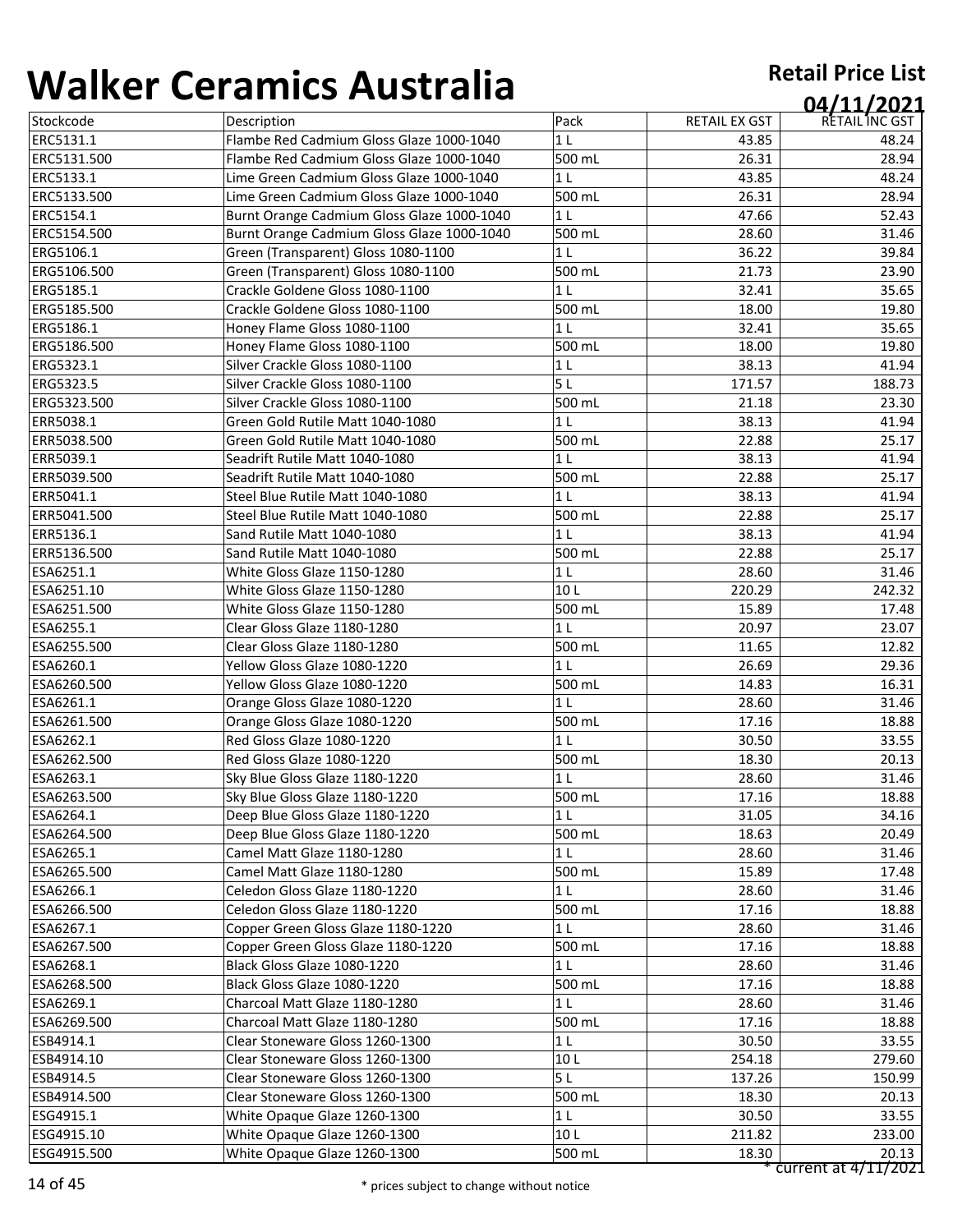# Walker Ceramics Australia

**Retail Price List**

**04/11/2021**

| Stockcode | Description | Pack | RETAIL EX GST | RETAIL INC GST |
|---|---|---|---|---|
| ERC5131.1 | Flambe Red Cadmium Gloss Glaze 1000-1040 | 1 L | 43.85 | 48.24 |
| ERC5131.500 | Flambe Red Cadmium Gloss Glaze 1000-1040 | 500 mL | 26.31 | 28.94 |
| ERC5133.1 | Lime Green Cadmium Gloss Glaze 1000-1040 | 1 L | 43.85 | 48.24 |
| ERC5133.500 | Lime Green Cadmium Gloss Glaze 1000-1040 | 500 mL | 26.31 | 28.94 |
| ERC5154.1 | Burnt Orange Cadmium Gloss Glaze 1000-1040 | 1 L | 47.66 | 52.43 |
| ERC5154.500 | Burnt Orange Cadmium Gloss Glaze 1000-1040 | 500 mL | 28.60 | 31.46 |
| ERG5106.1 | Green (Transparent) Gloss 1080-1100 | 1 L | 36.22 | 39.84 |
| ERG5106.500 | Green (Transparent) Gloss 1080-1100 | 500 mL | 21.73 | 23.90 |
| ERG5185.1 | Crackle Goldene Gloss 1080-1100 | 1 L | 32.41 | 35.65 |
| ERG5185.500 | Crackle Goldene Gloss 1080-1100 | 500 mL | 18.00 | 19.80 |
| ERG5186.1 | Honey Flame Gloss 1080-1100 | 1 L | 32.41 | 35.65 |
| ERG5186.500 | Honey Flame Gloss 1080-1100 | 500 mL | 18.00 | 19.80 |
| ERG5323.1 | Silver Crackle Gloss 1080-1100 | 1 L | 38.13 | 41.94 |
| ERG5323.5 | Silver Crackle Gloss 1080-1100 | 5 L | 171.57 | 188.73 |
| ERG5323.500 | Silver Crackle Gloss 1080-1100 | 500 mL | 21.18 | 23.30 |
| ERR5038.1 | Green Gold Rutile Matt 1040-1080 | 1 L | 38.13 | 41.94 |
| ERR5038.500 | Green Gold Rutile Matt 1040-1080 | 500 mL | 22.88 | 25.17 |
| ERR5039.1 | Seadrift Rutile Matt 1040-1080 | 1 L | 38.13 | 41.94 |
| ERR5039.500 | Seadrift Rutile Matt 1040-1080 | 500 mL | 22.88 | 25.17 |
| ERR5041.1 | Steel Blue Rutile Matt 1040-1080 | 1 L | 38.13 | 41.94 |
| ERR5041.500 | Steel Blue Rutile Matt 1040-1080 | 500 mL | 22.88 | 25.17 |
| ERR5136.1 | Sand Rutile Matt 1040-1080 | 1 L | 38.13 | 41.94 |
| ERR5136.500 | Sand Rutile Matt 1040-1080 | 500 mL | 22.88 | 25.17 |
| ESA6251.1 | White Gloss Glaze 1150-1280 | 1 L | 28.60 | 31.46 |
| ESA6251.10 | White Gloss Glaze 1150-1280 | 10 L | 220.29 | 242.32 |
| ESA6251.500 | White Gloss Glaze 1150-1280 | 500 mL | 15.89 | 17.48 |
| ESA6255.1 | Clear Gloss Glaze 1180-1280 | 1 L | 20.97 | 23.07 |
| ESA6255.500 | Clear Gloss Glaze 1180-1280 | 500 mL | 11.65 | 12.82 |
| ESA6260.1 | Yellow Gloss Glaze 1080-1220 | 1 L | 26.69 | 29.36 |
| ESA6260.500 | Yellow Gloss Glaze 1080-1220 | 500 mL | 14.83 | 16.31 |
| ESA6261.1 | Orange Gloss Glaze 1080-1220 | 1 L | 28.60 | 31.46 |
| ESA6261.500 | Orange Gloss Glaze 1080-1220 | 500 mL | 17.16 | 18.88 |
| ESA6262.1 | Red Gloss Glaze 1080-1220 | 1 L | 30.50 | 33.55 |
| ESA6262.500 | Red Gloss Glaze 1080-1220 | 500 mL | 18.30 | 20.13 |
| ESA6263.1 | Sky Blue Gloss Glaze 1180-1220 | 1 L | 28.60 | 31.46 |
| ESA6263.500 | Sky Blue Gloss Glaze 1180-1220 | 500 mL | 17.16 | 18.88 |
| ESA6264.1 | Deep Blue Gloss Glaze 1180-1220 | 1 L | 31.05 | 34.16 |
| ESA6264.500 | Deep Blue Gloss Glaze 1180-1220 | 500 mL | 18.63 | 20.49 |
| ESA6265.1 | Camel Matt Glaze 1180-1280 | 1 L | 28.60 | 31.46 |
| ESA6265.500 | Camel Matt Glaze 1180-1280 | 500 mL | 15.89 | 17.48 |
| ESA6266.1 | Celedon Gloss Glaze 1180-1220 | 1 L | 28.60 | 31.46 |
| ESA6266.500 | Celedon Gloss Glaze 1180-1220 | 500 mL | 17.16 | 18.88 |
| ESA6267.1 | Copper Green Gloss Glaze 1180-1220 | 1 L | 28.60 | 31.46 |
| ESA6267.500 | Copper Green Gloss Glaze 1180-1220 | 500 mL | 17.16 | 18.88 |
| ESA6268.1 | Black Gloss Glaze 1080-1220 | 1 L | 28.60 | 31.46 |
| ESA6268.500 | Black Gloss Glaze 1080-1220 | 500 mL | 17.16 | 18.88 |
| ESA6269.1 | Charcoal Matt Glaze 1180-1280 | 1 L | 28.60 | 31.46 |
| ESA6269.500 | Charcoal Matt Glaze 1180-1280 | 500 mL | 17.16 | 18.88 |
| ESB4914.1 | Clear Stoneware Gloss 1260-1300 | 1 L | 30.50 | 33.55 |
| ESB4914.10 | Clear Stoneware Gloss 1260-1300 | 10 L | 254.18 | 279.60 |
| ESB4914.5 | Clear Stoneware Gloss 1260-1300 | 5 L | 137.26 | 150.99 |
| ESB4914.500 | Clear Stoneware Gloss 1260-1300 | 500 mL | 18.30 | 20.13 |
| ESG4915.1 | White Opaque Glaze 1260-1300 | 1 L | 30.50 | 33.55 |
| ESG4915.10 | White Opaque Glaze 1260-1300 | 10 L | 211.82 | 233.00 |
| ESG4915.500 | White Opaque Glaze 1260-1300 | 500 mL | 18.30 | 20.13 |

* current at 4/11/2021

* prices subject to change without notice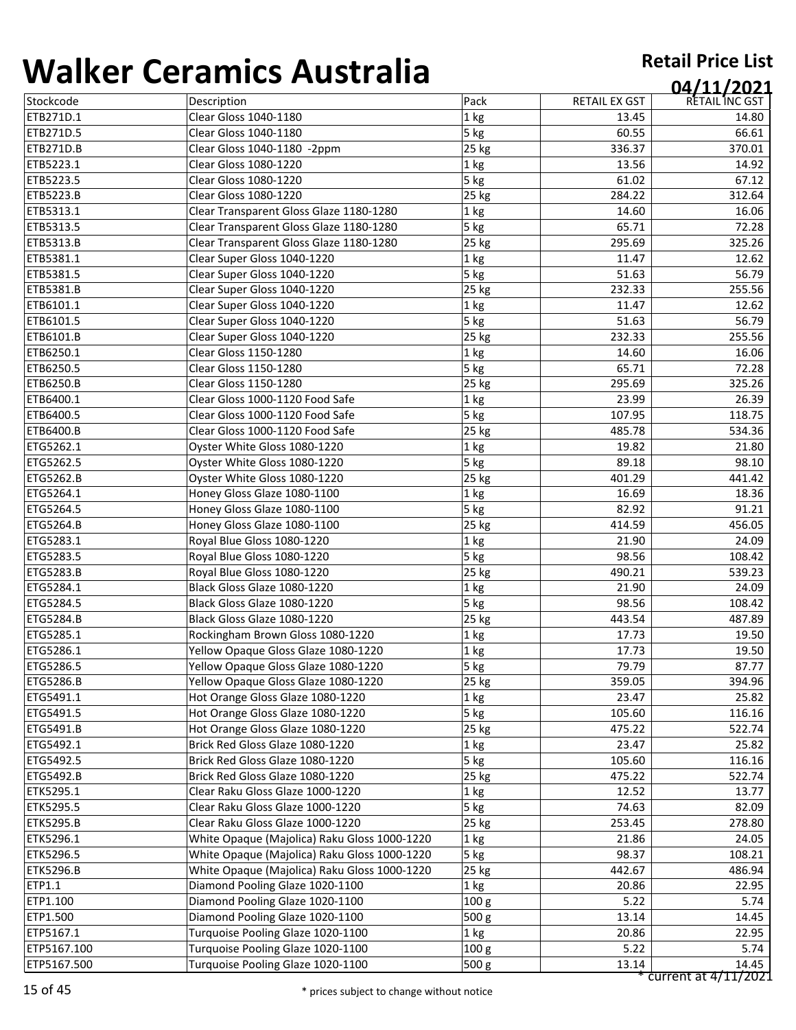# Walker Ceramics Australia

**Retail Price List**

**04/11/2021**

| Stockcode | Description | Pack | RETAIL EX GST | RETAIL INC GST |
|---|---|---|---|---|
| ETB271D.1 | Clear Gloss 1040-1180 | 1 kg | 13.45 | 14.80 |
| ETB271D.5 | Clear Gloss 1040-1180 | 5 kg | 60.55 | 66.61 |
| ETB271D.B | Clear Gloss 1040-1180 -2ppm | 25 kg | 336.37 | 370.01 |
| ETB5223.1 | Clear Gloss 1080-1220 | 1 kg | 13.56 | 14.92 |
| ETB5223.5 | Clear Gloss 1080-1220 | 5 kg | 61.02 | 67.12 |
| ETB5223.B | Clear Gloss 1080-1220 | 25 kg | 284.22 | 312.64 |
| ETB5313.1 | Clear Transparent Gloss Glaze 1180-1280 | 1 kg | 14.60 | 16.06 |
| ETB5313.5 | Clear Transparent Gloss Glaze 1180-1280 | 5 kg | 65.71 | 72.28 |
| ETB5313.B | Clear Transparent Gloss Glaze 1180-1280 | 25 kg | 295.69 | 325.26 |
| ETB5381.1 | Clear Super Gloss 1040-1220 | 1 kg | 11.47 | 12.62 |
| ETB5381.5 | Clear Super Gloss 1040-1220 | 5 kg | 51.63 | 56.79 |
| ETB5381.B | Clear Super Gloss 1040-1220 | 25 kg | 232.33 | 255.56 |
| ETB6101.1 | Clear Super Gloss 1040-1220 | 1 kg | 11.47 | 12.62 |
| ETB6101.5 | Clear Super Gloss 1040-1220 | 5 kg | 51.63 | 56.79 |
| ETB6101.B | Clear Super Gloss 1040-1220 | 25 kg | 232.33 | 255.56 |
| ETB6250.1 | Clear Gloss 1150-1280 | 1 kg | 14.60 | 16.06 |
| ETB6250.5 | Clear Gloss 1150-1280 | 5 kg | 65.71 | 72.28 |
| ETB6250.B | Clear Gloss 1150-1280 | 25 kg | 295.69 | 325.26 |
| ETB6400.1 | Clear Gloss 1000-1120 Food Safe | 1 kg | 23.99 | 26.39 |
| ETB6400.5 | Clear Gloss 1000-1120 Food Safe | 5 kg | 107.95 | 118.75 |
| ETB6400.B | Clear Gloss 1000-1120 Food Safe | 25 kg | 485.78 | 534.36 |
| ETG5262.1 | Oyster White Gloss 1080-1220 | 1 kg | 19.82 | 21.80 |
| ETG5262.5 | Oyster White Gloss 1080-1220 | 5 kg | 89.18 | 98.10 |
| ETG5262.B | Oyster White Gloss 1080-1220 | 25 kg | 401.29 | 441.42 |
| ETG5264.1 | Honey Gloss Glaze 1080-1100 | 1 kg | 16.69 | 18.36 |
| ETG5264.5 | Honey Gloss Glaze 1080-1100 | 5 kg | 82.92 | 91.21 |
| ETG5264.B | Honey Gloss Glaze 1080-1100 | 25 kg | 414.59 | 456.05 |
| ETG5283.1 | Royal Blue Gloss 1080-1220 | 1 kg | 21.90 | 24.09 |
| ETG5283.5 | Royal Blue Gloss 1080-1220 | 5 kg | 98.56 | 108.42 |
| ETG5283.B | Royal Blue Gloss 1080-1220 | 25 kg | 490.21 | 539.23 |
| ETG5284.1 | Black Gloss Glaze 1080-1220 | 1 kg | 21.90 | 24.09 |
| ETG5284.5 | Black Gloss Glaze 1080-1220 | 5 kg | 98.56 | 108.42 |
| ETG5284.B | Black Gloss Glaze 1080-1220 | 25 kg | 443.54 | 487.89 |
| ETG5285.1 | Rockingham Brown Gloss 1080-1220 | 1 kg | 17.73 | 19.50 |
| ETG5286.1 | Yellow Opaque Gloss Glaze 1080-1220 | 1 kg | 17.73 | 19.50 |
| ETG5286.5 | Yellow Opaque Gloss Glaze 1080-1220 | 5 kg | 79.79 | 87.77 |
| ETG5286.B | Yellow Opaque Gloss Glaze 1080-1220 | 25 kg | 359.05 | 394.96 |
| ETG5491.1 | Hot Orange Gloss Glaze 1080-1220 | 1 kg | 23.47 | 25.82 |
| ETG5491.5 | Hot Orange Gloss Glaze 1080-1220 | 5 kg | 105.60 | 116.16 |
| ETG5491.B | Hot Orange Gloss Glaze 1080-1220 | 25 kg | 475.22 | 522.74 |
| ETG5492.1 | Brick Red Gloss Glaze 1080-1220 | 1 kg | 23.47 | 25.82 |
| ETG5492.5 | Brick Red Gloss Glaze 1080-1220 | 5 kg | 105.60 | 116.16 |
| ETG5492.B | Brick Red Gloss Glaze 1080-1220 | 25 kg | 475.22 | 522.74 |
| ETK5295.1 | Clear Raku Gloss Glaze 1000-1220 | 1 kg | 12.52 | 13.77 |
| ETK5295.5 | Clear Raku Gloss Glaze 1000-1220 | 5 kg | 74.63 | 82.09 |
| ETK5295.B | Clear Raku Gloss Glaze 1000-1220 | 25 kg | 253.45 | 278.80 |
| ETK5296.1 | White Opaque (Majolica) Raku Gloss 1000-1220 | 1 kg | 21.86 | 24.05 |
| ETK5296.5 | White Opaque (Majolica) Raku Gloss 1000-1220 | 5 kg | 98.37 | 108.21 |
| ETK5296.B | White Opaque (Majolica) Raku Gloss 1000-1220 | 25 kg | 442.67 | 486.94 |
| ETP1.1 | Diamond Pooling Glaze 1020-1100 | 1 kg | 20.86 | 22.95 |
| ETP1.100 | Diamond Pooling Glaze 1020-1100 | 100 g | 5.22 | 5.74 |
| ETP1.500 | Diamond Pooling Glaze 1020-1100 | 500 g | 13.14 | 14.45 |
| ETP5167.1 | Turquoise Pooling Glaze 1020-1100 | 1 kg | 20.86 | 22.95 |
| ETP5167.100 | Turquoise Pooling Glaze 1020-1100 | 100 g | 5.22 | 5.74 |
| ETP5167.500 | Turquoise Pooling Glaze 1020-1100 | 500 g | 13.14 | 14.45 |

* current at 4/11/2021

* prices subject to change without notice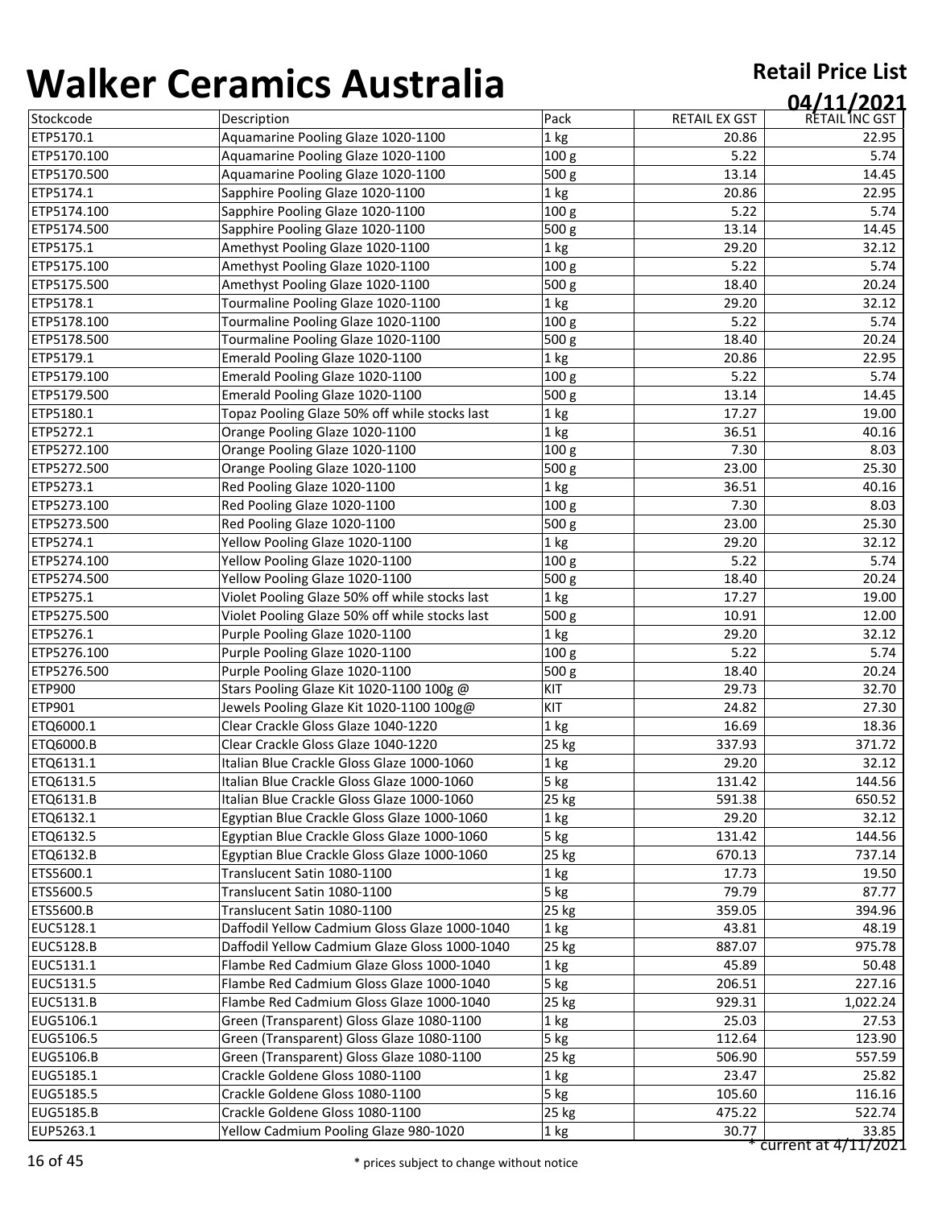# Walker Ceramics Australia

**Retail Price List**

**04/11/2021**

| Stockcode | Description | Pack | RETAIL EX GST | RETAIL INC GST |
|---|---|---|---|---|
| ETP5170.1 | Aquamarine Pooling Glaze 1020-1100 | 1 kg | 20.86 | 22.95 |
| ETP5170.100 | Aquamarine Pooling Glaze 1020-1100 | 100 g | 5.22 | 5.74 |
| ETP5170.500 | Aquamarine Pooling Glaze 1020-1100 | 500 g | 13.14 | 14.45 |
| ETP5174.1 | Sapphire Pooling Glaze 1020-1100 | 1 kg | 20.86 | 22.95 |
| ETP5174.100 | Sapphire Pooling Glaze 1020-1100 | 100 g | 5.22 | 5.74 |
| ETP5174.500 | Sapphire Pooling Glaze 1020-1100 | 500 g | 13.14 | 14.45 |
| ETP5175.1 | Amethyst Pooling Glaze 1020-1100 | 1 kg | 29.20 | 32.12 |
| ETP5175.100 | Amethyst Pooling Glaze 1020-1100 | 100 g | 5.22 | 5.74 |
| ETP5175.500 | Amethyst Pooling Glaze 1020-1100 | 500 g | 18.40 | 20.24 |
| ETP5178.1 | Tourmaline Pooling Glaze 1020-1100 | 1 kg | 29.20 | 32.12 |
| ETP5178.100 | Tourmaline Pooling Glaze 1020-1100 | 100 g | 5.22 | 5.74 |
| ETP5178.500 | Tourmaline Pooling Glaze 1020-1100 | 500 g | 18.40 | 20.24 |
| ETP5179.1 | Emerald Pooling Glaze 1020-1100 | 1 kg | 20.86 | 22.95 |
| ETP5179.100 | Emerald Pooling Glaze 1020-1100 | 100 g | 5.22 | 5.74 |
| ETP5179.500 | Emerald Pooling Glaze 1020-1100 | 500 g | 13.14 | 14.45 |
| ETP5180.1 | Topaz Pooling Glaze 50% off while stocks last | 1 kg | 17.27 | 19.00 |
| ETP5272.1 | Orange Pooling Glaze 1020-1100 | 1 kg | 36.51 | 40.16 |
| ETP5272.100 | Orange Pooling Glaze 1020-1100 | 100 g | 7.30 | 8.03 |
| ETP5272.500 | Orange Pooling Glaze 1020-1100 | 500 g | 23.00 | 25.30 |
| ETP5273.1 | Red Pooling Glaze 1020-1100 | 1 kg | 36.51 | 40.16 |
| ETP5273.100 | Red Pooling Glaze 1020-1100 | 100 g | 7.30 | 8.03 |
| ETP5273.500 | Red Pooling Glaze 1020-1100 | 500 g | 23.00 | 25.30 |
| ETP5274.1 | Yellow Pooling Glaze 1020-1100 | 1 kg | 29.20 | 32.12 |
| ETP5274.100 | Yellow Pooling Glaze 1020-1100 | 100 g | 5.22 | 5.74 |
| ETP5274.500 | Yellow Pooling Glaze 1020-1100 | 500 g | 18.40 | 20.24 |
| ETP5275.1 | Violet Pooling Glaze 50% off while stocks last | 1 kg | 17.27 | 19.00 |
| ETP5275.500 | Violet Pooling Glaze 50% off while stocks last | 500 g | 10.91 | 12.00 |
| ETP5276.1 | Purple Pooling Glaze 1020-1100 | 1 kg | 29.20 | 32.12 |
| ETP5276.100 | Purple Pooling Glaze 1020-1100 | 100 g | 5.22 | 5.74 |
| ETP5276.500 | Purple Pooling Glaze 1020-1100 | 500 g | 18.40 | 20.24 |
| ETP900 | Stars Pooling Glaze Kit 1020-1100 100g @ | KIT | 29.73 | 32.70 |
| ETP901 | Jewels Pooling Glaze Kit 1020-1100 100g@ | KIT | 24.82 | 27.30 |
| ETQ6000.1 | Clear Crackle Gloss Glaze 1040-1220 | 1 kg | 16.69 | 18.36 |
| ETQ6000.B | Clear Crackle Gloss Glaze 1040-1220 | 25 kg | 337.93 | 371.72 |
| ETQ6131.1 | Italian Blue Crackle Gloss Glaze 1000-1060 | 1 kg | 29.20 | 32.12 |
| ETQ6131.5 | Italian Blue Crackle Gloss Glaze 1000-1060 | 5 kg | 131.42 | 144.56 |
| ETQ6131.B | Italian Blue Crackle Gloss Glaze 1000-1060 | 25 kg | 591.38 | 650.52 |
| ETQ6132.1 | Egyptian Blue Crackle Gloss Glaze 1000-1060 | 1 kg | 29.20 | 32.12 |
| ETQ6132.5 | Egyptian Blue Crackle Gloss Glaze 1000-1060 | 5 kg | 131.42 | 144.56 |
| ETQ6132.B | Egyptian Blue Crackle Gloss Glaze 1000-1060 | 25 kg | 670.13 | 737.14 |
| ETS5600.1 | Translucent Satin 1080-1100 | 1 kg | 17.73 | 19.50 |
| ETS5600.5 | Translucent Satin 1080-1100 | 5 kg | 79.79 | 87.77 |
| ETS5600.B | Translucent Satin 1080-1100 | 25 kg | 359.05 | 394.96 |
| EUC5128.1 | Daffodil Yellow Cadmium Gloss Glaze 1000-1040 | 1 kg | 43.81 | 48.19 |
| EUC5128.B | Daffodil Yellow Cadmium Glaze Gloss 1000-1040 | 25 kg | 887.07 | 975.78 |
| EUC5131.1 | Flambe Red Cadmium Glaze Gloss 1000-1040 | 1 kg | 45.89 | 50.48 |
| EUC5131.5 | Flambe Red Cadmium Gloss Glaze 1000-1040 | 5 kg | 206.51 | 227.16 |
| EUC5131.B | Flambe Red Cadmium Gloss Glaze 1000-1040 | 25 kg | 929.31 | 1,022.24 |
| EUG5106.1 | Green (Transparent) Gloss Glaze 1080-1100 | 1 kg | 25.03 | 27.53 |
| EUG5106.5 | Green (Transparent) Gloss Glaze 1080-1100 | 5 kg | 112.64 | 123.90 |
| EUG5106.B | Green (Transparent) Gloss Glaze 1080-1100 | 25 kg | 506.90 | 557.59 |
| EUG5185.1 | Crackle Goldene Gloss 1080-1100 | 1 kg | 23.47 | 25.82 |
| EUG5185.5 | Crackle Goldene Gloss 1080-1100 | 5 kg | 105.60 | 116.16 |
| EUG5185.B | Crackle Goldene Gloss 1080-1100 | 25 kg | 475.22 | 522.74 |
| EUP5263.1 | Yellow Cadmium Pooling Glaze 980-1020 | 1 kg | 30.77 | 33.85 |

* current at 4/11/2021

* prices subject to change without notice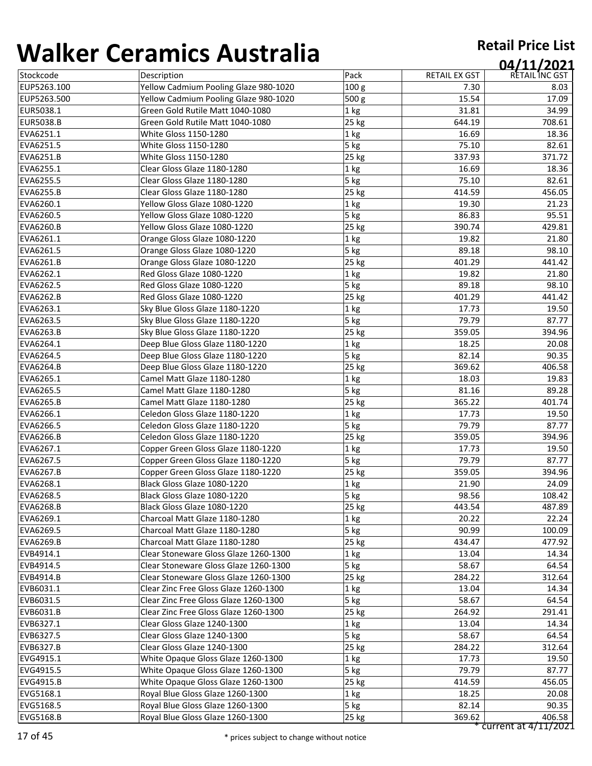# Walker Ceramics Australia

**Retail Price List**
**04/11/2021**

| Stockcode | Description | Pack | RETAIL EX GST | RETAIL INC GST |
|---|---|---|---|---|
| EUP5263.100 | Yellow Cadmium Pooling Glaze 980-1020 | 100 g | 7.30 | 8.03 |
| EUP5263.500 | Yellow Cadmium Pooling Glaze 980-1020 | 500 g | 15.54 | 17.09 |
| EUR5038.1 | Green Gold Rutile Matt 1040-1080 | 1 kg | 31.81 | 34.99 |
| EUR5038.B | Green Gold Rutile Matt 1040-1080 | 25 kg | 644.19 | 708.61 |
| EVA6251.1 | White Gloss 1150-1280 | 1 kg | 16.69 | 18.36 |
| EVA6251.5 | White Gloss 1150-1280 | 5 kg | 75.10 | 82.61 |
| EVA6251.B | White Gloss 1150-1280 | 25 kg | 337.93 | 371.72 |
| EVA6255.1 | Clear Gloss Glaze 1180-1280 | 1 kg | 16.69 | 18.36 |
| EVA6255.5 | Clear Gloss Glaze 1180-1280 | 5 kg | 75.10 | 82.61 |
| EVA6255.B | Clear Gloss Glaze 1180-1280 | 25 kg | 414.59 | 456.05 |
| EVA6260.1 | Yellow Gloss Glaze 1080-1220 | 1 kg | 19.30 | 21.23 |
| EVA6260.5 | Yellow Gloss Glaze 1080-1220 | 5 kg | 86.83 | 95.51 |
| EVA6260.B | Yellow Gloss Glaze 1080-1220 | 25 kg | 390.74 | 429.81 |
| EVA6261.1 | Orange Gloss Glaze 1080-1220 | 1 kg | 19.82 | 21.80 |
| EVA6261.5 | Orange Gloss Glaze 1080-1220 | 5 kg | 89.18 | 98.10 |
| EVA6261.B | Orange Gloss Glaze 1080-1220 | 25 kg | 401.29 | 441.42 |
| EVA6262.1 | Red Gloss Glaze 1080-1220 | 1 kg | 19.82 | 21.80 |
| EVA6262.5 | Red Gloss Glaze 1080-1220 | 5 kg | 89.18 | 98.10 |
| EVA6262.B | Red Gloss Glaze 1080-1220 | 25 kg | 401.29 | 441.42 |
| EVA6263.1 | Sky Blue Gloss Glaze 1180-1220 | 1 kg | 17.73 | 19.50 |
| EVA6263.5 | Sky Blue Gloss Glaze 1180-1220 | 5 kg | 79.79 | 87.77 |
| EVA6263.B | Sky Blue Gloss Glaze 1180-1220 | 25 kg | 359.05 | 394.96 |
| EVA6264.1 | Deep Blue Gloss Glaze 1180-1220 | 1 kg | 18.25 | 20.08 |
| EVA6264.5 | Deep Blue Gloss Glaze 1180-1220 | 5 kg | 82.14 | 90.35 |
| EVA6264.B | Deep Blue Gloss Glaze 1180-1220 | 25 kg | 369.62 | 406.58 |
| EVA6265.1 | Camel Matt Glaze 1180-1280 | 1 kg | 18.03 | 19.83 |
| EVA6265.5 | Camel Matt Glaze 1180-1280 | 5 kg | 81.16 | 89.28 |
| EVA6265.B | Camel Matt Glaze 1180-1280 | 25 kg | 365.22 | 401.74 |
| EVA6266.1 | Celedon Gloss Glaze 1180-1220 | 1 kg | 17.73 | 19.50 |
| EVA6266.5 | Celedon Gloss Glaze 1180-1220 | 5 kg | 79.79 | 87.77 |
| EVA6266.B | Celedon Gloss Glaze 1180-1220 | 25 kg | 359.05 | 394.96 |
| EVA6267.1 | Copper Green Gloss Glaze 1180-1220 | 1 kg | 17.73 | 19.50 |
| EVA6267.5 | Copper Green Gloss Glaze 1180-1220 | 5 kg | 79.79 | 87.77 |
| EVA6267.B | Copper Green Gloss Glaze 1180-1220 | 25 kg | 359.05 | 394.96 |
| EVA6268.1 | Black Gloss Glaze 1080-1220 | 1 kg | 21.90 | 24.09 |
| EVA6268.5 | Black Gloss Glaze 1080-1220 | 5 kg | 98.56 | 108.42 |
| EVA6268.B | Black Gloss Glaze 1080-1220 | 25 kg | 443.54 | 487.89 |
| EVA6269.1 | Charcoal Matt Glaze 1180-1280 | 1 kg | 20.22 | 22.24 |
| EVA6269.5 | Charcoal Matt Glaze 1180-1280 | 5 kg | 90.99 | 100.09 |
| EVA6269.B | Charcoal Matt Glaze 1180-1280 | 25 kg | 434.47 | 477.92 |
| EVB4914.1 | Clear Stoneware Gloss Glaze 1260-1300 | 1 kg | 13.04 | 14.34 |
| EVB4914.5 | Clear Stoneware Gloss Glaze 1260-1300 | 5 kg | 58.67 | 64.54 |
| EVB4914.B | Clear Stoneware Gloss Glaze 1260-1300 | 25 kg | 284.22 | 312.64 |
| EVB6031.1 | Clear Zinc Free Gloss Glaze 1260-1300 | 1 kg | 13.04 | 14.34 |
| EVB6031.5 | Clear Zinc Free Gloss Glaze 1260-1300 | 5 kg | 58.67 | 64.54 |
| EVB6031.B | Clear Zinc Free Gloss Glaze 1260-1300 | 25 kg | 264.92 | 291.41 |
| EVB6327.1 | Clear Gloss Glaze 1240-1300 | 1 kg | 13.04 | 14.34 |
| EVB6327.5 | Clear Gloss Glaze 1240-1300 | 5 kg | 58.67 | 64.54 |
| EVB6327.B | Clear Gloss Glaze 1240-1300 | 25 kg | 284.22 | 312.64 |
| EVG4915.1 | White Opaque Gloss Glaze 1260-1300 | 1 kg | 17.73 | 19.50 |
| EVG4915.5 | White Opaque Gloss Glaze 1260-1300 | 5 kg | 79.79 | 87.77 |
| EVG4915.B | White Opaque Gloss Glaze 1260-1300 | 25 kg | 414.59 | 456.05 |
| EVG5168.1 | Royal Blue Gloss Glaze 1260-1300 | 1 kg | 18.25 | 20.08 |
| EVG5168.5 | Royal Blue Gloss Glaze 1260-1300 | 5 kg | 82.14 | 90.35 |
| EVG5168.B | Royal Blue Gloss Glaze 1260-1300 | 25 kg | 369.62 | 406.58 |

* current at 4/11/2021

* prices subject to change without notice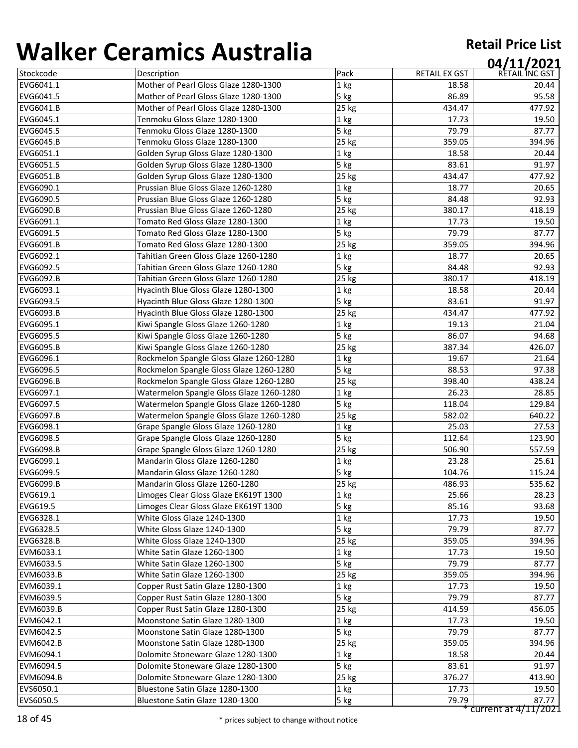# Walker Ceramics Australia

**Retail Price List**

**04/11/2021**

| Stockcode | Description | Pack | RETAIL EX GST | RETAIL INC GST |
|---|---|---|---|---|
| EVG6041.1 | Mother of Pearl Gloss Glaze 1280-1300 | 1 kg | 18.58 | 20.44 |
| EVG6041.5 | Mother of Pearl Gloss Glaze 1280-1300 | 5 kg | 86.89 | 95.58 |
| EVG6041.B | Mother of Pearl Gloss Glaze 1280-1300 | 25 kg | 434.47 | 477.92 |
| EVG6045.1 | Tenmoku Gloss Glaze 1280-1300 | 1 kg | 17.73 | 19.50 |
| EVG6045.5 | Tenmoku Gloss Glaze 1280-1300 | 5 kg | 79.79 | 87.77 |
| EVG6045.B | Tenmoku Gloss Glaze 1280-1300 | 25 kg | 359.05 | 394.96 |
| EVG6051.1 | Golden Syrup Gloss Glaze 1280-1300 | 1 kg | 18.58 | 20.44 |
| EVG6051.5 | Golden Syrup Gloss Glaze 1280-1300 | 5 kg | 83.61 | 91.97 |
| EVG6051.B | Golden Syrup Gloss Glaze 1280-1300 | 25 kg | 434.47 | 477.92 |
| EVG6090.1 | Prussian Blue Gloss Glaze 1260-1280 | 1 kg | 18.77 | 20.65 |
| EVG6090.5 | Prussian Blue Gloss Glaze 1260-1280 | 5 kg | 84.48 | 92.93 |
| EVG6090.B | Prussian Blue Gloss Glaze 1260-1280 | 25 kg | 380.17 | 418.19 |
| EVG6091.1 | Tomato Red Gloss Glaze 1280-1300 | 1 kg | 17.73 | 19.50 |
| EVG6091.5 | Tomato Red Gloss Glaze 1280-1300 | 5 kg | 79.79 | 87.77 |
| EVG6091.B | Tomato Red Gloss Glaze 1280-1300 | 25 kg | 359.05 | 394.96 |
| EVG6092.1 | Tahitian Green Gloss Glaze 1260-1280 | 1 kg | 18.77 | 20.65 |
| EVG6092.5 | Tahitian Green Gloss Glaze 1260-1280 | 5 kg | 84.48 | 92.93 |
| EVG6092.B | Tahitian Green Gloss Glaze 1260-1280 | 25 kg | 380.17 | 418.19 |
| EVG6093.1 | Hyacinth Blue Gloss Glaze 1280-1300 | 1 kg | 18.58 | 20.44 |
| EVG6093.5 | Hyacinth Blue Gloss Glaze 1280-1300 | 5 kg | 83.61 | 91.97 |
| EVG6093.B | Hyacinth Blue Gloss Glaze 1280-1300 | 25 kg | 434.47 | 477.92 |
| EVG6095.1 | Kiwi Spangle Gloss Glaze 1260-1280 | 1 kg | 19.13 | 21.04 |
| EVG6095.5 | Kiwi Spangle Gloss Glaze 1260-1280 | 5 kg | 86.07 | 94.68 |
| EVG6095.B | Kiwi Spangle Gloss Glaze 1260-1280 | 25 kg | 387.34 | 426.07 |
| EVG6096.1 | Rockmelon Spangle Gloss Glaze 1260-1280 | 1 kg | 19.67 | 21.64 |
| EVG6096.5 | Rockmelon Spangle Gloss Glaze 1260-1280 | 5 kg | 88.53 | 97.38 |
| EVG6096.B | Rockmelon Spangle Gloss Glaze 1260-1280 | 25 kg | 398.40 | 438.24 |
| EVG6097.1 | Watermelon Spangle Gloss Glaze 1260-1280 | 1 kg | 26.23 | 28.85 |
| EVG6097.5 | Watermelon Spangle Gloss Glaze 1260-1280 | 5 kg | 118.04 | 129.84 |
| EVG6097.B | Watermelon Spangle Gloss Glaze 1260-1280 | 25 kg | 582.02 | 640.22 |
| EVG6098.1 | Grape Spangle Gloss Glaze 1260-1280 | 1 kg | 25.03 | 27.53 |
| EVG6098.5 | Grape Spangle Gloss Glaze 1260-1280 | 5 kg | 112.64 | 123.90 |
| EVG6098.B | Grape Spangle Gloss Glaze 1260-1280 | 25 kg | 506.90 | 557.59 |
| EVG6099.1 | Mandarin Gloss Glaze 1260-1280 | 1 kg | 23.28 | 25.61 |
| EVG6099.5 | Mandarin Gloss Glaze 1260-1280 | 5 kg | 104.76 | 115.24 |
| EVG6099.B | Mandarin Gloss Glaze 1260-1280 | 25 kg | 486.93 | 535.62 |
| EVG619.1 | Limoges Clear Gloss Glaze EK619T 1300 | 1 kg | 25.66 | 28.23 |
| EVG619.5 | Limoges Clear Gloss Glaze EK619T 1300 | 5 kg | 85.16 | 93.68 |
| EVG6328.1 | White Gloss Glaze 1240-1300 | 1 kg | 17.73 | 19.50 |
| EVG6328.5 | White Gloss Glaze 1240-1300 | 5 kg | 79.79 | 87.77 |
| EVG6328.B | White Gloss Glaze 1240-1300 | 25 kg | 359.05 | 394.96 |
| EVM6033.1 | White Satin Glaze 1260-1300 | 1 kg | 17.73 | 19.50 |
| EVM6033.5 | White Satin Glaze 1260-1300 | 5 kg | 79.79 | 87.77 |
| EVM6033.B | White Satin Glaze 1260-1300 | 25 kg | 359.05 | 394.96 |
| EVM6039.1 | Copper Rust Satin Glaze 1280-1300 | 1 kg | 17.73 | 19.50 |
| EVM6039.5 | Copper Rust Satin Glaze 1280-1300 | 5 kg | 79.79 | 87.77 |
| EVM6039.B | Copper Rust Satin Glaze 1280-1300 | 25 kg | 414.59 | 456.05 |
| EVM6042.1 | Moonstone Satin Glaze 1280-1300 | 1 kg | 17.73 | 19.50 |
| EVM6042.5 | Moonstone Satin Glaze 1280-1300 | 5 kg | 79.79 | 87.77 |
| EVM6042.B | Moonstone Satin Glaze 1280-1300 | 25 kg | 359.05 | 394.96 |
| EVM6094.1 | Dolomite Stoneware Glaze 1280-1300 | 1 kg | 18.58 | 20.44 |
| EVM6094.5 | Dolomite Stoneware Glaze 1280-1300 | 5 kg | 83.61 | 91.97 |
| EVM6094.B | Dolomite Stoneware Glaze 1280-1300 | 25 kg | 376.27 | 413.90 |
| EVS6050.1 | Bluestone Satin Glaze 1280-1300 | 1 kg | 17.73 | 19.50 |
| EVS6050.5 | Bluestone Satin Glaze 1280-1300 | 5 kg | 79.79 | 87.77 |

* current at 4/11/2021

* prices subject to change without notice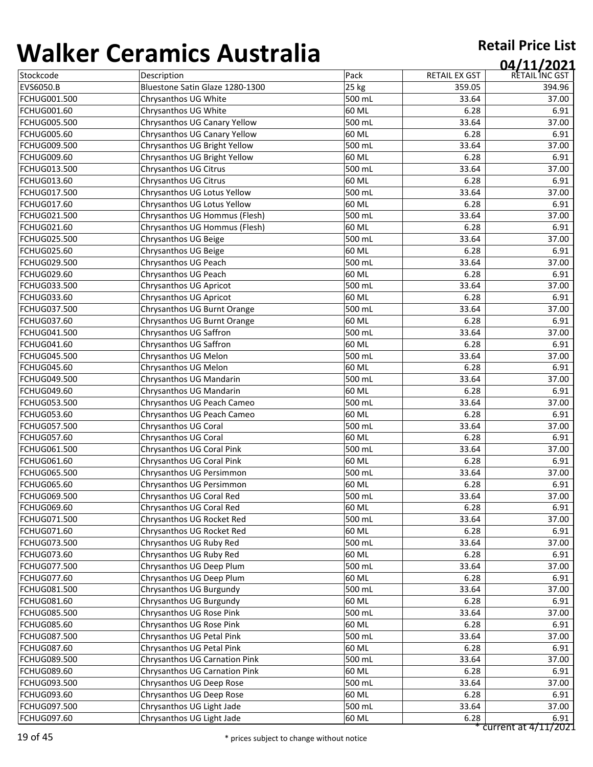# Walker Ceramics Australia

**Retail Price List**

**04/11/2021**

| Stockcode | Description | Pack | RETAIL EX GST | RETAIL INC GST |
|---|---|---|---|---|
| EVS6050.B | Bluestone Satin Glaze 1280-1300 | 25 kg | 359.05 | 394.96 |
| FCHUG001.500 | Chrysanthos UG White | 500 mL | 33.64 | 37.00 |
| FCHUG001.60 | Chrysanthos UG White | 60 ML | 6.28 | 6.91 |
| FCHUG005.500 | Chrysanthos UG Canary Yellow | 500 mL | 33.64 | 37.00 |
| FCHUG005.60 | Chrysanthos UG Canary Yellow | 60 ML | 6.28 | 6.91 |
| FCHUG009.500 | Chrysanthos UG Bright Yellow | 500 mL | 33.64 | 37.00 |
| FCHUG009.60 | Chrysanthos UG Bright Yellow | 60 ML | 6.28 | 6.91 |
| FCHUG013.500 | Chrysanthos UG Citrus | 500 mL | 33.64 | 37.00 |
| FCHUG013.60 | Chrysanthos UG Citrus | 60 ML | 6.28 | 6.91 |
| FCHUG017.500 | Chrysanthos UG Lotus Yellow | 500 mL | 33.64 | 37.00 |
| FCHUG017.60 | Chrysanthos UG Lotus Yellow | 60 ML | 6.28 | 6.91 |
| FCHUG021.500 | Chrysanthos UG Hommus (Flesh) | 500 mL | 33.64 | 37.00 |
| FCHUG021.60 | Chrysanthos UG Hommus (Flesh) | 60 ML | 6.28 | 6.91 |
| FCHUG025.500 | Chrysanthos UG Beige | 500 mL | 33.64 | 37.00 |
| FCHUG025.60 | Chrysanthos UG Beige | 60 ML | 6.28 | 6.91 |
| FCHUG029.500 | Chrysanthos UG Peach | 500 mL | 33.64 | 37.00 |
| FCHUG029.60 | Chrysanthos UG Peach | 60 ML | 6.28 | 6.91 |
| FCHUG033.500 | Chrysanthos UG Apricot | 500 mL | 33.64 | 37.00 |
| FCHUG033.60 | Chrysanthos UG Apricot | 60 ML | 6.28 | 6.91 |
| FCHUG037.500 | Chrysanthos UG Burnt Orange | 500 mL | 33.64 | 37.00 |
| FCHUG037.60 | Chrysanthos UG Burnt Orange | 60 ML | 6.28 | 6.91 |
| FCHUG041.500 | Chrysanthos UG Saffron | 500 mL | 33.64 | 37.00 |
| FCHUG041.60 | Chrysanthos UG Saffron | 60 ML | 6.28 | 6.91 |
| FCHUG045.500 | Chrysanthos UG Melon | 500 mL | 33.64 | 37.00 |
| FCHUG045.60 | Chrysanthos UG Melon | 60 ML | 6.28 | 6.91 |
| FCHUG049.500 | Chrysanthos UG Mandarin | 500 mL | 33.64 | 37.00 |
| FCHUG049.60 | Chrysanthos UG Mandarin | 60 ML | 6.28 | 6.91 |
| FCHUG053.500 | Chrysanthos UG Peach Cameo | 500 mL | 33.64 | 37.00 |
| FCHUG053.60 | Chrysanthos UG Peach Cameo | 60 ML | 6.28 | 6.91 |
| FCHUG057.500 | Chrysanthos UG Coral | 500 mL | 33.64 | 37.00 |
| FCHUG057.60 | Chrysanthos UG Coral | 60 ML | 6.28 | 6.91 |
| FCHUG061.500 | Chrysanthos UG Coral Pink | 500 mL | 33.64 | 37.00 |
| FCHUG061.60 | Chrysanthos UG Coral Pink | 60 ML | 6.28 | 6.91 |
| FCHUG065.500 | Chrysanthos UG Persimmon | 500 mL | 33.64 | 37.00 |
| FCHUG065.60 | Chrysanthos UG Persimmon | 60 ML | 6.28 | 6.91 |
| FCHUG069.500 | Chrysanthos UG Coral Red | 500 mL | 33.64 | 37.00 |
| FCHUG069.60 | Chrysanthos UG Coral Red | 60 ML | 6.28 | 6.91 |
| FCHUG071.500 | Chrysanthos UG Rocket Red | 500 mL | 33.64 | 37.00 |
| FCHUG071.60 | Chrysanthos UG Rocket Red | 60 ML | 6.28 | 6.91 |
| FCHUG073.500 | Chrysanthos UG Ruby Red | 500 mL | 33.64 | 37.00 |
| FCHUG073.60 | Chrysanthos UG Ruby Red | 60 ML | 6.28 | 6.91 |
| FCHUG077.500 | Chrysanthos UG Deep Plum | 500 mL | 33.64 | 37.00 |
| FCHUG077.60 | Chrysanthos UG Deep Plum | 60 ML | 6.28 | 6.91 |
| FCHUG081.500 | Chrysanthos UG Burgundy | 500 mL | 33.64 | 37.00 |
| FCHUG081.60 | Chrysanthos UG Burgundy | 60 ML | 6.28 | 6.91 |
| FCHUG085.500 | Chrysanthos UG Rose Pink | 500 mL | 33.64 | 37.00 |
| FCHUG085.60 | Chrysanthos UG Rose Pink | 60 ML | 6.28 | 6.91 |
| FCHUG087.500 | Chrysanthos UG Petal Pink | 500 mL | 33.64 | 37.00 |
| FCHUG087.60 | Chrysanthos UG Petal Pink | 60 ML | 6.28 | 6.91 |
| FCHUG089.500 | Chrysanthos UG Carnation Pink | 500 mL | 33.64 | 37.00 |
| FCHUG089.60 | Chrysanthos UG Carnation Pink | 60 ML | 6.28 | 6.91 |
| FCHUG093.500 | Chrysanthos UG Deep Rose | 500 mL | 33.64 | 37.00 |
| FCHUG093.60 | Chrysanthos UG Deep Rose | 60 ML | 6.28 | 6.91 |
| FCHUG097.500 | Chrysanthos UG Light Jade | 500 mL | 33.64 | 37.00 |
| FCHUG097.60 | Chrysanthos UG Light Jade | 60 ML | 6.28 | 6.91 |

* current at 4/11/2021

* prices subject to change without notice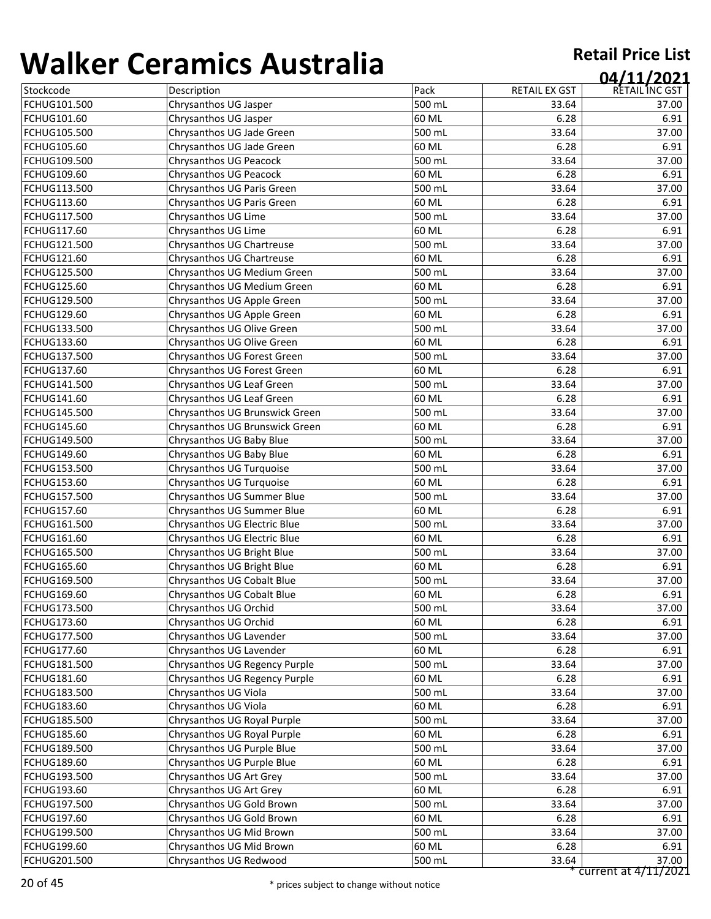# Walker Ceramics Australia

**Retail Price List**
**04/11/2021**

| Stockcode | Description | Pack | RETAIL EX GST | RETAIL INC GST |
|---|---|---|---|---|
| FCHUG101.500 | Chrysanthos UG Jasper | 500 mL | 33.64 | 37.00 |
| FCHUG101.60 | Chrysanthos UG Jasper | 60 ML | 6.28 | 6.91 |
| FCHUG105.500 | Chrysanthos UG Jade Green | 500 mL | 33.64 | 37.00 |
| FCHUG105.60 | Chrysanthos UG Jade Green | 60 ML | 6.28 | 6.91 |
| FCHUG109.500 | Chrysanthos UG Peacock | 500 mL | 33.64 | 37.00 |
| FCHUG109.60 | Chrysanthos UG Peacock | 60 ML | 6.28 | 6.91 |
| FCHUG113.500 | Chrysanthos UG Paris Green | 500 mL | 33.64 | 37.00 |
| FCHUG113.60 | Chrysanthos UG Paris Green | 60 ML | 6.28 | 6.91 |
| FCHUG117.500 | Chrysanthos UG Lime | 500 mL | 33.64 | 37.00 |
| FCHUG117.60 | Chrysanthos UG Lime | 60 ML | 6.28 | 6.91 |
| FCHUG121.500 | Chrysanthos UG Chartreuse | 500 mL | 33.64 | 37.00 |
| FCHUG121.60 | Chrysanthos UG Chartreuse | 60 ML | 6.28 | 6.91 |
| FCHUG125.500 | Chrysanthos UG Medium Green | 500 mL | 33.64 | 37.00 |
| FCHUG125.60 | Chrysanthos UG Medium Green | 60 ML | 6.28 | 6.91 |
| FCHUG129.500 | Chrysanthos UG Apple Green | 500 mL | 33.64 | 37.00 |
| FCHUG129.60 | Chrysanthos UG Apple Green | 60 ML | 6.28 | 6.91 |
| FCHUG133.500 | Chrysanthos UG Olive Green | 500 mL | 33.64 | 37.00 |
| FCHUG133.60 | Chrysanthos UG Olive Green | 60 ML | 6.28 | 6.91 |
| FCHUG137.500 | Chrysanthos UG Forest Green | 500 mL | 33.64 | 37.00 |
| FCHUG137.60 | Chrysanthos UG Forest Green | 60 ML | 6.28 | 6.91 |
| FCHUG141.500 | Chrysanthos UG Leaf Green | 500 mL | 33.64 | 37.00 |
| FCHUG141.60 | Chrysanthos UG Leaf Green | 60 ML | 6.28 | 6.91 |
| FCHUG145.500 | Chrysanthos UG Brunswick Green | 500 mL | 33.64 | 37.00 |
| FCHUG145.60 | Chrysanthos UG Brunswick Green | 60 ML | 6.28 | 6.91 |
| FCHUG149.500 | Chrysanthos UG Baby Blue | 500 mL | 33.64 | 37.00 |
| FCHUG149.60 | Chrysanthos UG Baby Blue | 60 ML | 6.28 | 6.91 |
| FCHUG153.500 | Chrysanthos UG Turquoise | 500 mL | 33.64 | 37.00 |
| FCHUG153.60 | Chrysanthos UG Turquoise | 60 ML | 6.28 | 6.91 |
| FCHUG157.500 | Chrysanthos UG Summer Blue | 500 mL | 33.64 | 37.00 |
| FCHUG157.60 | Chrysanthos UG Summer Blue | 60 ML | 6.28 | 6.91 |
| FCHUG161.500 | Chrysanthos UG Electric Blue | 500 mL | 33.64 | 37.00 |
| FCHUG161.60 | Chrysanthos UG Electric Blue | 60 ML | 6.28 | 6.91 |
| FCHUG165.500 | Chrysanthos UG Bright Blue | 500 mL | 33.64 | 37.00 |
| FCHUG165.60 | Chrysanthos UG Bright Blue | 60 ML | 6.28 | 6.91 |
| FCHUG169.500 | Chrysanthos UG Cobalt Blue | 500 mL | 33.64 | 37.00 |
| FCHUG169.60 | Chrysanthos UG Cobalt Blue | 60 ML | 6.28 | 6.91 |
| FCHUG173.500 | Chrysanthos UG Orchid | 500 mL | 33.64 | 37.00 |
| FCHUG173.60 | Chrysanthos UG Orchid | 60 ML | 6.28 | 6.91 |
| FCHUG177.500 | Chrysanthos UG Lavender | 500 mL | 33.64 | 37.00 |
| FCHUG177.60 | Chrysanthos UG Lavender | 60 ML | 6.28 | 6.91 |
| FCHUG181.500 | Chrysanthos UG Regency Purple | 500 mL | 33.64 | 37.00 |
| FCHUG181.60 | Chrysanthos UG Regency Purple | 60 ML | 6.28 | 6.91 |
| FCHUG183.500 | Chrysanthos UG Viola | 500 mL | 33.64 | 37.00 |
| FCHUG183.60 | Chrysanthos UG Viola | 60 ML | 6.28 | 6.91 |
| FCHUG185.500 | Chrysanthos UG Royal Purple | 500 mL | 33.64 | 37.00 |
| FCHUG185.60 | Chrysanthos UG Royal Purple | 60 ML | 6.28 | 6.91 |
| FCHUG189.500 | Chrysanthos UG Purple Blue | 500 mL | 33.64 | 37.00 |
| FCHUG189.60 | Chrysanthos UG Purple Blue | 60 ML | 6.28 | 6.91 |
| FCHUG193.500 | Chrysanthos UG Art Grey | 500 mL | 33.64 | 37.00 |
| FCHUG193.60 | Chrysanthos UG Art Grey | 60 ML | 6.28 | 6.91 |
| FCHUG197.500 | Chrysanthos UG Gold Brown | 500 mL | 33.64 | 37.00 |
| FCHUG197.60 | Chrysanthos UG Gold Brown | 60 ML | 6.28 | 6.91 |
| FCHUG199.500 | Chrysanthos UG Mid Brown | 500 mL | 33.64 | 37.00 |
| FCHUG199.60 | Chrysanthos UG Mid Brown | 60 ML | 6.28 | 6.91 |
| FCHUG201.500 | Chrysanthos UG Redwood | 500 mL | 33.64 | 37.00 |

\* current at 4/11/2021

\* prices subject to change without notice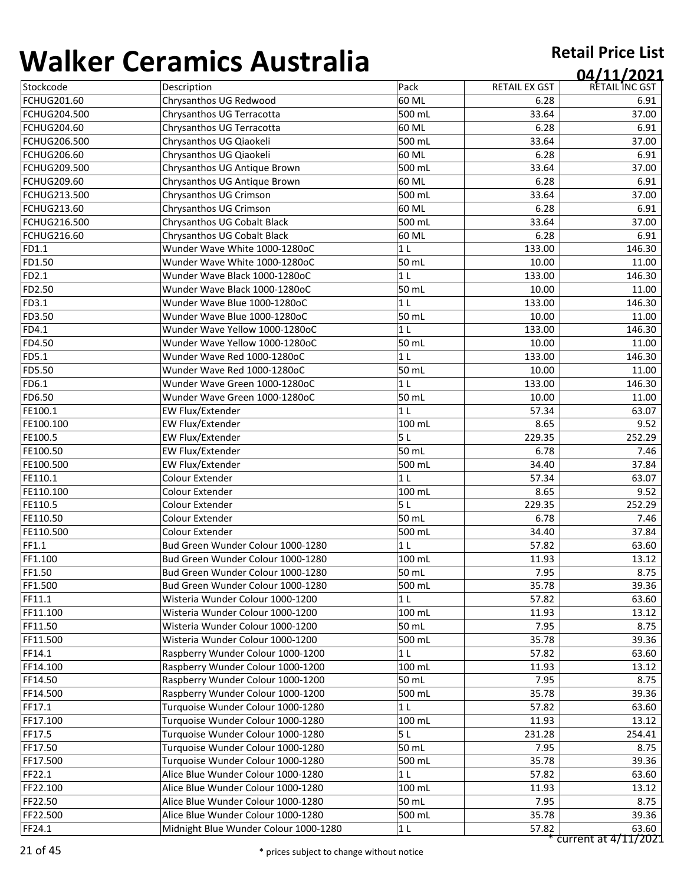# Walker Ceramics Australia

**Retail Price List**
**04/11/2021**

| Stockcode | Description | Pack | RETAIL EX GST | RETAIL INC GST |
|---|---|---|---|---|
| FCHUG201.60 | Chrysanthos UG Redwood | 60 ML | 6.28 | 6.91 |
| FCHUG204.500 | Chrysanthos UG Terracotta | 500 mL | 33.64 | 37.00 |
| FCHUG204.60 | Chrysanthos UG Terracotta | 60 ML | 6.28 | 6.91 |
| FCHUG206.500 | Chrysanthos UG Qiaokeli | 500 mL | 33.64 | 37.00 |
| FCHUG206.60 | Chrysanthos UG Qiaokeli | 60 ML | 6.28 | 6.91 |
| FCHUG209.500 | Chrysanthos UG Antique Brown | 500 mL | 33.64 | 37.00 |
| FCHUG209.60 | Chrysanthos UG Antique Brown | 60 ML | 6.28 | 6.91 |
| FCHUG213.500 | Chrysanthos UG Crimson | 500 mL | 33.64 | 37.00 |
| FCHUG213.60 | Chrysanthos UG Crimson | 60 ML | 6.28 | 6.91 |
| FCHUG216.500 | Chrysanthos UG Cobalt Black | 500 mL | 33.64 | 37.00 |
| FCHUG216.60 | Chrysanthos UG Cobalt Black | 60 ML | 6.28 | 6.91 |
| FD1.1 | Wunder Wave White 1000-1280oC | 1 L | 133.00 | 146.30 |
| FD1.50 | Wunder Wave White 1000-1280oC | 50 mL | 10.00 | 11.00 |
| FD2.1 | Wunder Wave Black 1000-1280oC | 1 L | 133.00 | 146.30 |
| FD2.50 | Wunder Wave Black 1000-1280oC | 50 mL | 10.00 | 11.00 |
| FD3.1 | Wunder Wave Blue 1000-1280oC | 1 L | 133.00 | 146.30 |
| FD3.50 | Wunder Wave Blue 1000-1280oC | 50 mL | 10.00 | 11.00 |
| FD4.1 | Wunder Wave Yellow 1000-1280oC | 1 L | 133.00 | 146.30 |
| FD4.50 | Wunder Wave Yellow 1000-1280oC | 50 mL | 10.00 | 11.00 |
| FD5.1 | Wunder Wave Red 1000-1280oC | 1 L | 133.00 | 146.30 |
| FD5.50 | Wunder Wave Red 1000-1280oC | 50 mL | 10.00 | 11.00 |
| FD6.1 | Wunder Wave Green 1000-1280oC | 1 L | 133.00 | 146.30 |
| FD6.50 | Wunder Wave Green 1000-1280oC | 50 mL | 10.00 | 11.00 |
| FE100.1 | EW Flux/Extender | 1 L | 57.34 | 63.07 |
| FE100.100 | EW Flux/Extender | 100 mL | 8.65 | 9.52 |
| FE100.5 | EW Flux/Extender | 5 L | 229.35 | 252.29 |
| FE100.50 | EW Flux/Extender | 50 mL | 6.78 | 7.46 |
| FE100.500 | EW Flux/Extender | 500 mL | 34.40 | 37.84 |
| FE110.1 | Colour Extender | 1 L | 57.34 | 63.07 |
| FE110.100 | Colour Extender | 100 mL | 8.65 | 9.52 |
| FE110.5 | Colour Extender | 5 L | 229.35 | 252.29 |
| FE110.50 | Colour Extender | 50 mL | 6.78 | 7.46 |
| FE110.500 | Colour Extender | 500 mL | 34.40 | 37.84 |
| FF1.1 | Bud Green Wunder Colour 1000-1280 | 1 L | 57.82 | 63.60 |
| FF1.100 | Bud Green Wunder Colour 1000-1280 | 100 mL | 11.93 | 13.12 |
| FF1.50 | Bud Green Wunder Colour 1000-1280 | 50 mL | 7.95 | 8.75 |
| FF1.500 | Bud Green Wunder Colour 1000-1280 | 500 mL | 35.78 | 39.36 |
| FF11.1 | Wisteria Wunder Colour 1000-1200 | 1 L | 57.82 | 63.60 |
| FF11.100 | Wisteria Wunder Colour 1000-1200 | 100 mL | 11.93 | 13.12 |
| FF11.50 | Wisteria Wunder Colour 1000-1200 | 50 mL | 7.95 | 8.75 |
| FF11.500 | Wisteria Wunder Colour 1000-1200 | 500 mL | 35.78 | 39.36 |
| FF14.1 | Raspberry Wunder Colour 1000-1200 | 1 L | 57.82 | 63.60 |
| FF14.100 | Raspberry Wunder Colour 1000-1200 | 100 mL | 11.93 | 13.12 |
| FF14.50 | Raspberry Wunder Colour 1000-1200 | 50 mL | 7.95 | 8.75 |
| FF14.500 | Raspberry Wunder Colour 1000-1200 | 500 mL | 35.78 | 39.36 |
| FF17.1 | Turquoise Wunder Colour 1000-1280 | 1 L | 57.82 | 63.60 |
| FF17.100 | Turquoise Wunder Colour 1000-1280 | 100 mL | 11.93 | 13.12 |
| FF17.5 | Turquoise Wunder Colour 1000-1280 | 5 L | 231.28 | 254.41 |
| FF17.50 | Turquoise Wunder Colour 1000-1280 | 50 mL | 7.95 | 8.75 |
| FF17.500 | Turquoise Wunder Colour 1000-1280 | 500 mL | 35.78 | 39.36 |
| FF22.1 | Alice Blue Wunder Colour 1000-1280 | 1 L | 57.82 | 63.60 |
| FF22.100 | Alice Blue Wunder Colour 1000-1280 | 100 mL | 11.93 | 13.12 |
| FF22.50 | Alice Blue Wunder Colour 1000-1280 | 50 mL | 7.95 | 8.75 |
| FF22.500 | Alice Blue Wunder Colour 1000-1280 | 500 mL | 35.78 | 39.36 |
| FF24.1 | Midnight Blue Wunder Colour 1000-1280 | 1 L | 57.82 | 63.60 |

\* current at 4/11/2021

\* prices subject to change without notice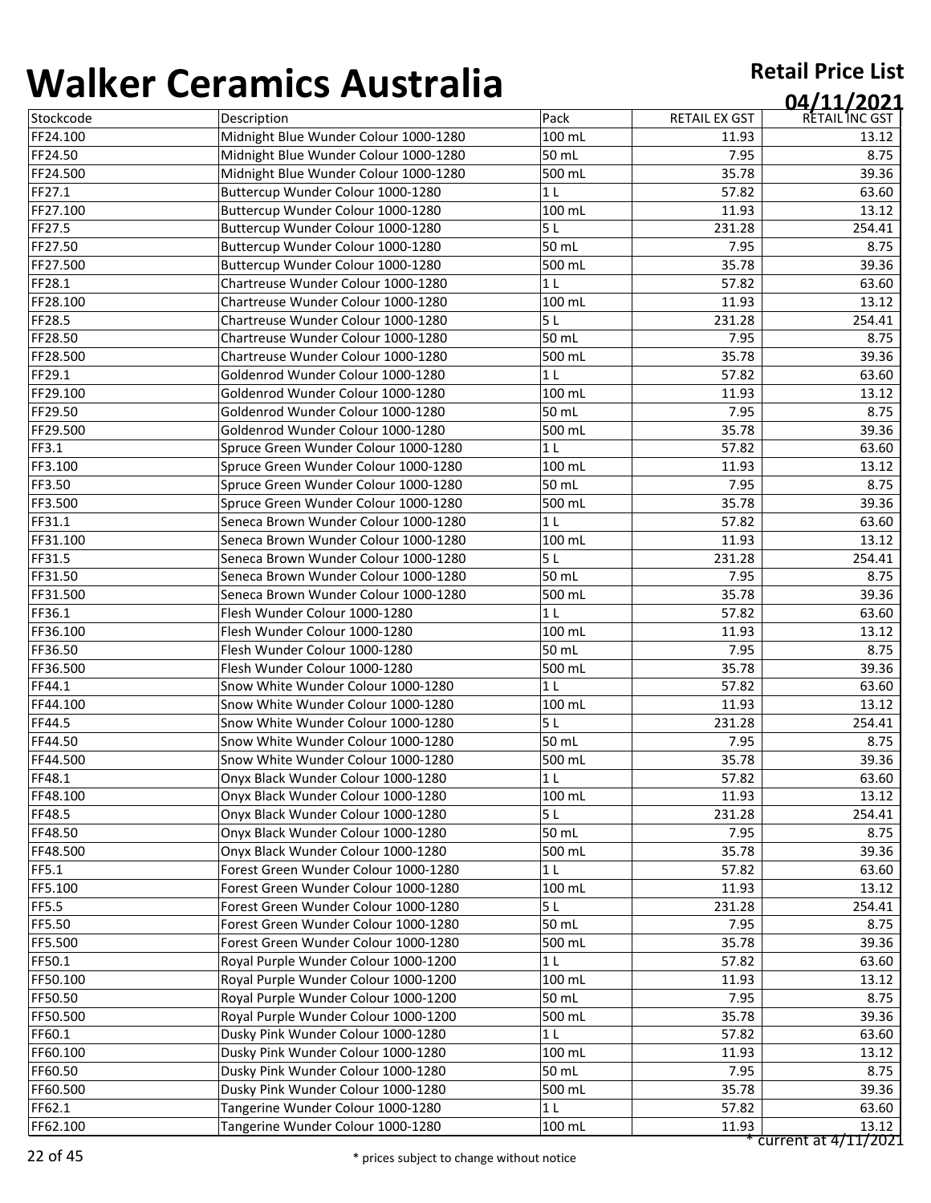| Stockcode | Description | Pack | RETAIL EX GST | RETAIL INC GST |
|---|---|---|---|---|
| FF24.100 | Midnight Blue Wunder Colour 1000-1280 | 100 mL | 11.93 | 13.12 |
| FF24.50 | Midnight Blue Wunder Colour 1000-1280 | 50 mL | 7.95 | 8.75 |
| FF24.500 | Midnight Blue Wunder Colour 1000-1280 | 500 mL | 35.78 | 39.36 |
| FF27.1 | Buttercup Wunder Colour 1000-1280 | 1 L | 57.82 | 63.60 |
| FF27.100 | Buttercup Wunder Colour 1000-1280 | 100 mL | 11.93 | 13.12 |
| FF27.5 | Buttercup Wunder Colour 1000-1280 | 5 L | 231.28 | 254.41 |
| FF27.50 | Buttercup Wunder Colour 1000-1280 | 50 mL | 7.95 | 8.75 |
| FF27.500 | Buttercup Wunder Colour 1000-1280 | 500 mL | 35.78 | 39.36 |
| FF28.1 | Chartreuse Wunder Colour 1000-1280 | 1 L | 57.82 | 63.60 |
| FF28.100 | Chartreuse Wunder Colour 1000-1280 | 100 mL | 11.93 | 13.12 |
| FF28.5 | Chartreuse Wunder Colour 1000-1280 | 5 L | 231.28 | 254.41 |
| FF28.50 | Chartreuse Wunder Colour 1000-1280 | 50 mL | 7.95 | 8.75 |
| FF28.500 | Chartreuse Wunder Colour 1000-1280 | 500 mL | 35.78 | 39.36 |
| FF29.1 | Goldenrod Wunder Colour 1000-1280 | 1 L | 57.82 | 63.60 |
| FF29.100 | Goldenrod Wunder Colour 1000-1280 | 100 mL | 11.93 | 13.12 |
| FF29.50 | Goldenrod Wunder Colour 1000-1280 | 50 mL | 7.95 | 8.75 |
| FF29.500 | Goldenrod Wunder Colour 1000-1280 | 500 mL | 35.78 | 39.36 |
| FF3.1 | Spruce Green Wunder Colour 1000-1280 | 1 L | 57.82 | 63.60 |
| FF3.100 | Spruce Green Wunder Colour 1000-1280 | 100 mL | 11.93 | 13.12 |
| FF3.50 | Spruce Green Wunder Colour 1000-1280 | 50 mL | 7.95 | 8.75 |
| FF3.500 | Spruce Green Wunder Colour 1000-1280 | 500 mL | 35.78 | 39.36 |
| FF31.1 | Seneca Brown Wunder Colour 1000-1280 | 1 L | 57.82 | 63.60 |
| FF31.100 | Seneca Brown Wunder Colour 1000-1280 | 100 mL | 11.93 | 13.12 |
| FF31.5 | Seneca Brown Wunder Colour 1000-1280 | 5 L | 231.28 | 254.41 |
| FF31.50 | Seneca Brown Wunder Colour 1000-1280 | 50 mL | 7.95 | 8.75 |
| FF31.500 | Seneca Brown Wunder Colour 1000-1280 | 500 mL | 35.78 | 39.36 |
| FF36.1 | Flesh Wunder Colour 1000-1280 | 1 L | 57.82 | 63.60 |
| FF36.100 | Flesh Wunder Colour 1000-1280 | 100 mL | 11.93 | 13.12 |
| FF36.50 | Flesh Wunder Colour 1000-1280 | 50 mL | 7.95 | 8.75 |
| FF36.500 | Flesh Wunder Colour 1000-1280 | 500 mL | 35.78 | 39.36 |
| FF44.1 | Snow White Wunder Colour 1000-1280 | 1 L | 57.82 | 63.60 |
| FF44.100 | Snow White Wunder Colour 1000-1280 | 100 mL | 11.93 | 13.12 |
| FF44.5 | Snow White Wunder Colour 1000-1280 | 5 L | 231.28 | 254.41 |
| FF44.50 | Snow White Wunder Colour 1000-1280 | 50 mL | 7.95 | 8.75 |
| FF44.500 | Snow White Wunder Colour 1000-1280 | 500 mL | 35.78 | 39.36 |
| FF48.1 | Onyx Black Wunder Colour 1000-1280 | 1 L | 57.82 | 63.60 |
| FF48.100 | Onyx Black Wunder Colour 1000-1280 | 100 mL | 11.93 | 13.12 |
| FF48.5 | Onyx Black Wunder Colour 1000-1280 | 5 L | 231.28 | 254.41 |
| FF48.50 | Onyx Black Wunder Colour 1000-1280 | 50 mL | 7.95 | 8.75 |
| FF48.500 | Onyx Black Wunder Colour 1000-1280 | 500 mL | 35.78 | 39.36 |
| FF5.1 | Forest Green Wunder Colour 1000-1280 | 1 L | 57.82 | 63.60 |
| FF5.100 | Forest Green Wunder Colour 1000-1280 | 100 mL | 11.93 | 13.12 |
| FF5.5 | Forest Green Wunder Colour 1000-1280 | 5 L | 231.28 | 254.41 |
| FF5.50 | Forest Green Wunder Colour 1000-1280 | 50 mL | 7.95 | 8.75 |
| FF5.500 | Forest Green Wunder Colour 1000-1280 | 500 mL | 35.78 | 39.36 |
| FF50.1 | Royal Purple Wunder Colour 1000-1200 | 1 L | 57.82 | 63.60 |
| FF50.100 | Royal Purple Wunder Colour 1000-1200 | 100 mL | 11.93 | 13.12 |
| FF50.50 | Royal Purple Wunder Colour 1000-1200 | 50 mL | 7.95 | 8.75 |
| FF50.500 | Royal Purple Wunder Colour 1000-1200 | 500 mL | 35.78 | 39.36 |
| FF60.1 | Dusky Pink Wunder Colour 1000-1280 | 1 L | 57.82 | 63.60 |
| FF60.100 | Dusky Pink Wunder Colour 1000-1280 | 100 mL | 11.93 | 13.12 |
| FF60.50 | Dusky Pink Wunder Colour 1000-1280 | 50 mL | 7.95 | 8.75 |
| FF60.500 | Dusky Pink Wunder Colour 1000-1280 | 500 mL | 35.78 | 39.36 |
| FF62.1 | Tangerine Wunder Colour 1000-1280 | 1 L | 57.82 | 63.60 |
| FF62.100 | Tangerine Wunder Colour 1000-1280 | 100 mL | 11.93 | 13.12 |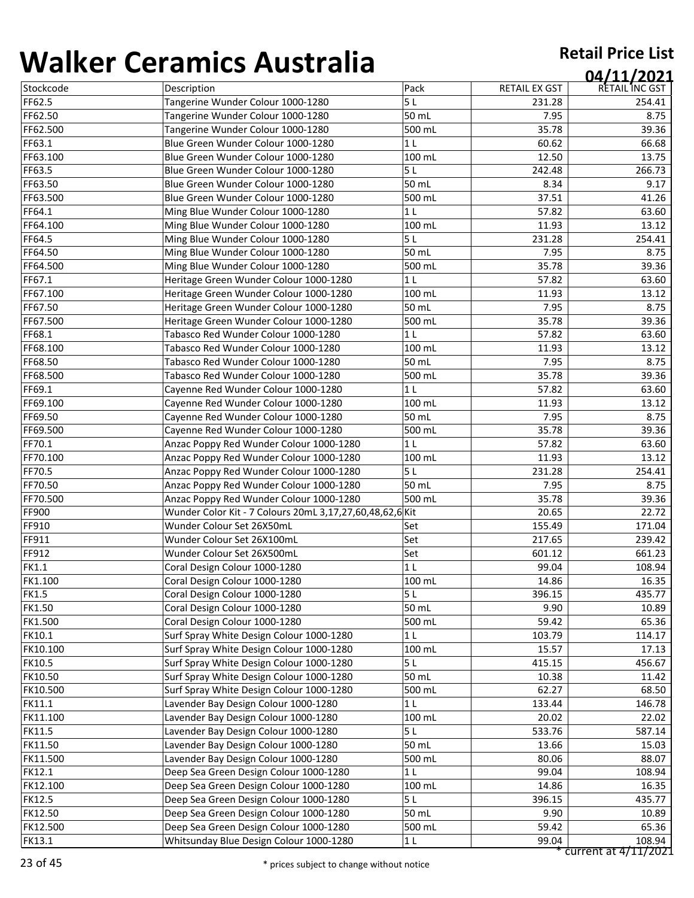# Walker Ceramics Australia

**Retail Price List**

**04/11/2021**

| Stockcode | Description | Pack | RETAIL EX GST | RETAIL INC GST |
|---|---|---|---|---|
| FF62.5 | Tangerine Wunder Colour 1000-1280 | 5 L | 231.28 | 254.41 |
| FF62.50 | Tangerine Wunder Colour 1000-1280 | 50 mL | 7.95 | 8.75 |
| FF62.500 | Tangerine Wunder Colour 1000-1280 | 500 mL | 35.78 | 39.36 |
| FF63.1 | Blue Green Wunder Colour 1000-1280 | 1 L | 60.62 | 66.68 |
| FF63.100 | Blue Green Wunder Colour 1000-1280 | 100 mL | 12.50 | 13.75 |
| FF63.5 | Blue Green Wunder Colour 1000-1280 | 5 L | 242.48 | 266.73 |
| FF63.50 | Blue Green Wunder Colour 1000-1280 | 50 mL | 8.34 | 9.17 |
| FF63.500 | Blue Green Wunder Colour 1000-1280 | 500 mL | 37.51 | 41.26 |
| FF64.1 | Ming Blue Wunder Colour 1000-1280 | 1 L | 57.82 | 63.60 |
| FF64.100 | Ming Blue Wunder Colour 1000-1280 | 100 mL | 11.93 | 13.12 |
| FF64.5 | Ming Blue Wunder Colour 1000-1280 | 5 L | 231.28 | 254.41 |
| FF64.50 | Ming Blue Wunder Colour 1000-1280 | 50 mL | 7.95 | 8.75 |
| FF64.500 | Ming Blue Wunder Colour 1000-1280 | 500 mL | 35.78 | 39.36 |
| FF67.1 | Heritage Green Wunder Colour 1000-1280 | 1 L | 57.82 | 63.60 |
| FF67.100 | Heritage Green Wunder Colour 1000-1280 | 100 mL | 11.93 | 13.12 |
| FF67.50 | Heritage Green Wunder Colour 1000-1280 | 50 mL | 7.95 | 8.75 |
| FF67.500 | Heritage Green Wunder Colour 1000-1280 | 500 mL | 35.78 | 39.36 |
| FF68.1 | Tabasco Red Wunder Colour 1000-1280 | 1 L | 57.82 | 63.60 |
| FF68.100 | Tabasco Red Wunder Colour 1000-1280 | 100 mL | 11.93 | 13.12 |
| FF68.50 | Tabasco Red Wunder Colour 1000-1280 | 50 mL | 7.95 | 8.75 |
| FF68.500 | Tabasco Red Wunder Colour 1000-1280 | 500 mL | 35.78 | 39.36 |
| FF69.1 | Cayenne Red Wunder Colour 1000-1280 | 1 L | 57.82 | 63.60 |
| FF69.100 | Cayenne Red Wunder Colour 1000-1280 | 100 mL | 11.93 | 13.12 |
| FF69.50 | Cayenne Red Wunder Colour 1000-1280 | 50 mL | 7.95 | 8.75 |
| FF69.500 | Cayenne Red Wunder Colour 1000-1280 | 500 mL | 35.78 | 39.36 |
| FF70.1 | Anzac Poppy Red Wunder Colour 1000-1280 | 1 L | 57.82 | 63.60 |
| FF70.100 | Anzac Poppy Red Wunder Colour 1000-1280 | 100 mL | 11.93 | 13.12 |
| FF70.5 | Anzac Poppy Red Wunder Colour 1000-1280 | 5 L | 231.28 | 254.41 |
| FF70.50 | Anzac Poppy Red Wunder Colour 1000-1280 | 50 mL | 7.95 | 8.75 |
| FF70.500 | Anzac Poppy Red Wunder Colour 1000-1280 | 500 mL | 35.78 | 39.36 |
| FF900 | Wunder Color Kit - 7 Colours 20mL 3,17,27,60,48,62,6 | Kit | 20.65 | 22.72 |
| FF910 | Wunder Colour Set 26X50mL | Set | 155.49 | 171.04 |
| FF911 | Wunder Colour Set 26X100mL | Set | 217.65 | 239.42 |
| FF912 | Wunder Colour Set 26X500mL | Set | 601.12 | 661.23 |
| FK1.1 | Coral Design Colour 1000-1280 | 1 L | 99.04 | 108.94 |
| FK1.100 | Coral Design Colour 1000-1280 | 100 mL | 14.86 | 16.35 |
| FK1.5 | Coral Design Colour 1000-1280 | 5 L | 396.15 | 435.77 |
| FK1.50 | Coral Design Colour 1000-1280 | 50 mL | 9.90 | 10.89 |
| FK1.500 | Coral Design Colour 1000-1280 | 500 mL | 59.42 | 65.36 |
| FK10.1 | Surf Spray White Design Colour 1000-1280 | 1 L | 103.79 | 114.17 |
| FK10.100 | Surf Spray White Design Colour 1000-1280 | 100 mL | 15.57 | 17.13 |
| FK10.5 | Surf Spray White Design Colour 1000-1280 | 5 L | 415.15 | 456.67 |
| FK10.50 | Surf Spray White Design Colour 1000-1280 | 50 mL | 10.38 | 11.42 |
| FK10.500 | Surf Spray White Design Colour 1000-1280 | 500 mL | 62.27 | 68.50 |
| FK11.1 | Lavender Bay Design Colour 1000-1280 | 1 L | 133.44 | 146.78 |
| FK11.100 | Lavender Bay Design Colour 1000-1280 | 100 mL | 20.02 | 22.02 |
| FK11.5 | Lavender Bay Design Colour 1000-1280 | 5 L | 533.76 | 587.14 |
| FK11.50 | Lavender Bay Design Colour 1000-1280 | 50 mL | 13.66 | 15.03 |
| FK11.500 | Lavender Bay Design Colour 1000-1280 | 500 mL | 80.06 | 88.07 |
| FK12.1 | Deep Sea Green Design Colour 1000-1280 | 1 L | 99.04 | 108.94 |
| FK12.100 | Deep Sea Green Design Colour 1000-1280 | 100 mL | 14.86 | 16.35 |
| FK12.5 | Deep Sea Green Design Colour 1000-1280 | 5 L | 396.15 | 435.77 |
| FK12.50 | Deep Sea Green Design Colour 1000-1280 | 50 mL | 9.90 | 10.89 |
| FK12.500 | Deep Sea Green Design Colour 1000-1280 | 500 mL | 59.42 | 65.36 |
| FK13.1 | Whitsunday Blue Design Colour 1000-1280 | 1 L | 99.04 | 108.94 |

\* current at 4/11/2021

\* prices subject to change without notice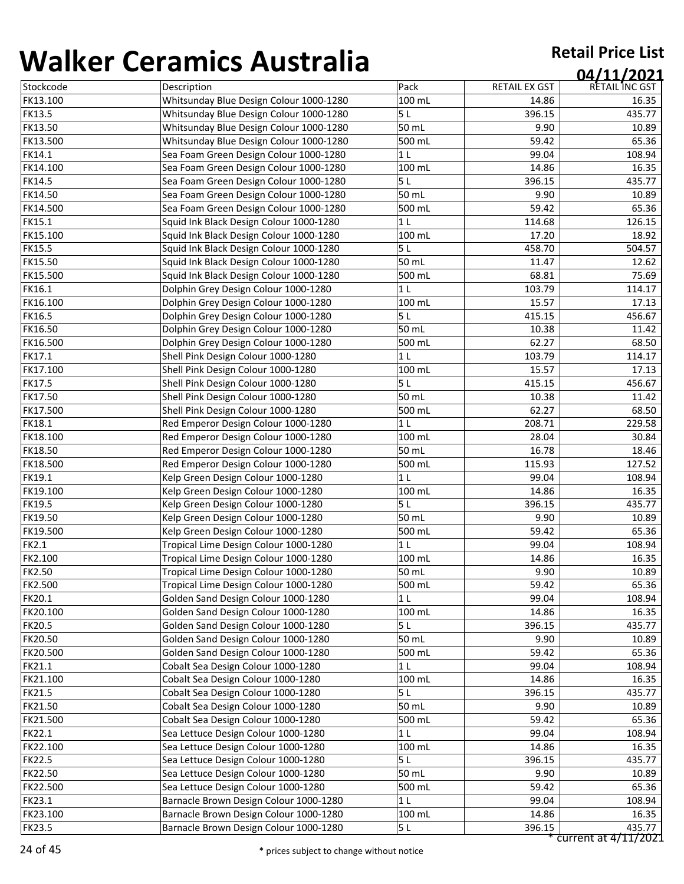# Walker Ceramics Australia

**Retail Price List**

**04/11/2021**

| Stockcode | Description | Pack | RETAIL EX GST | RETAIL INC GST |
|---|---|---|---|---|
| FK13.100 | Whitsunday Blue Design Colour 1000-1280 | 100 mL | 14.86 | 16.35 |
| FK13.5 | Whitsunday Blue Design Colour 1000-1280 | 5 L | 396.15 | 435.77 |
| FK13.50 | Whitsunday Blue Design Colour 1000-1280 | 50 mL | 9.90 | 10.89 |
| FK13.500 | Whitsunday Blue Design Colour 1000-1280 | 500 mL | 59.42 | 65.36 |
| FK14.1 | Sea Foam Green Design Colour 1000-1280 | 1 L | 99.04 | 108.94 |
| FK14.100 | Sea Foam Green Design Colour 1000-1280 | 100 mL | 14.86 | 16.35 |
| FK14.5 | Sea Foam Green Design Colour 1000-1280 | 5 L | 396.15 | 435.77 |
| FK14.50 | Sea Foam Green Design Colour 1000-1280 | 50 mL | 9.90 | 10.89 |
| FK14.500 | Sea Foam Green Design Colour 1000-1280 | 500 mL | 59.42 | 65.36 |
| FK15.1 | Squid Ink Black Design Colour 1000-1280 | 1 L | 114.68 | 126.15 |
| FK15.100 | Squid Ink Black Design Colour 1000-1280 | 100 mL | 17.20 | 18.92 |
| FK15.5 | Squid Ink Black Design Colour 1000-1280 | 5 L | 458.70 | 504.57 |
| FK15.50 | Squid Ink Black Design Colour 1000-1280 | 50 mL | 11.47 | 12.62 |
| FK15.500 | Squid Ink Black Design Colour 1000-1280 | 500 mL | 68.81 | 75.69 |
| FK16.1 | Dolphin Grey Design Colour 1000-1280 | 1 L | 103.79 | 114.17 |
| FK16.100 | Dolphin Grey Design Colour 1000-1280 | 100 mL | 15.57 | 17.13 |
| FK16.5 | Dolphin Grey Design Colour 1000-1280 | 5 L | 415.15 | 456.67 |
| FK16.50 | Dolphin Grey Design Colour 1000-1280 | 50 mL | 10.38 | 11.42 |
| FK16.500 | Dolphin Grey Design Colour 1000-1280 | 500 mL | 62.27 | 68.50 |
| FK17.1 | Shell Pink Design Colour 1000-1280 | 1 L | 103.79 | 114.17 |
| FK17.100 | Shell Pink Design Colour 1000-1280 | 100 mL | 15.57 | 17.13 |
| FK17.5 | Shell Pink Design Colour 1000-1280 | 5 L | 415.15 | 456.67 |
| FK17.50 | Shell Pink Design Colour 1000-1280 | 50 mL | 10.38 | 11.42 |
| FK17.500 | Shell Pink Design Colour 1000-1280 | 500 mL | 62.27 | 68.50 |
| FK18.1 | Red Emperor Design Colour 1000-1280 | 1 L | 208.71 | 229.58 |
| FK18.100 | Red Emperor Design Colour 1000-1280 | 100 mL | 28.04 | 30.84 |
| FK18.50 | Red Emperor Design Colour 1000-1280 | 50 mL | 16.78 | 18.46 |
| FK18.500 | Red Emperor Design Colour 1000-1280 | 500 mL | 115.93 | 127.52 |
| FK19.1 | Kelp Green Design Colour 1000-1280 | 1 L | 99.04 | 108.94 |
| FK19.100 | Kelp Green Design Colour 1000-1280 | 100 mL | 14.86 | 16.35 |
| FK19.5 | Kelp Green Design Colour 1000-1280 | 5 L | 396.15 | 435.77 |
| FK19.50 | Kelp Green Design Colour 1000-1280 | 50 mL | 9.90 | 10.89 |
| FK19.500 | Kelp Green Design Colour 1000-1280 | 500 mL | 59.42 | 65.36 |
| FK2.1 | Tropical Lime Design Colour 1000-1280 | 1 L | 99.04 | 108.94 |
| FK2.100 | Tropical Lime Design Colour 1000-1280 | 100 mL | 14.86 | 16.35 |
| FK2.50 | Tropical Lime Design Colour 1000-1280 | 50 mL | 9.90 | 10.89 |
| FK2.500 | Tropical Lime Design Colour 1000-1280 | 500 mL | 59.42 | 65.36 |
| FK20.1 | Golden Sand Design Colour 1000-1280 | 1 L | 99.04 | 108.94 |
| FK20.100 | Golden Sand Design Colour 1000-1280 | 100 mL | 14.86 | 16.35 |
| FK20.5 | Golden Sand Design Colour 1000-1280 | 5 L | 396.15 | 435.77 |
| FK20.50 | Golden Sand Design Colour 1000-1280 | 50 mL | 9.90 | 10.89 |
| FK20.500 | Golden Sand Design Colour 1000-1280 | 500 mL | 59.42 | 65.36 |
| FK21.1 | Cobalt Sea Design Colour 1000-1280 | 1 L | 99.04 | 108.94 |
| FK21.100 | Cobalt Sea Design Colour 1000-1280 | 100 mL | 14.86 | 16.35 |
| FK21.5 | Cobalt Sea Design Colour 1000-1280 | 5 L | 396.15 | 435.77 |
| FK21.50 | Cobalt Sea Design Colour 1000-1280 | 50 mL | 9.90 | 10.89 |
| FK21.500 | Cobalt Sea Design Colour 1000-1280 | 500 mL | 59.42 | 65.36 |
| FK22.1 | Sea Lettuce Design Colour 1000-1280 | 1 L | 99.04 | 108.94 |
| FK22.100 | Sea Lettuce Design Colour 1000-1280 | 100 mL | 14.86 | 16.35 |
| FK22.5 | Sea Lettuce Design Colour 1000-1280 | 5 L | 396.15 | 435.77 |
| FK22.50 | Sea Lettuce Design Colour 1000-1280 | 50 mL | 9.90 | 10.89 |
| FK22.500 | Sea Lettuce Design Colour 1000-1280 | 500 mL | 59.42 | 65.36 |
| FK23.1 | Barnacle Brown Design Colour 1000-1280 | 1 L | 99.04 | 108.94 |
| FK23.100 | Barnacle Brown Design Colour 1000-1280 | 100 mL | 14.86 | 16.35 |
| FK23.5 | Barnacle Brown Design Colour 1000-1280 | 5 L | 396.15 | 435.77 |

\* current at 4/11/2021

\* prices subject to change without notice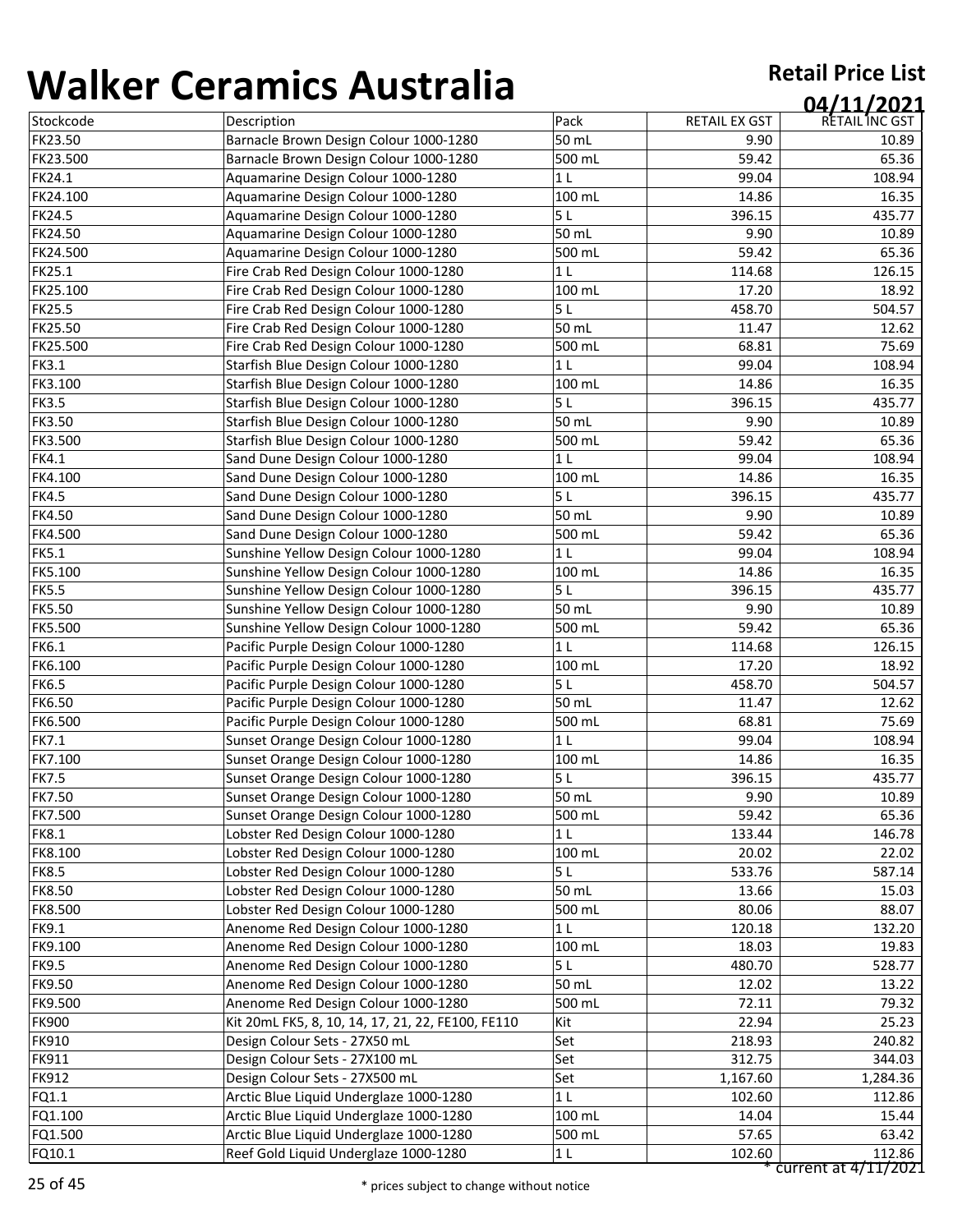# Walker Ceramics Australia

**Retail Price List**
**04/11/2021**

| Stockcode | Description | Pack | RETAIL EX GST | RETAIL INC GST |
|---|---|---|---|---|
| FK23.50 | Barnacle Brown Design Colour 1000-1280 | 50 mL | 9.90 | 10.89 |
| FK23.500 | Barnacle Brown Design Colour 1000-1280 | 500 mL | 59.42 | 65.36 |
| FK24.1 | Aquamarine Design Colour 1000-1280 | 1 L | 99.04 | 108.94 |
| FK24.100 | Aquamarine Design Colour 1000-1280 | 100 mL | 14.86 | 16.35 |
| FK24.5 | Aquamarine Design Colour 1000-1280 | 5 L | 396.15 | 435.77 |
| FK24.50 | Aquamarine Design Colour 1000-1280 | 50 mL | 9.90 | 10.89 |
| FK24.500 | Aquamarine Design Colour 1000-1280 | 500 mL | 59.42 | 65.36 |
| FK25.1 | Fire Crab Red Design Colour 1000-1280 | 1 L | 114.68 | 126.15 |
| FK25.100 | Fire Crab Red Design Colour 1000-1280 | 100 mL | 17.20 | 18.92 |
| FK25.5 | Fire Crab Red Design Colour 1000-1280 | 5 L | 458.70 | 504.57 |
| FK25.50 | Fire Crab Red Design Colour 1000-1280 | 50 mL | 11.47 | 12.62 |
| FK25.500 | Fire Crab Red Design Colour 1000-1280 | 500 mL | 68.81 | 75.69 |
| FK3.1 | Starfish Blue Design Colour 1000-1280 | 1 L | 99.04 | 108.94 |
| FK3.100 | Starfish Blue Design Colour 1000-1280 | 100 mL | 14.86 | 16.35 |
| FK3.5 | Starfish Blue Design Colour 1000-1280 | 5 L | 396.15 | 435.77 |
| FK3.50 | Starfish Blue Design Colour 1000-1280 | 50 mL | 9.90 | 10.89 |
| FK3.500 | Starfish Blue Design Colour 1000-1280 | 500 mL | 59.42 | 65.36 |
| FK4.1 | Sand Dune Design Colour 1000-1280 | 1 L | 99.04 | 108.94 |
| FK4.100 | Sand Dune Design Colour 1000-1280 | 100 mL | 14.86 | 16.35 |
| FK4.5 | Sand Dune Design Colour 1000-1280 | 5 L | 396.15 | 435.77 |
| FK4.50 | Sand Dune Design Colour 1000-1280 | 50 mL | 9.90 | 10.89 |
| FK4.500 | Sand Dune Design Colour 1000-1280 | 500 mL | 59.42 | 65.36 |
| FK5.1 | Sunshine Yellow Design Colour 1000-1280 | 1 L | 99.04 | 108.94 |
| FK5.100 | Sunshine Yellow Design Colour 1000-1280 | 100 mL | 14.86 | 16.35 |
| FK5.5 | Sunshine Yellow Design Colour 1000-1280 | 5 L | 396.15 | 435.77 |
| FK5.50 | Sunshine Yellow Design Colour 1000-1280 | 50 mL | 9.90 | 10.89 |
| FK5.500 | Sunshine Yellow Design Colour 1000-1280 | 500 mL | 59.42 | 65.36 |
| FK6.1 | Pacific Purple Design Colour 1000-1280 | 1 L | 114.68 | 126.15 |
| FK6.100 | Pacific Purple Design Colour 1000-1280 | 100 mL | 17.20 | 18.92 |
| FK6.5 | Pacific Purple Design Colour 1000-1280 | 5 L | 458.70 | 504.57 |
| FK6.50 | Pacific Purple Design Colour 1000-1280 | 50 mL | 11.47 | 12.62 |
| FK6.500 | Pacific Purple Design Colour 1000-1280 | 500 mL | 68.81 | 75.69 |
| FK7.1 | Sunset Orange Design Colour 1000-1280 | 1 L | 99.04 | 108.94 |
| FK7.100 | Sunset Orange Design Colour 1000-1280 | 100 mL | 14.86 | 16.35 |
| FK7.5 | Sunset Orange Design Colour 1000-1280 | 5 L | 396.15 | 435.77 |
| FK7.50 | Sunset Orange Design Colour 1000-1280 | 50 mL | 9.90 | 10.89 |
| FK7.500 | Sunset Orange Design Colour 1000-1280 | 500 mL | 59.42 | 65.36 |
| FK8.1 | Lobster Red Design Colour 1000-1280 | 1 L | 133.44 | 146.78 |
| FK8.100 | Lobster Red Design Colour 1000-1280 | 100 mL | 20.02 | 22.02 |
| FK8.5 | Lobster Red Design Colour 1000-1280 | 5 L | 533.76 | 587.14 |
| FK8.50 | Lobster Red Design Colour 1000-1280 | 50 mL | 13.66 | 15.03 |
| FK8.500 | Lobster Red Design Colour 1000-1280 | 500 mL | 80.06 | 88.07 |
| FK9.1 | Anenome Red Design Colour 1000-1280 | 1 L | 120.18 | 132.20 |
| FK9.100 | Anenome Red Design Colour 1000-1280 | 100 mL | 18.03 | 19.83 |
| FK9.5 | Anenome Red Design Colour 1000-1280 | 5 L | 480.70 | 528.77 |
| FK9.50 | Anenome Red Design Colour 1000-1280 | 50 mL | 12.02 | 13.22 |
| FK9.500 | Anenome Red Design Colour 1000-1280 | 500 mL | 72.11 | 79.32 |
| FK900 | Kit 20mL FK5, 8, 10, 14, 17, 21, 22, FE100, FE110 | Kit | 22.94 | 25.23 |
| FK910 | Design Colour Sets - 27X50 mL | Set | 218.93 | 240.82 |
| FK911 | Design Colour Sets - 27X100 mL | Set | 312.75 | 344.03 |
| FK912 | Design Colour Sets - 27X500 mL | Set | 1,167.60 | 1,284.36 |
| FQ1.1 | Arctic Blue Liquid Underglaze 1000-1280 | 1 L | 102.60 | 112.86 |
| FQ1.100 | Arctic Blue Liquid Underglaze 1000-1280 | 100 mL | 14.04 | 15.44 |
| FQ1.500 | Arctic Blue Liquid Underglaze 1000-1280 | 500 mL | 57.65 | 63.42 |
| FQ10.1 | Reef Gold Liquid Underglaze 1000-1280 | 1 L | 102.60 | 112.86 |

\* current at 4/11/2021

\* prices subject to change without notice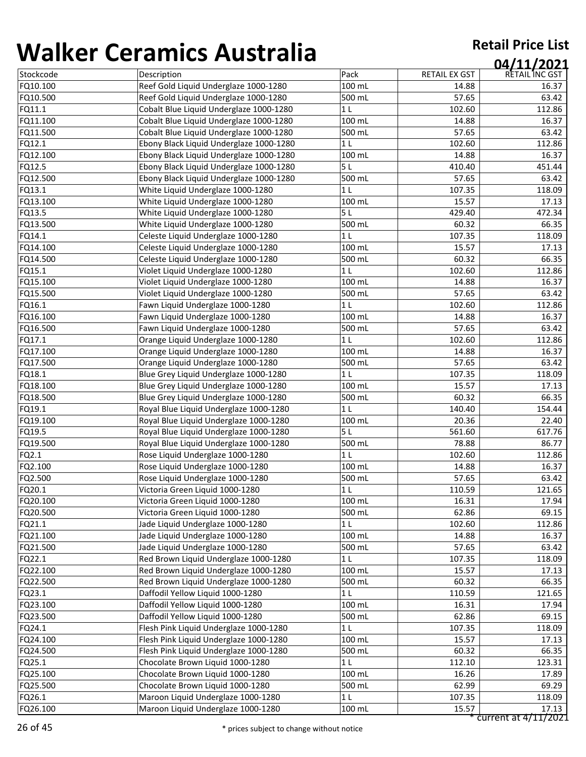# Walker Ceramics Australia

**Retail Price List**

**04/11/2021**

| Stockcode | Description | Pack | RETAIL EX GST | RETAIL INC GST |
|---|---|---|---|---|
| FQ10.100 | Reef Gold Liquid Underglaze 1000-1280 | 100 mL | 14.88 | 16.37 |
| FQ10.500 | Reef Gold Liquid Underglaze 1000-1280 | 500 mL | 57.65 | 63.42 |
| FQ11.1 | Cobalt Blue Liquid Underglaze 1000-1280 | 1 L | 102.60 | 112.86 |
| FQ11.100 | Cobalt Blue Liquid Underglaze 1000-1280 | 100 mL | 14.88 | 16.37 |
| FQ11.500 | Cobalt Blue Liquid Underglaze 1000-1280 | 500 mL | 57.65 | 63.42 |
| FQ12.1 | Ebony Black Liquid Underglaze 1000-1280 | 1 L | 102.60 | 112.86 |
| FQ12.100 | Ebony Black Liquid Underglaze 1000-1280 | 100 mL | 14.88 | 16.37 |
| FQ12.5 | Ebony Black Liquid Underglaze 1000-1280 | 5 L | 410.40 | 451.44 |
| FQ12.500 | Ebony Black Liquid Underglaze 1000-1280 | 500 mL | 57.65 | 63.42 |
| FQ13.1 | White Liquid Underglaze 1000-1280 | 1 L | 107.35 | 118.09 |
| FQ13.100 | White Liquid Underglaze 1000-1280 | 100 mL | 15.57 | 17.13 |
| FQ13.5 | White Liquid Underglaze 1000-1280 | 5 L | 429.40 | 472.34 |
| FQ13.500 | White Liquid Underglaze 1000-1280 | 500 mL | 60.32 | 66.35 |
| FQ14.1 | Celeste Liquid Underglaze 1000-1280 | 1 L | 107.35 | 118.09 |
| FQ14.100 | Celeste Liquid Underglaze 1000-1280 | 100 mL | 15.57 | 17.13 |
| FQ14.500 | Celeste Liquid Underglaze 1000-1280 | 500 mL | 60.32 | 66.35 |
| FQ15.1 | Violet Liquid Underglaze 1000-1280 | 1 L | 102.60 | 112.86 |
| FQ15.100 | Violet Liquid Underglaze 1000-1280 | 100 mL | 14.88 | 16.37 |
| FQ15.500 | Violet Liquid Underglaze 1000-1280 | 500 mL | 57.65 | 63.42 |
| FQ16.1 | Fawn Liquid Underglaze 1000-1280 | 1 L | 102.60 | 112.86 |
| FQ16.100 | Fawn Liquid Underglaze 1000-1280 | 100 mL | 14.88 | 16.37 |
| FQ16.500 | Fawn Liquid Underglaze 1000-1280 | 500 mL | 57.65 | 63.42 |
| FQ17.1 | Orange Liquid Underglaze 1000-1280 | 1 L | 102.60 | 112.86 |
| FQ17.100 | Orange Liquid Underglaze 1000-1280 | 100 mL | 14.88 | 16.37 |
| FQ17.500 | Orange Liquid Underglaze 1000-1280 | 500 mL | 57.65 | 63.42 |
| FQ18.1 | Blue Grey Liquid Underglaze 1000-1280 | 1 L | 107.35 | 118.09 |
| FQ18.100 | Blue Grey Liquid Underglaze 1000-1280 | 100 mL | 15.57 | 17.13 |
| FQ18.500 | Blue Grey Liquid Underglaze 1000-1280 | 500 mL | 60.32 | 66.35 |
| FQ19.1 | Royal Blue Liquid Underglaze 1000-1280 | 1 L | 140.40 | 154.44 |
| FQ19.100 | Royal Blue Liquid Underglaze 1000-1280 | 100 mL | 20.36 | 22.40 |
| FQ19.5 | Royal Blue Liquid Underglaze 1000-1280 | 5 L | 561.60 | 617.76 |
| FQ19.500 | Royal Blue Liquid Underglaze 1000-1280 | 500 mL | 78.88 | 86.77 |
| FQ2.1 | Rose Liquid Underglaze 1000-1280 | 1 L | 102.60 | 112.86 |
| FQ2.100 | Rose Liquid Underglaze 1000-1280 | 100 mL | 14.88 | 16.37 |
| FQ2.500 | Rose Liquid Underglaze 1000-1280 | 500 mL | 57.65 | 63.42 |
| FQ20.1 | Victoria Green Liquid 1000-1280 | 1 L | 110.59 | 121.65 |
| FQ20.100 | Victoria Green Liquid 1000-1280 | 100 mL | 16.31 | 17.94 |
| FQ20.500 | Victoria Green Liquid 1000-1280 | 500 mL | 62.86 | 69.15 |
| FQ21.1 | Jade Liquid Underglaze 1000-1280 | 1 L | 102.60 | 112.86 |
| FQ21.100 | Jade Liquid Underglaze 1000-1280 | 100 mL | 14.88 | 16.37 |
| FQ21.500 | Jade Liquid Underglaze 1000-1280 | 500 mL | 57.65 | 63.42 |
| FQ22.1 | Red Brown Liquid Underglaze 1000-1280 | 1 L | 107.35 | 118.09 |
| FQ22.100 | Red Brown Liquid Underglaze 1000-1280 | 100 mL | 15.57 | 17.13 |
| FQ22.500 | Red Brown Liquid Underglaze 1000-1280 | 500 mL | 60.32 | 66.35 |
| FQ23.1 | Daffodil Yellow Liquid 1000-1280 | 1 L | 110.59 | 121.65 |
| FQ23.100 | Daffodil Yellow Liquid 1000-1280 | 100 mL | 16.31 | 17.94 |
| FQ23.500 | Daffodil Yellow Liquid 1000-1280 | 500 mL | 62.86 | 69.15 |
| FQ24.1 | Flesh Pink Liquid Underglaze 1000-1280 | 1 L | 107.35 | 118.09 |
| FQ24.100 | Flesh Pink Liquid Underglaze 1000-1280 | 100 mL | 15.57 | 17.13 |
| FQ24.500 | Flesh Pink Liquid Underglaze 1000-1280 | 500 mL | 60.32 | 66.35 |
| FQ25.1 | Chocolate Brown Liquid 1000-1280 | 1 L | 112.10 | 123.31 |
| FQ25.100 | Chocolate Brown Liquid 1000-1280 | 100 mL | 16.26 | 17.89 |
| FQ25.500 | Chocolate Brown Liquid 1000-1280 | 500 mL | 62.99 | 69.29 |
| FQ26.1 | Maroon Liquid Underglaze 1000-1280 | 1 L | 107.35 | 118.09 |
| FQ26.100 | Maroon Liquid Underglaze 1000-1280 | 100 mL | 15.57 | 17.13 |

* current at 4/11/2021

* prices subject to change without notice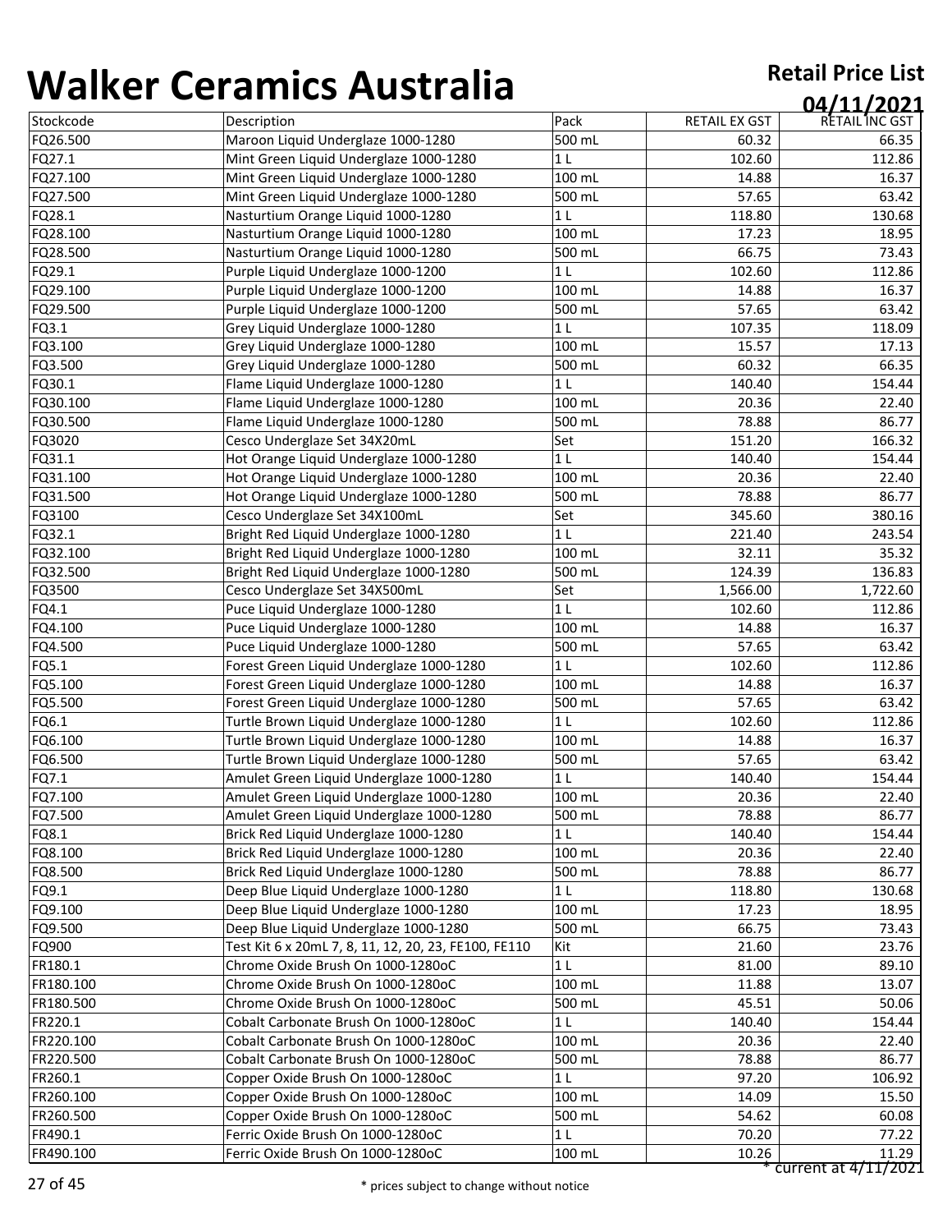# Walker Ceramics Australia

**Retail Price List**

**04/11/2021**

| Stockcode | Description | Pack | RETAIL EX GST | RETAIL INC GST |
|---|---|---|---|---|
| FQ26.500 | Maroon Liquid Underglaze 1000-1280 | 500 mL | 60.32 | 66.35 |
| FQ27.1 | Mint Green Liquid Underglaze 1000-1280 | 1 L | 102.60 | 112.86 |
| FQ27.100 | Mint Green Liquid Underglaze 1000-1280 | 100 mL | 14.88 | 16.37 |
| FQ27.500 | Mint Green Liquid Underglaze 1000-1280 | 500 mL | 57.65 | 63.42 |
| FQ28.1 | Nasturtium Orange Liquid 1000-1280 | 1 L | 118.80 | 130.68 |
| FQ28.100 | Nasturtium Orange Liquid 1000-1280 | 100 mL | 17.23 | 18.95 |
| FQ28.500 | Nasturtium Orange Liquid 1000-1280 | 500 mL | 66.75 | 73.43 |
| FQ29.1 | Purple Liquid Underglaze 1000-1200 | 1 L | 102.60 | 112.86 |
| FQ29.100 | Purple Liquid Underglaze 1000-1200 | 100 mL | 14.88 | 16.37 |
| FQ29.500 | Purple Liquid Underglaze 1000-1200 | 500 mL | 57.65 | 63.42 |
| FQ3.1 | Grey Liquid Underglaze 1000-1280 | 1 L | 107.35 | 118.09 |
| FQ3.100 | Grey Liquid Underglaze 1000-1280 | 100 mL | 15.57 | 17.13 |
| FQ3.500 | Grey Liquid Underglaze 1000-1280 | 500 mL | 60.32 | 66.35 |
| FQ30.1 | Flame Liquid Underglaze 1000-1280 | 1 L | 140.40 | 154.44 |
| FQ30.100 | Flame Liquid Underglaze 1000-1280 | 100 mL | 20.36 | 22.40 |
| FQ30.500 | Flame Liquid Underglaze 1000-1280 | 500 mL | 78.88 | 86.77 |
| FQ3020 | Cesco Underglaze Set 34X20mL | Set | 151.20 | 166.32 |
| FQ31.1 | Hot Orange Liquid Underglaze 1000-1280 | 1 L | 140.40 | 154.44 |
| FQ31.100 | Hot Orange Liquid Underglaze 1000-1280 | 100 mL | 20.36 | 22.40 |
| FQ31.500 | Hot Orange Liquid Underglaze 1000-1280 | 500 mL | 78.88 | 86.77 |
| FQ3100 | Cesco Underglaze Set 34X100mL | Set | 345.60 | 380.16 |
| FQ32.1 | Bright Red Liquid Underglaze 1000-1280 | 1 L | 221.40 | 243.54 |
| FQ32.100 | Bright Red Liquid Underglaze 1000-1280 | 100 mL | 32.11 | 35.32 |
| FQ32.500 | Bright Red Liquid Underglaze 1000-1280 | 500 mL | 124.39 | 136.83 |
| FQ3500 | Cesco Underglaze Set 34X500mL | Set | 1,566.00 | 1,722.60 |
| FQ4.1 | Puce Liquid Underglaze 1000-1280 | 1 L | 102.60 | 112.86 |
| FQ4.100 | Puce Liquid Underglaze 1000-1280 | 100 mL | 14.88 | 16.37 |
| FQ4.500 | Puce Liquid Underglaze 1000-1280 | 500 mL | 57.65 | 63.42 |
| FQ5.1 | Forest Green Liquid Underglaze 1000-1280 | 1 L | 102.60 | 112.86 |
| FQ5.100 | Forest Green Liquid Underglaze 1000-1280 | 100 mL | 14.88 | 16.37 |
| FQ5.500 | Forest Green Liquid Underglaze 1000-1280 | 500 mL | 57.65 | 63.42 |
| FQ6.1 | Turtle Brown Liquid Underglaze 1000-1280 | 1 L | 102.60 | 112.86 |
| FQ6.100 | Turtle Brown Liquid Underglaze 1000-1280 | 100 mL | 14.88 | 16.37 |
| FQ6.500 | Turtle Brown Liquid Underglaze 1000-1280 | 500 mL | 57.65 | 63.42 |
| FQ7.1 | Amulet Green Liquid Underglaze 1000-1280 | 1 L | 140.40 | 154.44 |
| FQ7.100 | Amulet Green Liquid Underglaze 1000-1280 | 100 mL | 20.36 | 22.40 |
| FQ7.500 | Amulet Green Liquid Underglaze 1000-1280 | 500 mL | 78.88 | 86.77 |
| FQ8.1 | Brick Red Liquid Underglaze 1000-1280 | 1 L | 140.40 | 154.44 |
| FQ8.100 | Brick Red Liquid Underglaze 1000-1280 | 100 mL | 20.36 | 22.40 |
| FQ8.500 | Brick Red Liquid Underglaze 1000-1280 | 500 mL | 78.88 | 86.77 |
| FQ9.1 | Deep Blue Liquid Underglaze 1000-1280 | 1 L | 118.80 | 130.68 |
| FQ9.100 | Deep Blue Liquid Underglaze 1000-1280 | 100 mL | 17.23 | 18.95 |
| FQ9.500 | Deep Blue Liquid Underglaze 1000-1280 | 500 mL | 66.75 | 73.43 |
| FQ900 | Test Kit 6 x 20mL 7, 8, 11, 12, 20, 23, FE100, FE110 | Kit | 21.60 | 23.76 |
| FR180.1 | Chrome Oxide Brush On 1000-1280oC | 1 L | 81.00 | 89.10 |
| FR180.100 | Chrome Oxide Brush On 1000-1280oC | 100 mL | 11.88 | 13.07 |
| FR180.500 | Chrome Oxide Brush On 1000-1280oC | 500 mL | 45.51 | 50.06 |
| FR220.1 | Cobalt Carbonate Brush On 1000-1280oC | 1 L | 140.40 | 154.44 |
| FR220.100 | Cobalt Carbonate Brush On 1000-1280oC | 100 mL | 20.36 | 22.40 |
| FR220.500 | Cobalt Carbonate Brush On 1000-1280oC | 500 mL | 78.88 | 86.77 |
| FR260.1 | Copper Oxide Brush On 1000-1280oC | 1 L | 97.20 | 106.92 |
| FR260.100 | Copper Oxide Brush On 1000-1280oC | 100 mL | 14.09 | 15.50 |
| FR260.500 | Copper Oxide Brush On 1000-1280oC | 500 mL | 54.62 | 60.08 |
| FR490.1 | Ferric Oxide Brush On 1000-1280oC | 1 L | 70.20 | 77.22 |
| FR490.100 | Ferric Oxide Brush On 1000-1280oC | 100 mL | 10.26 | 11.29 |

\* current at 4/11/2021

\* prices subject to change without notice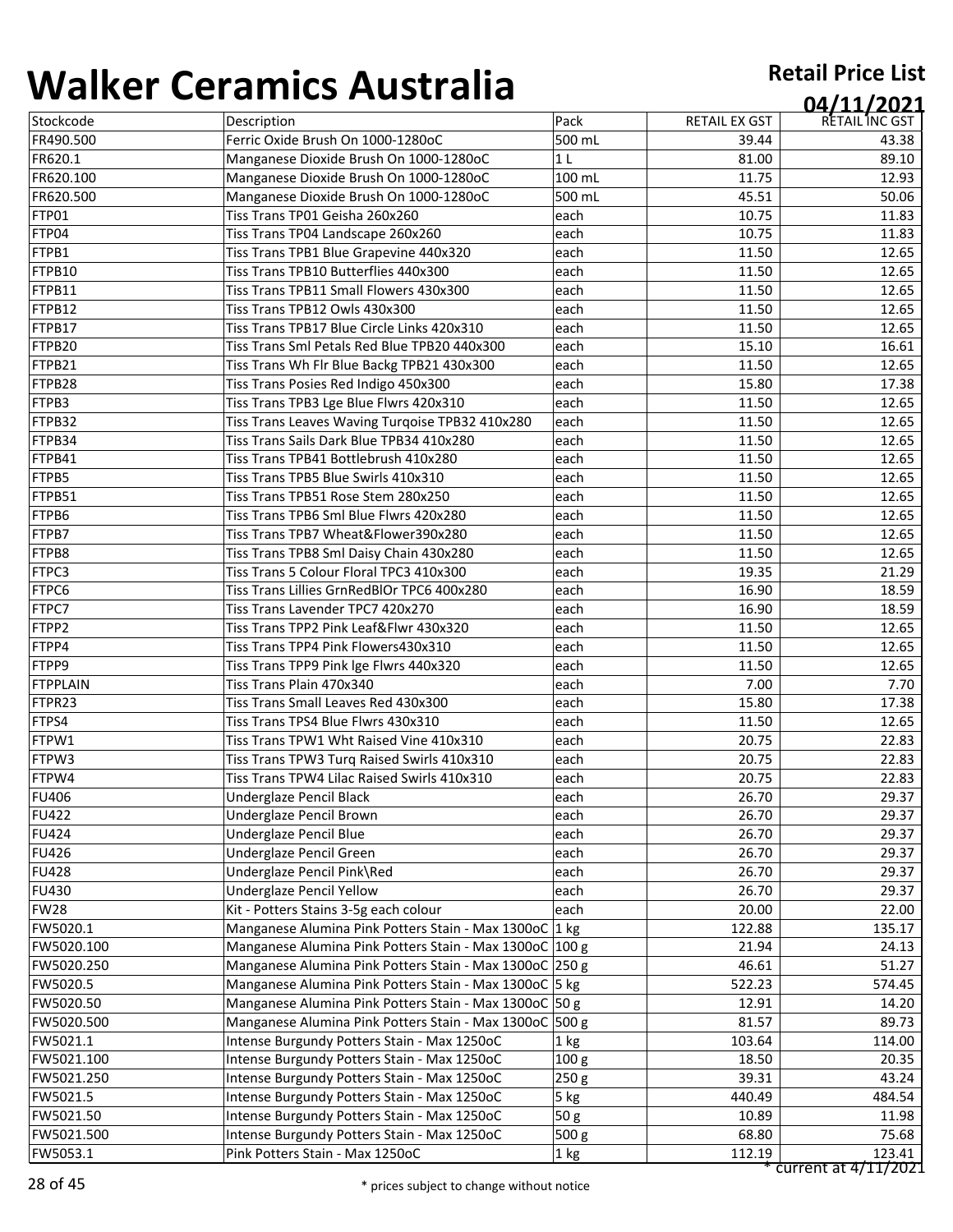# Walker Ceramics Australia

**Retail Price List**
**04/11/2021**

| Stockcode | Description | Pack | RETAIL EX GST | RETAIL INC GST |
|---|---|---|---|---|
| FR490.500 | Ferric Oxide Brush On 1000-1280oC | 500 mL | 39.44 | 43.38 |
| FR620.1 | Manganese Dioxide Brush On 1000-1280oC | 1 L | 81.00 | 89.10 |
| FR620.100 | Manganese Dioxide Brush On 1000-1280oC | 100 mL | 11.75 | 12.93 |
| FR620.500 | Manganese Dioxide Brush On 1000-1280oC | 500 mL | 45.51 | 50.06 |
| FTP01 | Tiss Trans TP01 Geisha 260x260 | each | 10.75 | 11.83 |
| FTP04 | Tiss Trans TP04 Landscape 260x260 | each | 10.75 | 11.83 |
| FTPB1 | Tiss Trans TPB1 Blue Grapevine 440x320 | each | 11.50 | 12.65 |
| FTPB10 | Tiss Trans TPB10 Butterflies 440x300 | each | 11.50 | 12.65 |
| FTPB11 | Tiss Trans TPB11 Small Flowers 430x300 | each | 11.50 | 12.65 |
| FTPB12 | Tiss Trans TPB12 Owls 430x300 | each | 11.50 | 12.65 |
| FTPB17 | Tiss Trans TPB17 Blue Circle Links 420x310 | each | 11.50 | 12.65 |
| FTPB20 | Tiss Trans Sml Petals Red Blue TPB20 440x300 | each | 15.10 | 16.61 |
| FTPB21 | Tiss Trans Wh Flr Blue Backg TPB21 430x300 | each | 11.50 | 12.65 |
| FTPB28 | Tiss Trans Posies Red Indigo 450x300 | each | 15.80 | 17.38 |
| FTPB3 | Tiss Trans TPB3 Lge Blue Flwrs 420x310 | each | 11.50 | 12.65 |
| FTPB32 | Tiss Trans Leaves Waving Turqoise TPB32 410x280 | each | 11.50 | 12.65 |
| FTPB34 | Tiss Trans Sails Dark Blue TPB34 410x280 | each | 11.50 | 12.65 |
| FTPB41 | Tiss Trans TPB41 Bottlebrush 410x280 | each | 11.50 | 12.65 |
| FTPB5 | Tiss Trans TPB5 Blue Swirls 410x310 | each | 11.50 | 12.65 |
| FTPB51 | Tiss Trans TPB51 Rose Stem 280x250 | each | 11.50 | 12.65 |
| FTPB6 | Tiss Trans TPB6 Sml Blue Flwrs 420x280 | each | 11.50 | 12.65 |
| FTPB7 | Tiss Trans TPB7 Wheat&Flower390x280 | each | 11.50 | 12.65 |
| FTPB8 | Tiss Trans TPB8 Sml Daisy Chain 430x280 | each | 11.50 | 12.65 |
| FTPC3 | Tiss Trans 5 Colour Floral TPC3 410x300 | each | 19.35 | 21.29 |
| FTPC6 | Tiss Trans Lillies GrnRedBlOr TPC6 400x280 | each | 16.90 | 18.59 |
| FTPC7 | Tiss Trans Lavender TPC7 420x270 | each | 16.90 | 18.59 |
| FTPP2 | Tiss Trans TPP2 Pink Leaf&Flwr 430x320 | each | 11.50 | 12.65 |
| FTPP4 | Tiss Trans TPP4 Pink Flowers430x310 | each | 11.50 | 12.65 |
| FTPP9 | Tiss Trans TPP9 Pink lge Flwrs 440x320 | each | 11.50 | 12.65 |
| FTPPLAIN | Tiss Trans Plain 470x340 | each | 7.00 | 7.70 |
| FTPR23 | Tiss Trans Small Leaves Red 430x300 | each | 15.80 | 17.38 |
| FTPS4 | Tiss Trans TPS4 Blue Flwrs 430x310 | each | 11.50 | 12.65 |
| FTPW1 | Tiss Trans TPW1 Wht Raised Vine 410x310 | each | 20.75 | 22.83 |
| FTPW3 | Tiss Trans TPW3 Turq Raised Swirls 410x310 | each | 20.75 | 22.83 |
| FTPW4 | Tiss Trans TPW4 Lilac Raised Swirls 410x310 | each | 20.75 | 22.83 |
| FU406 | Underglaze Pencil Black | each | 26.70 | 29.37 |
| FU422 | Underglaze Pencil Brown | each | 26.70 | 29.37 |
| FU424 | Underglaze Pencil Blue | each | 26.70 | 29.37 |
| FU426 | Underglaze Pencil Green | each | 26.70 | 29.37 |
| FU428 | Underglaze Pencil Pink\Red | each | 26.70 | 29.37 |
| FU430 | Underglaze Pencil Yellow | each | 26.70 | 29.37 |
| FW28 | Kit - Potters Stains 3-5g each colour | each | 20.00 | 22.00 |
| FW5020.1 | Manganese Alumina Pink Potters Stain - Max 1300oC | 1 kg | 122.88 | 135.17 |
| FW5020.100 | Manganese Alumina Pink Potters Stain - Max 1300oC | 100 g | 21.94 | 24.13 |
| FW5020.250 | Manganese Alumina Pink Potters Stain - Max 1300oC | 250 g | 46.61 | 51.27 |
| FW5020.5 | Manganese Alumina Pink Potters Stain - Max 1300oC | 5 kg | 522.23 | 574.45 |
| FW5020.50 | Manganese Alumina Pink Potters Stain - Max 1300oC | 50 g | 12.91 | 14.20 |
| FW5020.500 | Manganese Alumina Pink Potters Stain - Max 1300oC | 500 g | 81.57 | 89.73 |
| FW5021.1 | Intense Burgundy Potters Stain - Max 1250oC | 1 kg | 103.64 | 114.00 |
| FW5021.100 | Intense Burgundy Potters Stain - Max 1250oC | 100 g | 18.50 | 20.35 |
| FW5021.250 | Intense Burgundy Potters Stain - Max 1250oC | 250 g | 39.31 | 43.24 |
| FW5021.5 | Intense Burgundy Potters Stain - Max 1250oC | 5 kg | 440.49 | 484.54 |
| FW5021.50 | Intense Burgundy Potters Stain - Max 1250oC | 50 g | 10.89 | 11.98 |
| FW5021.500 | Intense Burgundy Potters Stain - Max 1250oC | 500 g | 68.80 | 75.68 |
| FW5053.1 | Pink Potters Stain - Max 1250oC | 1 kg | 112.19 | 123.41 |

\* current at 4/11/2021

\* prices subject to change without notice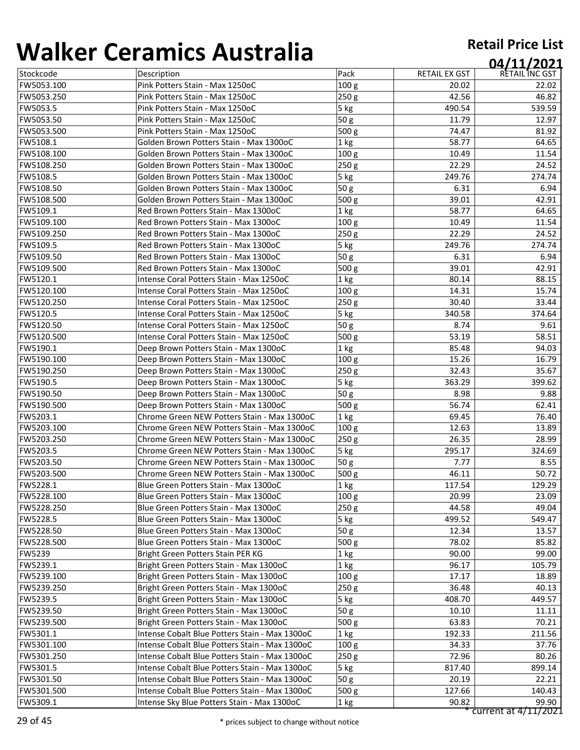# Walker Ceramics Australia

**Retail Price List**

**04/11/2021**

| Stockcode | Description | Pack | RETAIL EX GST | RETAIL INC GST |
|---|---|---|---|---|
| FW5053.100 | Pink Potters Stain - Max 1250oC | 100 g | 20.02 | 22.02 |
| FW5053.250 | Pink Potters Stain - Max 1250oC | 250 g | 42.56 | 46.82 |
| FW5053.5 | Pink Potters Stain - Max 1250oC | 5 kg | 490.54 | 539.59 |
| FW5053.50 | Pink Potters Stain - Max 1250oC | 50 g | 11.79 | 12.97 |
| FW5053.500 | Pink Potters Stain - Max 1250oC | 500 g | 74.47 | 81.92 |
| FW5108.1 | Golden Brown Potters Stain - Max 1300oC | 1 kg | 58.77 | 64.65 |
| FW5108.100 | Golden Brown Potters Stain - Max 1300oC | 100 g | 10.49 | 11.54 |
| FW5108.250 | Golden Brown Potters Stain - Max 1300oC | 250 g | 22.29 | 24.52 |
| FW5108.5 | Golden Brown Potters Stain - Max 1300oC | 5 kg | 249.76 | 274.74 |
| FW5108.50 | Golden Brown Potters Stain - Max 1300oC | 50 g | 6.31 | 6.94 |
| FW5108.500 | Golden Brown Potters Stain - Max 1300oC | 500 g | 39.01 | 42.91 |
| FW5109.1 | Red Brown Potters Stain - Max 1300oC | 1 kg | 58.77 | 64.65 |
| FW5109.100 | Red Brown Potters Stain - Max 1300oC | 100 g | 10.49 | 11.54 |
| FW5109.250 | Red Brown Potters Stain - Max 1300oC | 250 g | 22.29 | 24.52 |
| FW5109.5 | Red Brown Potters Stain - Max 1300oC | 5 kg | 249.76 | 274.74 |
| FW5109.50 | Red Brown Potters Stain - Max 1300oC | 50 g | 6.31 | 6.94 |
| FW5109.500 | Red Brown Potters Stain - Max 1300oC | 500 g | 39.01 | 42.91 |
| FW5120.1 | Intense Coral Potters Stain - Max 1250oC | 1 kg | 80.14 | 88.15 |
| FW5120.100 | Intense Coral Potters Stain - Max 1250oC | 100 g | 14.31 | 15.74 |
| FW5120.250 | Intense Coral Potters Stain - Max 1250oC | 250 g | 30.40 | 33.44 |
| FW5120.5 | Intense Coral Potters Stain - Max 1250oC | 5 kg | 340.58 | 374.64 |
| FW5120.50 | Intense Coral Potters Stain - Max 1250oC | 50 g | 8.74 | 9.61 |
| FW5120.500 | Intense Coral Potters Stain - Max 1250oC | 500 g | 53.19 | 58.51 |
| FW5190.1 | Deep Brown Potters Stain - Max 1300oC | 1 kg | 85.48 | 94.03 |
| FW5190.100 | Deep Brown Potters Stain - Max 1300oC | 100 g | 15.26 | 16.79 |
| FW5190.250 | Deep Brown Potters Stain - Max 1300oC | 250 g | 32.43 | 35.67 |
| FW5190.5 | Deep Brown Potters Stain - Max 1300oC | 5 kg | 363.29 | 399.62 |
| FW5190.50 | Deep Brown Potters Stain - Max 1300oC | 50 g | 8.98 | 9.88 |
| FW5190.500 | Deep Brown Potters Stain - Max 1300oC | 500 g | 56.74 | 62.41 |
| FW5203.1 | Chrome Green NEW Potters Stain - Max 1300oC | 1 kg | 69.45 | 76.40 |
| FW5203.100 | Chrome Green NEW Potters Stain - Max 1300oC | 100 g | 12.63 | 13.89 |
| FW5203.250 | Chrome Green NEW Potters Stain - Max 1300oC | 250 g | 26.35 | 28.99 |
| FW5203.5 | Chrome Green NEW Potters Stain - Max 1300oC | 5 kg | 295.17 | 324.69 |
| FW5203.50 | Chrome Green NEW Potters Stain - Max 1300oC | 50 g | 7.77 | 8.55 |
| FW5203.500 | Chrome Green NEW Potters Stain - Max 1300oC | 500 g | 46.11 | 50.72 |
| FW5228.1 | Blue Green Potters Stain - Max 1300oC | 1 kg | 117.54 | 129.29 |
| FW5228.100 | Blue Green Potters Stain - Max 1300oC | 100 g | 20.99 | 23.09 |
| FW5228.250 | Blue Green Potters Stain - Max 1300oC | 250 g | 44.58 | 49.04 |
| FW5228.5 | Blue Green Potters Stain - Max 1300oC | 5 kg | 499.52 | 549.47 |
| FW5228.50 | Blue Green Potters Stain - Max 1300oC | 50 g | 12.34 | 13.57 |
| FW5228.500 | Blue Green Potters Stain - Max 1300oC | 500 g | 78.02 | 85.82 |
| FW5239 | Bright Green Potters Stain PER KG | 1 kg | 90.00 | 99.00 |
| FW5239.1 | Bright Green Potters Stain - Max 1300oC | 1 kg | 96.17 | 105.79 |
| FW5239.100 | Bright Green Potters Stain - Max 1300oC | 100 g | 17.17 | 18.89 |
| FW5239.250 | Bright Green Potters Stain - Max 1300oC | 250 g | 36.48 | 40.13 |
| FW5239.5 | Bright Green Potters Stain - Max 1300oC | 5 kg | 408.70 | 449.57 |
| FW5239.50 | Bright Green Potters Stain - Max 1300oC | 50 g | 10.10 | 11.11 |
| FW5239.500 | Bright Green Potters Stain - Max 1300oC | 500 g | 63.83 | 70.21 |
| FW5301.1 | Intense Cobalt Blue Potters Stain - Max 1300oC | 1 kg | 192.33 | 211.56 |
| FW5301.100 | Intense Cobalt Blue Potters Stain - Max 1300oC | 100 g | 34.33 | 37.76 |
| FW5301.250 | Intense Cobalt Blue Potters Stain - Max 1300oC | 250 g | 72.96 | 80.26 |
| FW5301.5 | Intense Cobalt Blue Potters Stain - Max 1300oC | 5 kg | 817.40 | 899.14 |
| FW5301.50 | Intense Cobalt Blue Potters Stain - Max 1300oC | 50 g | 20.19 | 22.21 |
| FW5301.500 | Intense Cobalt Blue Potters Stain - Max 1300oC | 500 g | 127.66 | 140.43 |
| FW5309.1 | Intense Sky Blue Potters Stain - Max 1300oC | 1 kg | 90.82 | 99.90 |

\* current at 4/11/2021

\* prices subject to change without notice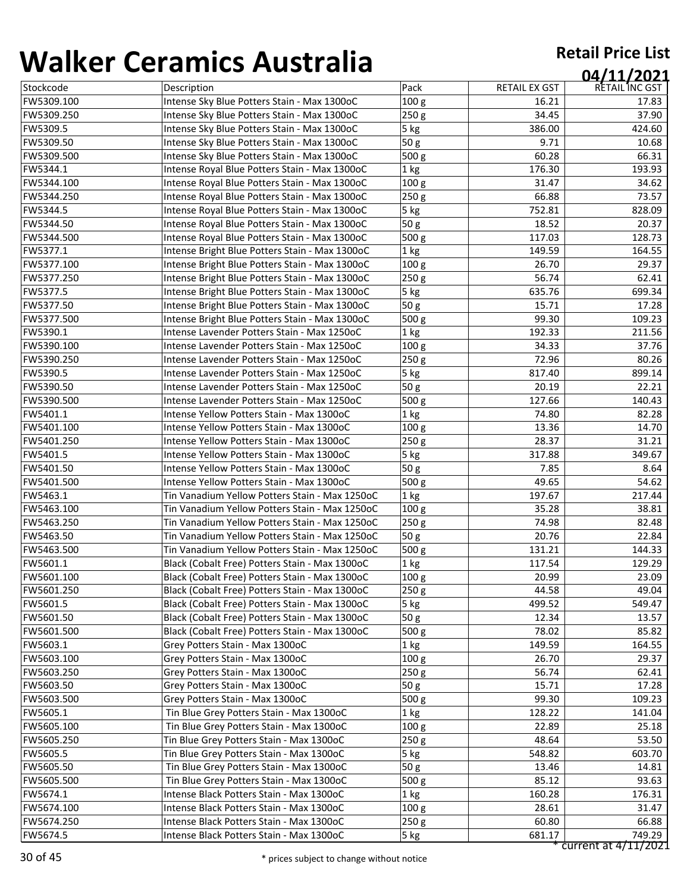# Walker Ceramics Australia

**Retail Price List**

**04/11/2021**

| Stockcode | Description | Pack | RETAIL EX GST | RETAIL INC GST |
|---|---|---|---|---|
| FW5309.100 | Intense Sky Blue Potters Stain - Max 1300oC | 100 g | 16.21 | 17.83 |
| FW5309.250 | Intense Sky Blue Potters Stain - Max 1300oC | 250 g | 34.45 | 37.90 |
| FW5309.5 | Intense Sky Blue Potters Stain - Max 1300oC | 5 kg | 386.00 | 424.60 |
| FW5309.50 | Intense Sky Blue Potters Stain - Max 1300oC | 50 g | 9.71 | 10.68 |
| FW5309.500 | Intense Sky Blue Potters Stain - Max 1300oC | 500 g | 60.28 | 66.31 |
| FW5344.1 | Intense Royal Blue Potters Stain - Max 1300oC | 1 kg | 176.30 | 193.93 |
| FW5344.100 | Intense Royal Blue Potters Stain - Max 1300oC | 100 g | 31.47 | 34.62 |
| FW5344.250 | Intense Royal Blue Potters Stain - Max 1300oC | 250 g | 66.88 | 73.57 |
| FW5344.5 | Intense Royal Blue Potters Stain - Max 1300oC | 5 kg | 752.81 | 828.09 |
| FW5344.50 | Intense Royal Blue Potters Stain - Max 1300oC | 50 g | 18.52 | 20.37 |
| FW5344.500 | Intense Royal Blue Potters Stain - Max 1300oC | 500 g | 117.03 | 128.73 |
| FW5377.1 | Intense Bright Blue Potters Stain - Max 1300oC | 1 kg | 149.59 | 164.55 |
| FW5377.100 | Intense Bright Blue Potters Stain - Max 1300oC | 100 g | 26.70 | 29.37 |
| FW5377.250 | Intense Bright Blue Potters Stain - Max 1300oC | 250 g | 56.74 | 62.41 |
| FW5377.5 | Intense Bright Blue Potters Stain - Max 1300oC | 5 kg | 635.76 | 699.34 |
| FW5377.50 | Intense Bright Blue Potters Stain - Max 1300oC | 50 g | 15.71 | 17.28 |
| FW5377.500 | Intense Bright Blue Potters Stain - Max 1300oC | 500 g | 99.30 | 109.23 |
| FW5390.1 | Intense Lavender Potters Stain - Max 1250oC | 1 kg | 192.33 | 211.56 |
| FW5390.100 | Intense Lavender Potters Stain - Max 1250oC | 100 g | 34.33 | 37.76 |
| FW5390.250 | Intense Lavender Potters Stain - Max 1250oC | 250 g | 72.96 | 80.26 |
| FW5390.5 | Intense Lavender Potters Stain - Max 1250oC | 5 kg | 817.40 | 899.14 |
| FW5390.50 | Intense Lavender Potters Stain - Max 1250oC | 50 g | 20.19 | 22.21 |
| FW5390.500 | Intense Lavender Potters Stain - Max 1250oC | 500 g | 127.66 | 140.43 |
| FW5401.1 | Intense Yellow Potters Stain - Max 1300oC | 1 kg | 74.80 | 82.28 |
| FW5401.100 | Intense Yellow Potters Stain - Max 1300oC | 100 g | 13.36 | 14.70 |
| FW5401.250 | Intense Yellow Potters Stain - Max 1300oC | 250 g | 28.37 | 31.21 |
| FW5401.5 | Intense Yellow Potters Stain - Max 1300oC | 5 kg | 317.88 | 349.67 |
| FW5401.50 | Intense Yellow Potters Stain - Max 1300oC | 50 g | 7.85 | 8.64 |
| FW5401.500 | Intense Yellow Potters Stain - Max 1300oC | 500 g | 49.65 | 54.62 |
| FW5463.1 | Tin Vanadium Yellow Potters Stain - Max 1250oC | 1 kg | 197.67 | 217.44 |
| FW5463.100 | Tin Vanadium Yellow Potters Stain - Max 1250oC | 100 g | 35.28 | 38.81 |
| FW5463.250 | Tin Vanadium Yellow Potters Stain - Max 1250oC | 250 g | 74.98 | 82.48 |
| FW5463.50 | Tin Vanadium Yellow Potters Stain - Max 1250oC | 50 g | 20.76 | 22.84 |
| FW5463.500 | Tin Vanadium Yellow Potters Stain - Max 1250oC | 500 g | 131.21 | 144.33 |
| FW5601.1 | Black (Cobalt Free) Potters Stain - Max 1300oC | 1 kg | 117.54 | 129.29 |
| FW5601.100 | Black (Cobalt Free) Potters Stain - Max 1300oC | 100 g | 20.99 | 23.09 |
| FW5601.250 | Black (Cobalt Free) Potters Stain - Max 1300oC | 250 g | 44.58 | 49.04 |
| FW5601.5 | Black (Cobalt Free) Potters Stain - Max 1300oC | 5 kg | 499.52 | 549.47 |
| FW5601.50 | Black (Cobalt Free) Potters Stain - Max 1300oC | 50 g | 12.34 | 13.57 |
| FW5601.500 | Black (Cobalt Free) Potters Stain - Max 1300oC | 500 g | 78.02 | 85.82 |
| FW5603.1 | Grey Potters Stain - Max 1300oC | 1 kg | 149.59 | 164.55 |
| FW5603.100 | Grey Potters Stain - Max 1300oC | 100 g | 26.70 | 29.37 |
| FW5603.250 | Grey Potters Stain - Max 1300oC | 250 g | 56.74 | 62.41 |
| FW5603.50 | Grey Potters Stain - Max 1300oC | 50 g | 15.71 | 17.28 |
| FW5603.500 | Grey Potters Stain - Max 1300oC | 500 g | 99.30 | 109.23 |
| FW5605.1 | Tin Blue Grey Potters Stain - Max 1300oC | 1 kg | 128.22 | 141.04 |
| FW5605.100 | Tin Blue Grey Potters Stain - Max 1300oC | 100 g | 22.89 | 25.18 |
| FW5605.250 | Tin Blue Grey Potters Stain - Max 1300oC | 250 g | 48.64 | 53.50 |
| FW5605.5 | Tin Blue Grey Potters Stain - Max 1300oC | 5 kg | 548.82 | 603.70 |
| FW5605.50 | Tin Blue Grey Potters Stain - Max 1300oC | 50 g | 13.46 | 14.81 |
| FW5605.500 | Tin Blue Grey Potters Stain - Max 1300oC | 500 g | 85.12 | 93.63 |
| FW5674.1 | Intense Black Potters Stain - Max 1300oC | 1 kg | 160.28 | 176.31 |
| FW5674.100 | Intense Black Potters Stain - Max 1300oC | 100 g | 28.61 | 31.47 |
| FW5674.250 | Intense Black Potters Stain - Max 1300oC | 250 g | 60.80 | 66.88 |
| FW5674.5 | Intense Black Potters Stain - Max 1300oC | 5 kg | 681.17 | 749.29 |

* current at 4/11/2021

* prices subject to change without notice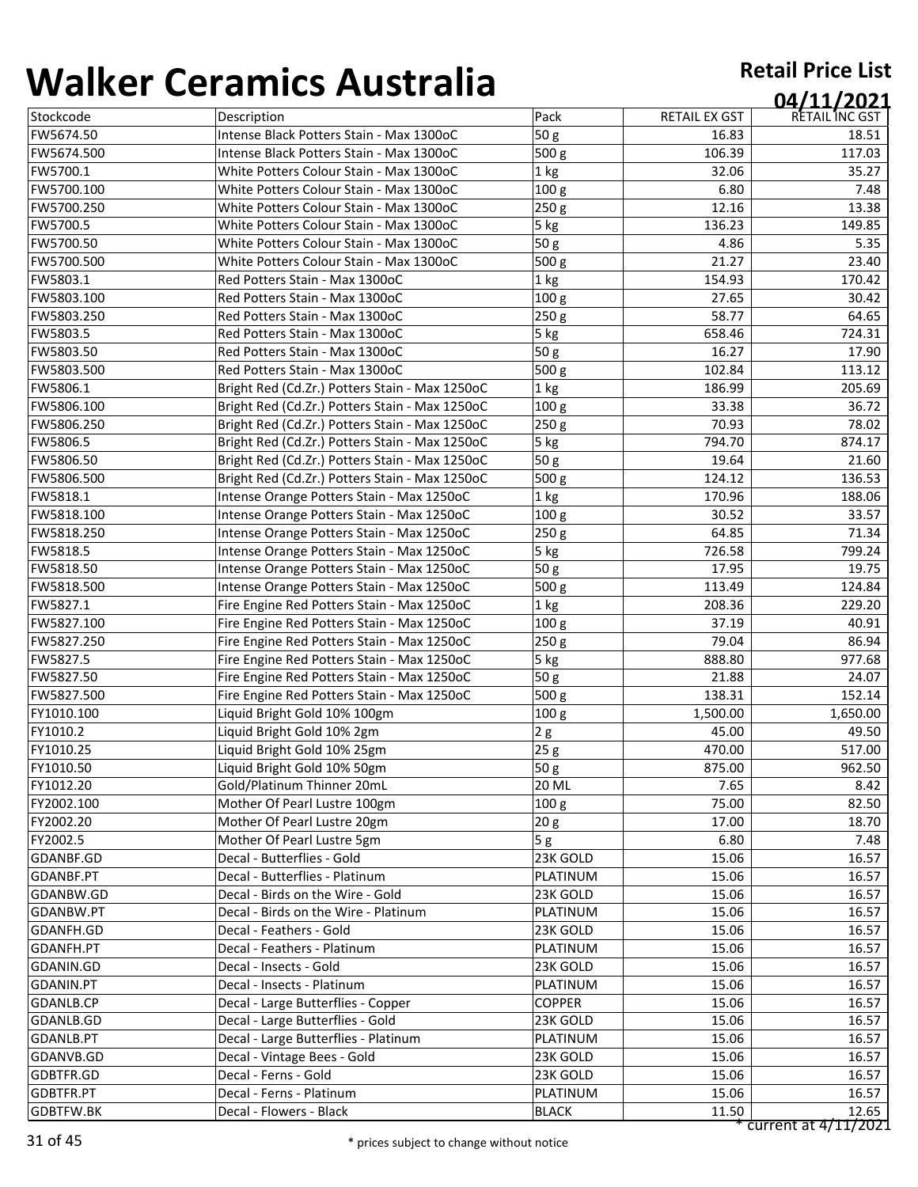# Walker Ceramics Australia

**Retail Price List**

**04/11/2021**

| Stockcode | Description | Pack | RETAIL EX GST | RETAIL INC GST |
|---|---|---|---|---|
| FW5674.50 | Intense Black Potters Stain - Max 1300oC | 50 g | 16.83 | 18.51 |
| FW5674.500 | Intense Black Potters Stain - Max 1300oC | 500 g | 106.39 | 117.03 |
| FW5700.1 | White Potters Colour Stain - Max 1300oC | 1 kg | 32.06 | 35.27 |
| FW5700.100 | White Potters Colour Stain - Max 1300oC | 100 g | 6.80 | 7.48 |
| FW5700.250 | White Potters Colour Stain - Max 1300oC | 250 g | 12.16 | 13.38 |
| FW5700.5 | White Potters Colour Stain - Max 1300oC | 5 kg | 136.23 | 149.85 |
| FW5700.50 | White Potters Colour Stain - Max 1300oC | 50 g | 4.86 | 5.35 |
| FW5700.500 | White Potters Colour Stain - Max 1300oC | 500 g | 21.27 | 23.40 |
| FW5803.1 | Red Potters Stain - Max 1300oC | 1 kg | 154.93 | 170.42 |
| FW5803.100 | Red Potters Stain - Max 1300oC | 100 g | 27.65 | 30.42 |
| FW5803.250 | Red Potters Stain - Max 1300oC | 250 g | 58.77 | 64.65 |
| FW5803.5 | Red Potters Stain - Max 1300oC | 5 kg | 658.46 | 724.31 |
| FW5803.50 | Red Potters Stain - Max 1300oC | 50 g | 16.27 | 17.90 |
| FW5803.500 | Red Potters Stain - Max 1300oC | 500 g | 102.84 | 113.12 |
| FW5806.1 | Bright Red (Cd.Zr.) Potters Stain - Max 1250oC | 1 kg | 186.99 | 205.69 |
| FW5806.100 | Bright Red (Cd.Zr.) Potters Stain - Max 1250oC | 100 g | 33.38 | 36.72 |
| FW5806.250 | Bright Red (Cd.Zr.) Potters Stain - Max 1250oC | 250 g | 70.93 | 78.02 |
| FW5806.5 | Bright Red (Cd.Zr.) Potters Stain - Max 1250oC | 5 kg | 794.70 | 874.17 |
| FW5806.50 | Bright Red (Cd.Zr.) Potters Stain - Max 1250oC | 50 g | 19.64 | 21.60 |
| FW5806.500 | Bright Red (Cd.Zr.) Potters Stain - Max 1250oC | 500 g | 124.12 | 136.53 |
| FW5818.1 | Intense Orange Potters Stain - Max 1250oC | 1 kg | 170.96 | 188.06 |
| FW5818.100 | Intense Orange Potters Stain - Max 1250oC | 100 g | 30.52 | 33.57 |
| FW5818.250 | Intense Orange Potters Stain - Max 1250oC | 250 g | 64.85 | 71.34 |
| FW5818.5 | Intense Orange Potters Stain - Max 1250oC | 5 kg | 726.58 | 799.24 |
| FW5818.50 | Intense Orange Potters Stain - Max 1250oC | 50 g | 17.95 | 19.75 |
| FW5818.500 | Intense Orange Potters Stain - Max 1250oC | 500 g | 113.49 | 124.84 |
| FW5827.1 | Fire Engine Red Potters Stain - Max 1250oC | 1 kg | 208.36 | 229.20 |
| FW5827.100 | Fire Engine Red Potters Stain - Max 1250oC | 100 g | 37.19 | 40.91 |
| FW5827.250 | Fire Engine Red Potters Stain - Max 1250oC | 250 g | 79.04 | 86.94 |
| FW5827.5 | Fire Engine Red Potters Stain - Max 1250oC | 5 kg | 888.80 | 977.68 |
| FW5827.50 | Fire Engine Red Potters Stain - Max 1250oC | 50 g | 21.88 | 24.07 |
| FW5827.500 | Fire Engine Red Potters Stain - Max 1250oC | 500 g | 138.31 | 152.14 |
| FY1010.100 | Liquid Bright Gold 10% 100gm | 100 g | 1,500.00 | 1,650.00 |
| FY1010.2 | Liquid Bright Gold 10% 2gm | 2 g | 45.00 | 49.50 |
| FY1010.25 | Liquid Bright Gold 10% 25gm | 25 g | 470.00 | 517.00 |
| FY1010.50 | Liquid Bright Gold 10% 50gm | 50 g | 875.00 | 962.50 |
| FY1012.20 | Gold/Platinum Thinner 20mL | 20 ML | 7.65 | 8.42 |
| FY2002.100 | Mother Of Pearl Lustre 100gm | 100 g | 75.00 | 82.50 |
| FY2002.20 | Mother Of Pearl Lustre 20gm | 20 g | 17.00 | 18.70 |
| FY2002.5 | Mother Of Pearl Lustre 5gm | 5 g | 6.80 | 7.48 |
| GDANBF.GD | Decal - Butterflies - Gold | 23K GOLD | 15.06 | 16.57 |
| GDANBF.PT | Decal - Butterflies - Platinum | PLATINUM | 15.06 | 16.57 |
| GDANBW.GD | Decal - Birds on the Wire - Gold | 23K GOLD | 15.06 | 16.57 |
| GDANBW.PT | Decal - Birds on the Wire - Platinum | PLATINUM | 15.06 | 16.57 |
| GDANFH.GD | Decal - Feathers - Gold | 23K GOLD | 15.06 | 16.57 |
| GDANFH.PT | Decal - Feathers - Platinum | PLATINUM | 15.06 | 16.57 |
| GDANIN.GD | Decal - Insects - Gold | 23K GOLD | 15.06 | 16.57 |
| GDANIN.PT | Decal - Insects - Platinum | PLATINUM | 15.06 | 16.57 |
| GDANLB.CP | Decal - Large Butterflies - Copper | COPPER | 15.06 | 16.57 |
| GDANLB.GD | Decal - Large Butterflies - Gold | 23K GOLD | 15.06 | 16.57 |
| GDANLB.PT | Decal - Large Butterflies - Platinum | PLATINUM | 15.06 | 16.57 |
| GDANVB.GD | Decal - Vintage Bees - Gold | 23K GOLD | 15.06 | 16.57 |
| GDBTFR.GD | Decal - Ferns - Gold | 23K GOLD | 15.06 | 16.57 |
| GDBTFR.PT | Decal - Ferns - Platinum | PLATINUM | 15.06 | 16.57 |
| GDBTFW.BK | Decal - Flowers - Black | BLACK | 11.50 | 12.65 |

\* current at 4/11/2021

\* prices subject to change without notice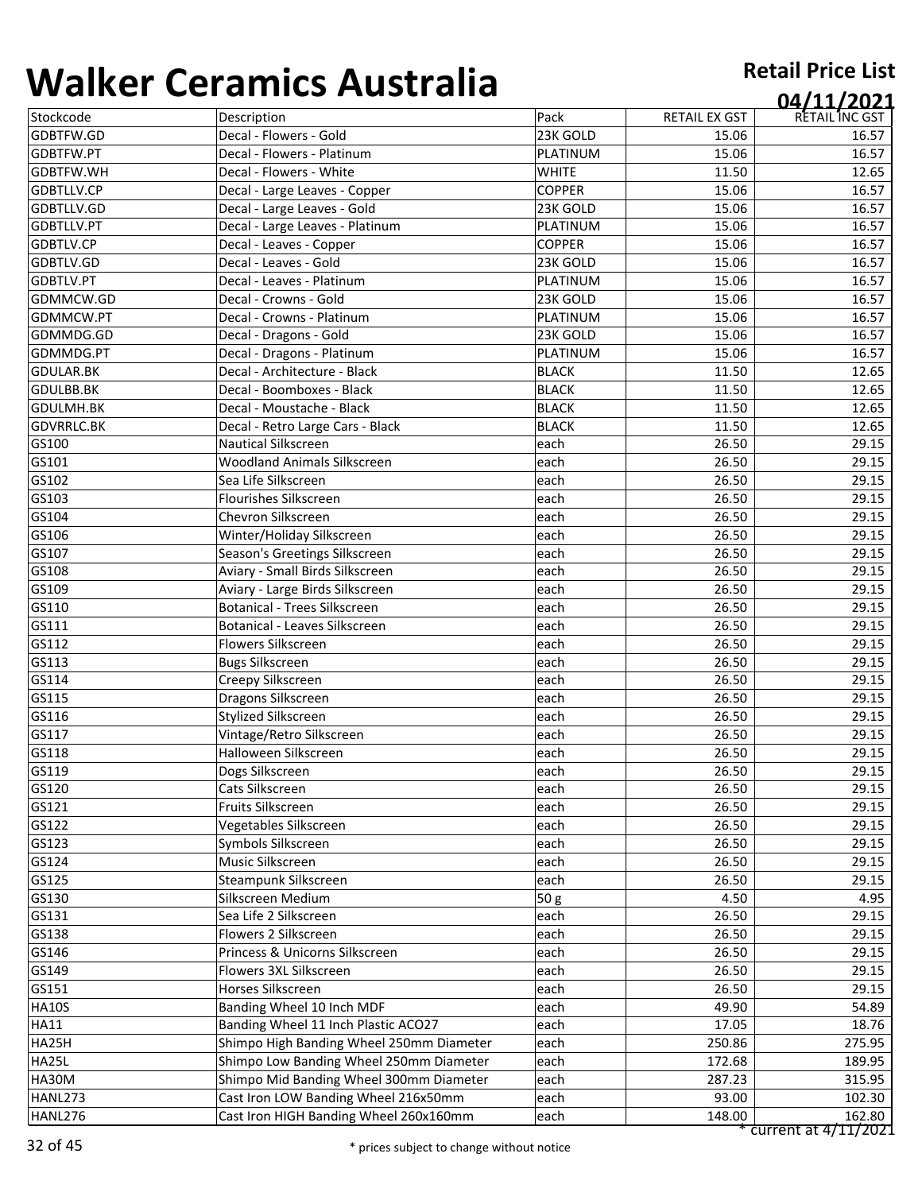# Walker Ceramics Australia

**Retail Price List**

**04/11/2021**

| Stockcode | Description | Pack | RETAIL EX GST | RETAIL INC GST |
|---|---|---|---|---|
| GDBTFW.GD | Decal - Flowers - Gold | 23K GOLD | 15.06 | 16.57 |
| GDBTFW.PT | Decal - Flowers - Platinum | PLATINUM | 15.06 | 16.57 |
| GDBTFW.WH | Decal - Flowers - White | WHITE | 11.50 | 12.65 |
| GDBTLLV.CP | Decal - Large Leaves - Copper | COPPER | 15.06 | 16.57 |
| GDBTLLV.GD | Decal - Large Leaves - Gold | 23K GOLD | 15.06 | 16.57 |
| GDBTLLV.PT | Decal - Large Leaves - Platinum | PLATINUM | 15.06 | 16.57 |
| GDBTLV.CP | Decal - Leaves - Copper | COPPER | 15.06 | 16.57 |
| GDBTLV.GD | Decal - Leaves - Gold | 23K GOLD | 15.06 | 16.57 |
| GDBTLV.PT | Decal - Leaves - Platinum | PLATINUM | 15.06 | 16.57 |
| GDMMCW.GD | Decal - Crowns - Gold | 23K GOLD | 15.06 | 16.57 |
| GDMMCW.PT | Decal - Crowns - Platinum | PLATINUM | 15.06 | 16.57 |
| GDMMDG.GD | Decal - Dragons - Gold | 23K GOLD | 15.06 | 16.57 |
| GDMMDG.PT | Decal - Dragons - Platinum | PLATINUM | 15.06 | 16.57 |
| GDULAR.BK | Decal - Architecture - Black | BLACK | 11.50 | 12.65 |
| GDULBB.BK | Decal - Boomboxes - Black | BLACK | 11.50 | 12.65 |
| GDULMH.BK | Decal - Moustache - Black | BLACK | 11.50 | 12.65 |
| GDVRRLC.BK | Decal - Retro Large Cars - Black | BLACK | 11.50 | 12.65 |
| GS100 | Nautical Silkscreen | each | 26.50 | 29.15 |
| GS101 | Woodland Animals Silkscreen | each | 26.50 | 29.15 |
| GS102 | Sea Life Silkscreen | each | 26.50 | 29.15 |
| GS103 | Flourishes Silkscreen | each | 26.50 | 29.15 |
| GS104 | Chevron Silkscreen | each | 26.50 | 29.15 |
| GS106 | Winter/Holiday Silkscreen | each | 26.50 | 29.15 |
| GS107 | Season's Greetings Silkscreen | each | 26.50 | 29.15 |
| GS108 | Aviary - Small Birds Silkscreen | each | 26.50 | 29.15 |
| GS109 | Aviary - Large Birds Silkscreen | each | 26.50 | 29.15 |
| GS110 | Botanical - Trees Silkscreen | each | 26.50 | 29.15 |
| GS111 | Botanical - Leaves Silkscreen | each | 26.50 | 29.15 |
| GS112 | Flowers Silkscreen | each | 26.50 | 29.15 |
| GS113 | Bugs Silkscreen | each | 26.50 | 29.15 |
| GS114 | Creepy Silkscreen | each | 26.50 | 29.15 |
| GS115 | Dragons Silkscreen | each | 26.50 | 29.15 |
| GS116 | Stylized Silkscreen | each | 26.50 | 29.15 |
| GS117 | Vintage/Retro Silkscreen | each | 26.50 | 29.15 |
| GS118 | Halloween Silkscreen | each | 26.50 | 29.15 |
| GS119 | Dogs Silkscreen | each | 26.50 | 29.15 |
| GS120 | Cats Silkscreen | each | 26.50 | 29.15 |
| GS121 | Fruits Silkscreen | each | 26.50 | 29.15 |
| GS122 | Vegetables Silkscreen | each | 26.50 | 29.15 |
| GS123 | Symbols Silkscreen | each | 26.50 | 29.15 |
| GS124 | Music Silkscreen | each | 26.50 | 29.15 |
| GS125 | Steampunk Silkscreen | each | 26.50 | 29.15 |
| GS130 | Silkscreen Medium | 50 g | 4.50 | 4.95 |
| GS131 | Sea Life 2 Silkscreen | each | 26.50 | 29.15 |
| GS138 | Flowers 2 Silkscreen | each | 26.50 | 29.15 |
| GS146 | Princess & Unicorns Silkscreen | each | 26.50 | 29.15 |
| GS149 | Flowers 3XL Silkscreen | each | 26.50 | 29.15 |
| GS151 | Horses Silkscreen | each | 26.50 | 29.15 |
| HA10S | Banding Wheel 10 Inch MDF | each | 49.90 | 54.89 |
| HA11 | Banding Wheel 11 Inch Plastic ACO27 | each | 17.05 | 18.76 |
| HA25H | Shimpo High Banding Wheel 250mm Diameter | each | 250.86 | 275.95 |
| HA25L | Shimpo Low Banding Wheel 250mm Diameter | each | 172.68 | 189.95 |
| HA30M | Shimpo Mid Banding Wheel 300mm Diameter | each | 287.23 | 315.95 |
| HANL273 | Cast Iron LOW Banding Wheel 216x50mm | each | 93.00 | 102.30 |
| HANL276 | Cast Iron HIGH Banding Wheel 260x160mm | each | 148.00 | 162.80 |

\* current at 4/11/2021

\* prices subject to change without notice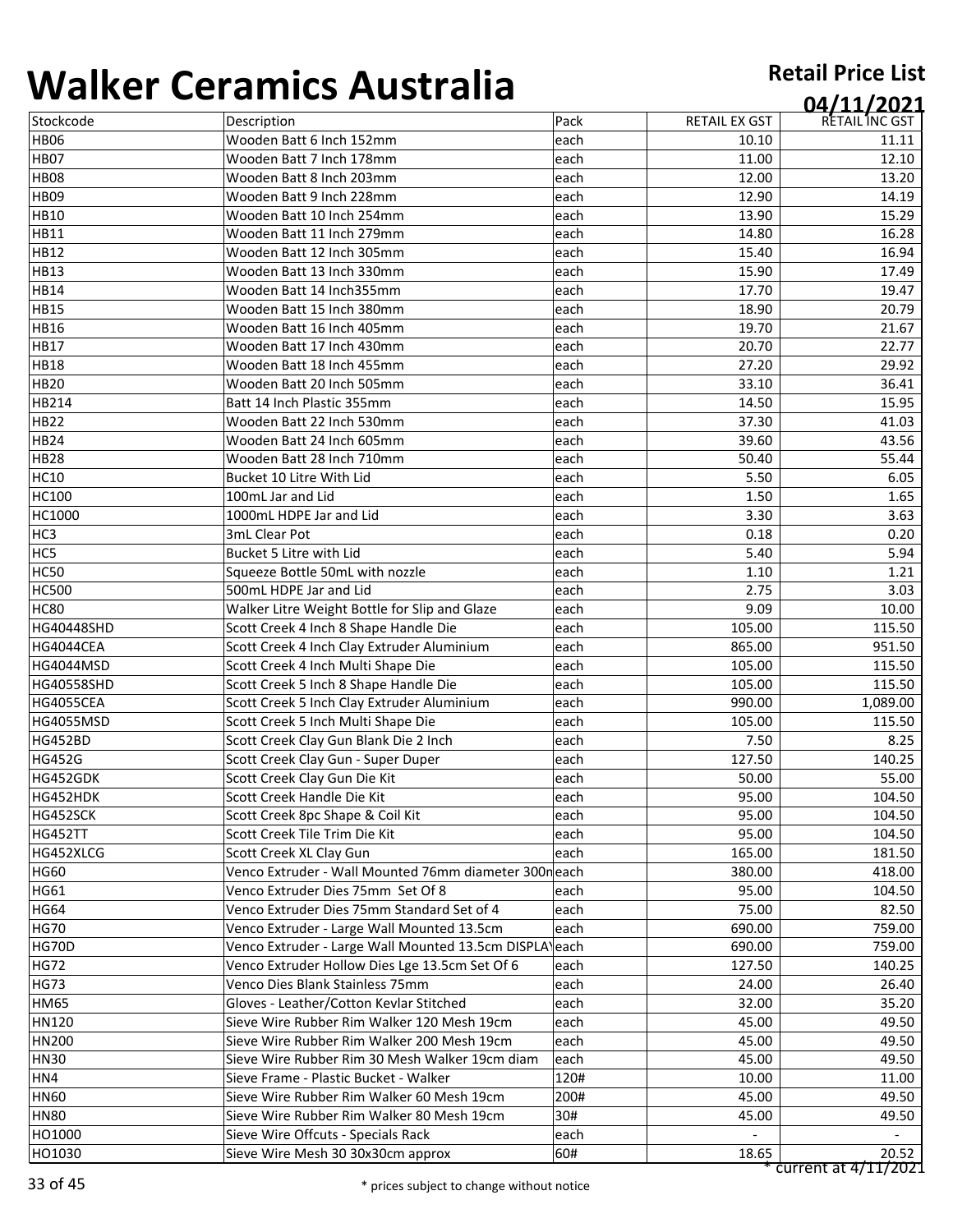# Walker Ceramics Australia

**Retail Price List**

**04/11/2021**

| Stockcode | Description | Pack | RETAIL EX GST | RETAIL INC GST |
|---|---|---|---|---|
| HB06 | Wooden Batt 6 Inch 152mm | each | 10.10 | 11.11 |
| HB07 | Wooden Batt 7 Inch 178mm | each | 11.00 | 12.10 |
| HB08 | Wooden Batt 8 Inch 203mm | each | 12.00 | 13.20 |
| HB09 | Wooden Batt 9 Inch 228mm | each | 12.90 | 14.19 |
| HB10 | Wooden Batt 10 Inch 254mm | each | 13.90 | 15.29 |
| HB11 | Wooden Batt 11 Inch 279mm | each | 14.80 | 16.28 |
| HB12 | Wooden Batt 12 Inch 305mm | each | 15.40 | 16.94 |
| HB13 | Wooden Batt 13 Inch 330mm | each | 15.90 | 17.49 |
| HB14 | Wooden Batt 14 Inch355mm | each | 17.70 | 19.47 |
| HB15 | Wooden Batt 15 Inch 380mm | each | 18.90 | 20.79 |
| HB16 | Wooden Batt 16 Inch 405mm | each | 19.70 | 21.67 |
| HB17 | Wooden Batt 17 Inch 430mm | each | 20.70 | 22.77 |
| HB18 | Wooden Batt 18 Inch 455mm | each | 27.20 | 29.92 |
| HB20 | Wooden Batt 20 Inch 505mm | each | 33.10 | 36.41 |
| HB214 | Batt 14 Inch Plastic 355mm | each | 14.50 | 15.95 |
| HB22 | Wooden Batt 22 Inch 530mm | each | 37.30 | 41.03 |
| HB24 | Wooden Batt 24 Inch 605mm | each | 39.60 | 43.56 |
| HB28 | Wooden Batt 28 Inch 710mm | each | 50.40 | 55.44 |
| HC10 | Bucket 10 Litre With Lid | each | 5.50 | 6.05 |
| HC100 | 100mL Jar and Lid | each | 1.50 | 1.65 |
| HC1000 | 1000mL HDPE Jar and Lid | each | 3.30 | 3.63 |
| HC3 | 3mL Clear Pot | each | 0.18 | 0.20 |
| HC5 | Bucket 5 Litre with Lid | each | 5.40 | 5.94 |
| HC50 | Squeeze Bottle 50mL with nozzle | each | 1.10 | 1.21 |
| HC500 | 500mL HDPE Jar and Lid | each | 2.75 | 3.03 |
| HC80 | Walker Litre Weight Bottle for Slip and Glaze | each | 9.09 | 10.00 |
| HG40448SHD | Scott Creek 4 Inch 8 Shape Handle Die | each | 105.00 | 115.50 |
| HG4044CEA | Scott Creek 4 Inch Clay Extruder Aluminium | each | 865.00 | 951.50 |
| HG4044MSD | Scott Creek 4 Inch Multi Shape Die | each | 105.00 | 115.50 |
| HG40558SHD | Scott Creek 5 Inch 8 Shape Handle Die | each | 105.00 | 115.50 |
| HG4055CEA | Scott Creek 5 Inch Clay Extruder Aluminium | each | 990.00 | 1,089.00 |
| HG4055MSD | Scott Creek 5 Inch Multi Shape Die | each | 105.00 | 115.50 |
| HG452BD | Scott Creek Clay Gun Blank Die 2 Inch | each | 7.50 | 8.25 |
| HG452G | Scott Creek Clay Gun - Super Duper | each | 127.50 | 140.25 |
| HG452GDK | Scott Creek Clay Gun Die Kit | each | 50.00 | 55.00 |
| HG452HDK | Scott Creek Handle Die Kit | each | 95.00 | 104.50 |
| HG452SCK | Scott Creek 8pc Shape & Coil Kit | each | 95.00 | 104.50 |
| HG452TT | Scott Creek Tile Trim Die Kit | each | 95.00 | 104.50 |
| HG452XLCG | Scott Creek XL Clay Gun | each | 165.00 | 181.50 |
| HG60 | Venco Extruder - Wall Mounted 76mm diameter 300n | each | 380.00 | 418.00 |
| HG61 | Venco Extruder Dies 75mm Set Of 8 | each | 95.00 | 104.50 |
| HG64 | Venco Extruder Dies 75mm Standard Set of 4 | each | 75.00 | 82.50 |
| HG70 | Venco Extruder - Large Wall Mounted 13.5cm | each | 690.00 | 759.00 |
| HG70D | Venco Extruder - Large Wall Mounted 13.5cm DISPLAY | each | 690.00 | 759.00 |
| HG72 | Venco Extruder Hollow Dies Lge 13.5cm Set Of 6 | each | 127.50 | 140.25 |
| HG73 | Venco Dies Blank Stainless 75mm | each | 24.00 | 26.40 |
| HM65 | Gloves - Leather/Cotton Kevlar Stitched | each | 32.00 | 35.20 |
| HN120 | Sieve Wire Rubber Rim Walker 120 Mesh 19cm | each | 45.00 | 49.50 |
| HN200 | Sieve Wire Rubber Rim Walker 200 Mesh 19cm | each | 45.00 | 49.50 |
| HN30 | Sieve Wire Rubber Rim 30 Mesh Walker 19cm diam | each | 45.00 | 49.50 |
| HN4 | Sieve Frame - Plastic Bucket - Walker | 120# | 10.00 | 11.00 |
| HN60 | Sieve Wire Rubber Rim Walker 60 Mesh 19cm | 200# | 45.00 | 49.50 |
| HN80 | Sieve Wire Rubber Rim Walker 80 Mesh 19cm | 30# | 45.00 | 49.50 |
| HO1000 | Sieve Wire Offcuts - Specials Rack | each | - | - |
| HO1030 | Sieve Wire Mesh 30 30x30cm approx | 60# | 18.65 | 20.52 |

\* current at 4/11/2021

\* prices subject to change without notice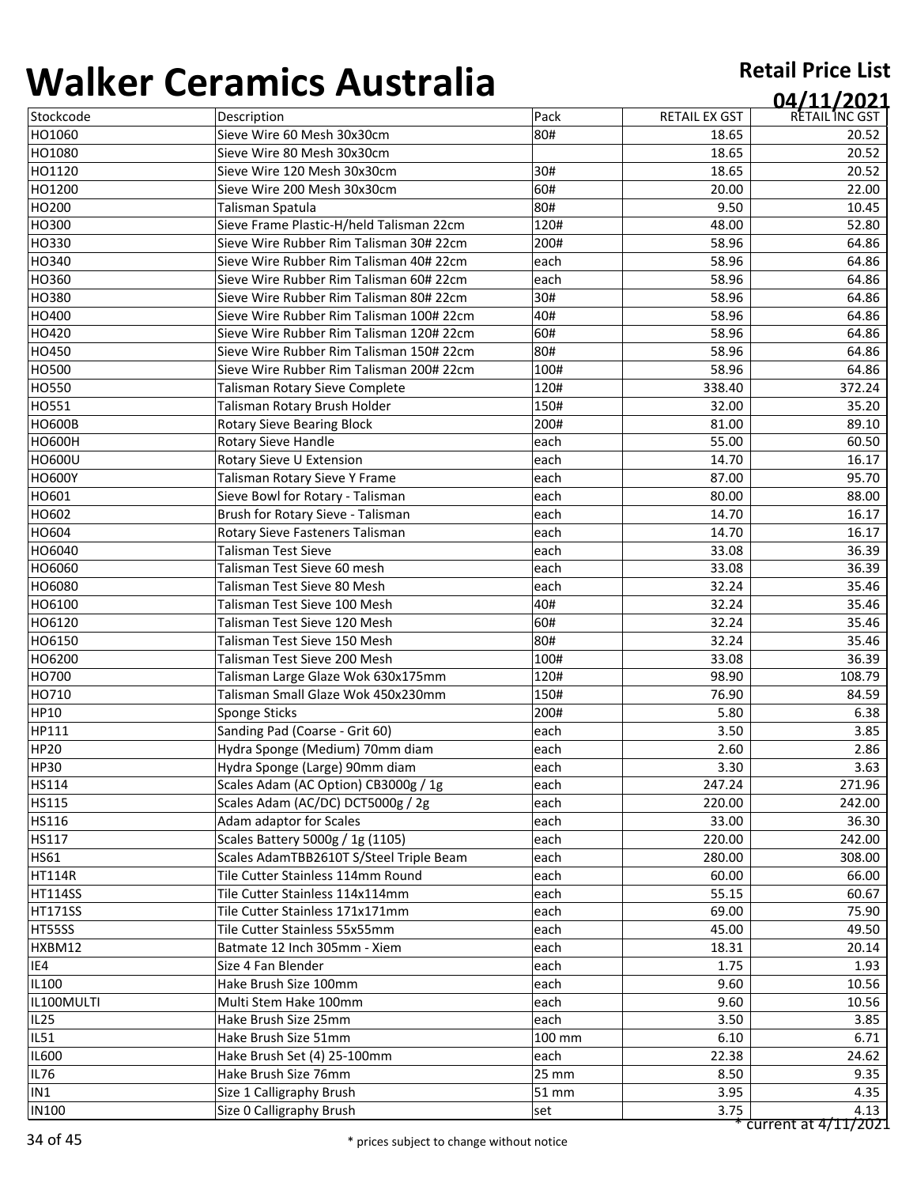# Walker Ceramics Australia

**Retail Price List**

**04/11/2021**

| Stockcode | Description | Pack | RETAIL EX GST | RETAIL INC GST |
|---|---|---|---|---|
| HO1060 | Sieve Wire 60 Mesh 30x30cm | 80# | 18.65 | 20.52 |
| HO1080 | Sieve Wire 80 Mesh 30x30cm | | 18.65 | 20.52 |
| HO1120 | Sieve Wire 120 Mesh 30x30cm | 30# | 18.65 | 20.52 |
| HO1200 | Sieve Wire 200 Mesh 30x30cm | 60# | 20.00 | 22.00 |
| HO200 | Talisman Spatula | 80# | 9.50 | 10.45 |
| HO300 | Sieve Frame Plastic-H/held Talisman 22cm | 120# | 48.00 | 52.80 |
| HO330 | Sieve Wire Rubber Rim Talisman 30# 22cm | 200# | 58.96 | 64.86 |
| HO340 | Sieve Wire Rubber Rim Talisman 40# 22cm | each | 58.96 | 64.86 |
| HO360 | Sieve Wire Rubber Rim Talisman 60# 22cm | each | 58.96 | 64.86 |
| HO380 | Sieve Wire Rubber Rim Talisman 80# 22cm | 30# | 58.96 | 64.86 |
| HO400 | Sieve Wire Rubber Rim Talisman 100# 22cm | 40# | 58.96 | 64.86 |
| HO420 | Sieve Wire Rubber Rim Talisman 120# 22cm | 60# | 58.96 | 64.86 |
| HO450 | Sieve Wire Rubber Rim Talisman 150# 22cm | 80# | 58.96 | 64.86 |
| HO500 | Sieve Wire Rubber Rim Talisman 200# 22cm | 100# | 58.96 | 64.86 |
| HO550 | Talisman Rotary Sieve Complete | 120# | 338.40 | 372.24 |
| HO551 | Talisman Rotary Brush Holder | 150# | 32.00 | 35.20 |
| HO600B | Rotary Sieve Bearing Block | 200# | 81.00 | 89.10 |
| HO600H | Rotary Sieve Handle | each | 55.00 | 60.50 |
| HO600U | Rotary Sieve U Extension | each | 14.70 | 16.17 |
| HO600Y | Talisman Rotary Sieve Y Frame | each | 87.00 | 95.70 |
| HO601 | Sieve Bowl for Rotary - Talisman | each | 80.00 | 88.00 |
| HO602 | Brush for Rotary Sieve - Talisman | each | 14.70 | 16.17 |
| HO604 | Rotary Sieve Fasteners Talisman | each | 14.70 | 16.17 |
| HO6040 | Talisman Test Sieve | each | 33.08 | 36.39 |
| HO6060 | Talisman Test Sieve 60 mesh | each | 33.08 | 36.39 |
| HO6080 | Talisman Test Sieve 80 Mesh | each | 32.24 | 35.46 |
| HO6100 | Talisman Test Sieve 100 Mesh | 40# | 32.24 | 35.46 |
| HO6120 | Talisman Test Sieve 120 Mesh | 60# | 32.24 | 35.46 |
| HO6150 | Talisman Test Sieve 150 Mesh | 80# | 32.24 | 35.46 |
| HO6200 | Talisman Test Sieve 200 Mesh | 100# | 33.08 | 36.39 |
| HO700 | Talisman Large Glaze Wok 630x175mm | 120# | 98.90 | 108.79 |
| HO710 | Talisman Small Glaze Wok 450x230mm | 150# | 76.90 | 84.59 |
| HP10 | Sponge Sticks | 200# | 5.80 | 6.38 |
| HP111 | Sanding Pad (Coarse - Grit 60) | each | 3.50 | 3.85 |
| HP20 | Hydra Sponge (Medium) 70mm diam | each | 2.60 | 2.86 |
| HP30 | Hydra Sponge (Large) 90mm diam | each | 3.30 | 3.63 |
| HS114 | Scales Adam (AC Option) CB3000g / 1g | each | 247.24 | 271.96 |
| HS115 | Scales Adam (AC/DC) DCT5000g / 2g | each | 220.00 | 242.00 |
| HS116 | Adam adaptor for Scales | each | 33.00 | 36.30 |
| HS117 | Scales Battery 5000g / 1g (1105) | each | 220.00 | 242.00 |
| HS61 | Scales AdamTBB2610T S/Steel Triple Beam | each | 280.00 | 308.00 |
| HT114R | Tile Cutter Stainless 114mm Round | each | 60.00 | 66.00 |
| HT114SS | Tile Cutter Stainless 114x114mm | each | 55.15 | 60.67 |
| HT171SS | Tile Cutter Stainless 171x171mm | each | 69.00 | 75.90 |
| HT55SS | Tile Cutter Stainless 55x55mm | each | 45.00 | 49.50 |
| HXBM12 | Batmate 12 Inch 305mm - Xiem | each | 18.31 | 20.14 |
| IE4 | Size 4 Fan Blender | each | 1.75 | 1.93 |
| IL100 | Hake Brush Size 100mm | each | 9.60 | 10.56 |
| IL100MULTI | Multi Stem Hake 100mm | each | 9.60 | 10.56 |
| IL25 | Hake Brush Size 25mm | each | 3.50 | 3.85 |
| IL51 | Hake Brush Size 51mm | 100 mm | 6.10 | 6.71 |
| IL600 | Hake Brush Set (4) 25-100mm | each | 22.38 | 24.62 |
| IL76 | Hake Brush Size 76mm | 25 mm | 8.50 | 9.35 |
| IN1 | Size 1 Calligraphy Brush | 51 mm | 3.95 | 4.35 |
| IN100 | Size 0 Calligraphy Brush | set | 3.75 | 4.13 |

* current at 4/11/2021

* prices subject to change without notice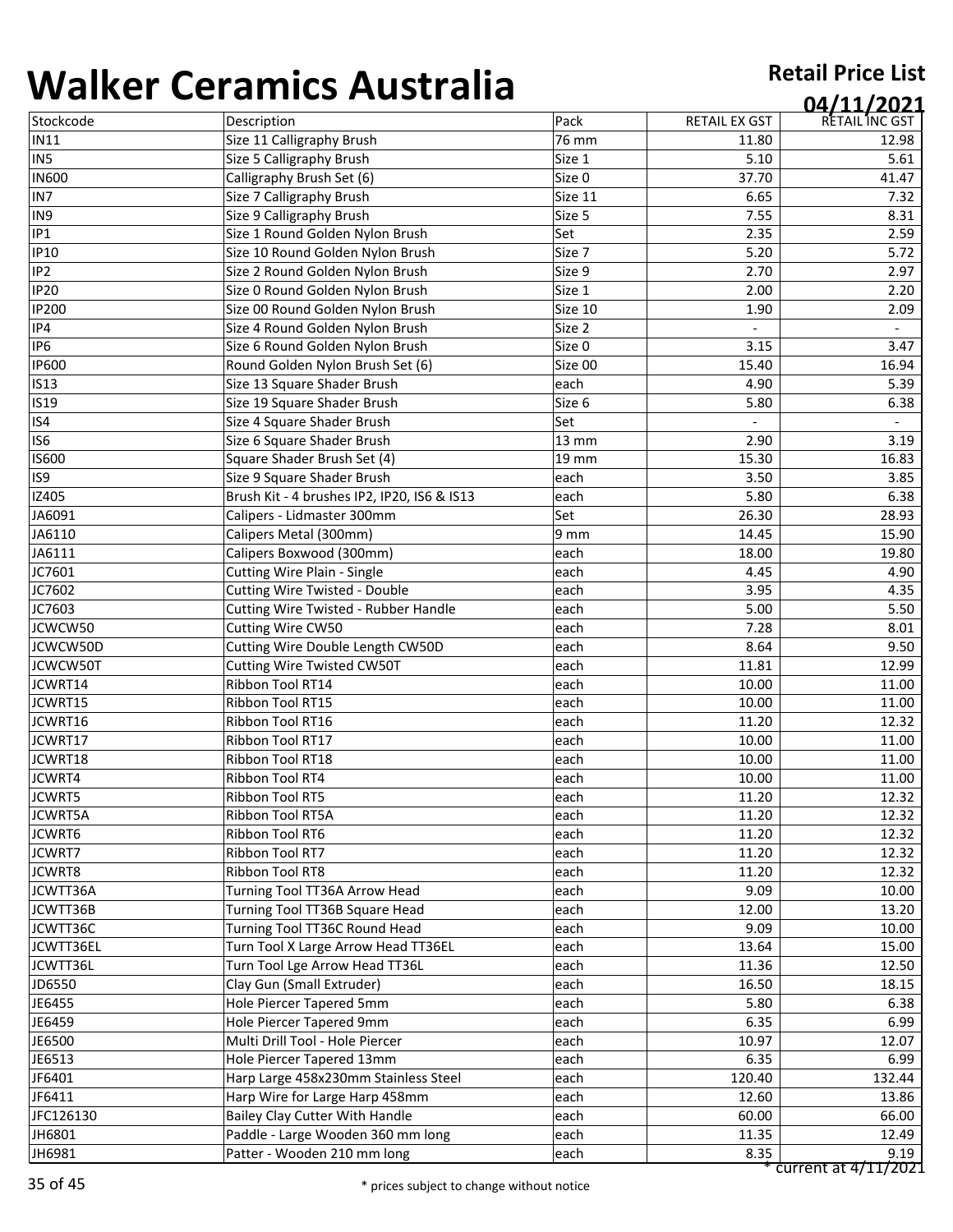# Walker Ceramics Australia

**Retail Price List**

**04/11/2021**

| Stockcode | Description | Pack | RETAIL EX GST | RETAIL INC GST |
|---|---|---|---|---|
| IN11 | Size 11 Calligraphy Brush | 76 mm | 11.80 | 12.98 |
| IN5 | Size 5 Calligraphy Brush | Size 1 | 5.10 | 5.61 |
| IN600 | Calligraphy Brush Set (6) | Size 0 | 37.70 | 41.47 |
| IN7 | Size 7 Calligraphy Brush | Size 11 | 6.65 | 7.32 |
| IN9 | Size 9 Calligraphy Brush | Size 5 | 7.55 | 8.31 |
| IP1 | Size 1 Round Golden Nylon Brush | Set | 2.35 | 2.59 |
| IP10 | Size 10 Round Golden Nylon Brush | Size 7 | 5.20 | 5.72 |
| IP2 | Size 2 Round Golden Nylon Brush | Size 9 | 2.70 | 2.97 |
| IP20 | Size 0 Round Golden Nylon Brush | Size 1 | 2.00 | 2.20 |
| IP200 | Size 00 Round Golden Nylon Brush | Size 10 | 1.90 | 2.09 |
| IP4 | Size 4 Round Golden Nylon Brush | Size 2 | - | - |
| IP6 | Size 6 Round Golden Nylon Brush | Size 0 | 3.15 | 3.47 |
| IP600 | Round Golden Nylon Brush Set (6) | Size 00 | 15.40 | 16.94 |
| IS13 | Size 13 Square Shader Brush | each | 4.90 | 5.39 |
| IS19 | Size 19 Square Shader Brush | Size 6 | 5.80 | 6.38 |
| IS4 | Size 4 Square Shader Brush | Set | - | - |
| IS6 | Size 6 Square Shader Brush | 13 mm | 2.90 | 3.19 |
| IS600 | Square Shader Brush Set (4) | 19 mm | 15.30 | 16.83 |
| IS9 | Size 9 Square Shader Brush | each | 3.50 | 3.85 |
| IZ405 | Brush Kit - 4 brushes IP2, IP20, IS6 & IS13 | each | 5.80 | 6.38 |
| JA6091 | Calipers - Lidmaster 300mm | Set | 26.30 | 28.93 |
| JA6110 | Calipers Metal (300mm) | 9 mm | 14.45 | 15.90 |
| JA6111 | Calipers Boxwood (300mm) | each | 18.00 | 19.80 |
| JC7601 | Cutting Wire Plain - Single | each | 4.45 | 4.90 |
| JC7602 | Cutting Wire Twisted - Double | each | 3.95 | 4.35 |
| JC7603 | Cutting Wire Twisted - Rubber Handle | each | 5.00 | 5.50 |
| JCWCW50 | Cutting Wire CW50 | each | 7.28 | 8.01 |
| JCWCW50D | Cutting Wire Double Length CW50D | each | 8.64 | 9.50 |
| JCWCW50T | Cutting Wire Twisted CW50T | each | 11.81 | 12.99 |
| JCWRT14 | Ribbon Tool RT14 | each | 10.00 | 11.00 |
| JCWRT15 | Ribbon Tool RT15 | each | 10.00 | 11.00 |
| JCWRT16 | Ribbon Tool RT16 | each | 11.20 | 12.32 |
| JCWRT17 | Ribbon Tool RT17 | each | 10.00 | 11.00 |
| JCWRT18 | Ribbon Tool RT18 | each | 10.00 | 11.00 |
| JCWRT4 | Ribbon Tool RT4 | each | 10.00 | 11.00 |
| JCWRT5 | Ribbon Tool RT5 | each | 11.20 | 12.32 |
| JCWRT5A | Ribbon Tool RT5A | each | 11.20 | 12.32 |
| JCWRT6 | Ribbon Tool RT6 | each | 11.20 | 12.32 |
| JCWRT7 | Ribbon Tool RT7 | each | 11.20 | 12.32 |
| JCWRT8 | Ribbon Tool RT8 | each | 11.20 | 12.32 |
| JCWTT36A | Turning Tool TT36A Arrow Head | each | 9.09 | 10.00 |
| JCWTT36B | Turning Tool TT36B Square Head | each | 12.00 | 13.20 |
| JCWTT36C | Turning Tool TT36C Round Head | each | 9.09 | 10.00 |
| JCWTT36EL | Turn Tool X Large Arrow Head TT36EL | each | 13.64 | 15.00 |
| JCWTT36L | Turn Tool Lge Arrow Head TT36L | each | 11.36 | 12.50 |
| JD6550 | Clay Gun (Small Extruder) | each | 16.50 | 18.15 |
| JE6455 | Hole Piercer Tapered 5mm | each | 5.80 | 6.38 |
| JE6459 | Hole Piercer Tapered 9mm | each | 6.35 | 6.99 |
| JE6500 | Multi Drill Tool - Hole Piercer | each | 10.97 | 12.07 |
| JE6513 | Hole Piercer Tapered 13mm | each | 6.35 | 6.99 |
| JF6401 | Harp Large 458x230mm Stainless Steel | each | 120.40 | 132.44 |
| JF6411 | Harp Wire for Large Harp 458mm | each | 12.60 | 13.86 |
| JFC126130 | Bailey Clay Cutter With Handle | each | 60.00 | 66.00 |
| JH6801 | Paddle - Large Wooden 360 mm long | each | 11.35 | 12.49 |
| JH6981 | Patter - Wooden 210 mm long | each | 8.35 | 9.19 |

* current at 4/11/2021

* prices subject to change without notice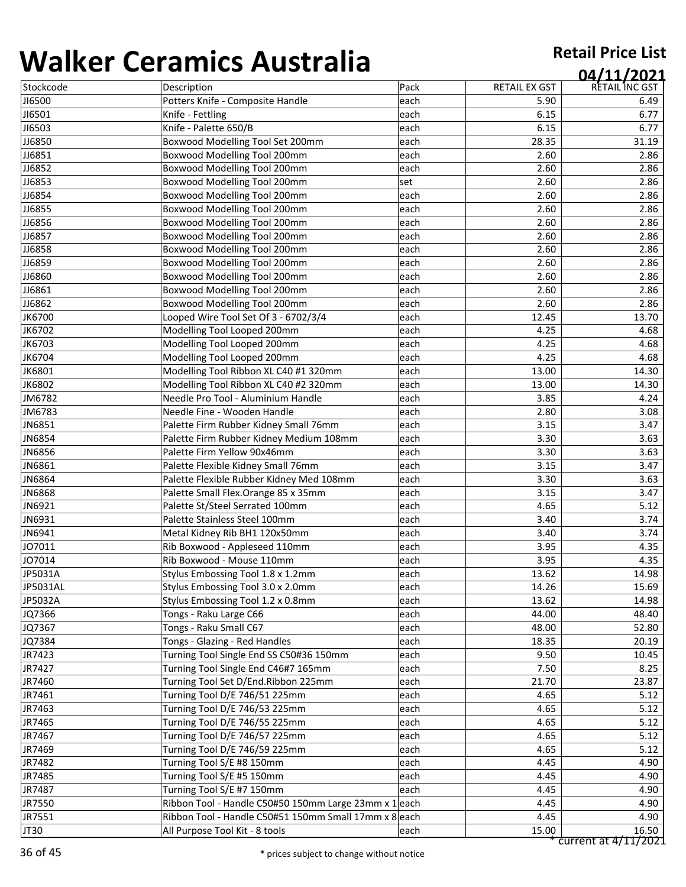# Walker Ceramics Australia

**Retail Price List**
**04/11/2021**

| Stockcode | Description | Pack | RETAIL EX GST | RETAIL INC GST |
|---|---|---|---|---|
| JI6500 | Potters Knife - Composite Handle | each | 5.90 | 6.49 |
| JI6501 | Knife - Fettling | each | 6.15 | 6.77 |
| JI6503 | Knife - Palette 650/B | each | 6.15 | 6.77 |
| JJ6850 | Boxwood Modelling Tool Set 200mm | each | 28.35 | 31.19 |
| JJ6851 | Boxwood Modelling Tool 200mm | each | 2.60 | 2.86 |
| JJ6852 | Boxwood Modelling Tool 200mm | each | 2.60 | 2.86 |
| JJ6853 | Boxwood Modelling Tool 200mm | set | 2.60 | 2.86 |
| JJ6854 | Boxwood Modelling Tool 200mm | each | 2.60 | 2.86 |
| JJ6855 | Boxwood Modelling Tool 200mm | each | 2.60 | 2.86 |
| JJ6856 | Boxwood Modelling Tool 200mm | each | 2.60 | 2.86 |
| JJ6857 | Boxwood Modelling Tool 200mm | each | 2.60 | 2.86 |
| JJ6858 | Boxwood Modelling Tool 200mm | each | 2.60 | 2.86 |
| JJ6859 | Boxwood Modelling Tool 200mm | each | 2.60 | 2.86 |
| JJ6860 | Boxwood Modelling Tool 200mm | each | 2.60 | 2.86 |
| JJ6861 | Boxwood Modelling Tool 200mm | each | 2.60 | 2.86 |
| JJ6862 | Boxwood Modelling Tool 200mm | each | 2.60 | 2.86 |
| JK6700 | Looped Wire Tool Set Of 3 - 6702/3/4 | each | 12.45 | 13.70 |
| JK6702 | Modelling Tool Looped 200mm | each | 4.25 | 4.68 |
| JK6703 | Modelling Tool Looped 200mm | each | 4.25 | 4.68 |
| JK6704 | Modelling Tool Looped 200mm | each | 4.25 | 4.68 |
| JK6801 | Modelling Tool Ribbon XL C40 #1 320mm | each | 13.00 | 14.30 |
| JK6802 | Modelling Tool Ribbon XL C40 #2 320mm | each | 13.00 | 14.30 |
| JM6782 | Needle Pro Tool - Aluminium Handle | each | 3.85 | 4.24 |
| JM6783 | Needle Fine - Wooden Handle | each | 2.80 | 3.08 |
| JN6851 | Palette Firm Rubber Kidney Small 76mm | each | 3.15 | 3.47 |
| JN6854 | Palette Firm Rubber Kidney Medium 108mm | each | 3.30 | 3.63 |
| JN6856 | Palette Firm Yellow 90x46mm | each | 3.30 | 3.63 |
| JN6861 | Palette Flexible Kidney Small 76mm | each | 3.15 | 3.47 |
| JN6864 | Palette Flexible Rubber Kidney Med 108mm | each | 3.30 | 3.63 |
| JN6868 | Palette Small Flex.Orange 85 x 35mm | each | 3.15 | 3.47 |
| JN6921 | Palette St/Steel Serrated 100mm | each | 4.65 | 5.12 |
| JN6931 | Palette Stainless Steel 100mm | each | 3.40 | 3.74 |
| JN6941 | Metal Kidney Rib BH1 120x50mm | each | 3.40 | 3.74 |
| JO7011 | Rib Boxwood - Appleseed 110mm | each | 3.95 | 4.35 |
| JO7014 | Rib Boxwood - Mouse 110mm | each | 3.95 | 4.35 |
| JP5031A | Stylus Embossing Tool 1.8 x 1.2mm | each | 13.62 | 14.98 |
| JP5031AL | Stylus Embossing Tool 3.0 x 2.0mm | each | 14.26 | 15.69 |
| JP5032A | Stylus Embossing Tool 1.2 x 0.8mm | each | 13.62 | 14.98 |
| JQ7366 | Tongs - Raku Large C66 | each | 44.00 | 48.40 |
| JQ7367 | Tongs - Raku Small C67 | each | 48.00 | 52.80 |
| JQ7384 | Tongs - Glazing - Red Handles | each | 18.35 | 20.19 |
| JR7423 | Turning Tool Single End SS C50#36 150mm | each | 9.50 | 10.45 |
| JR7427 | Turning Tool Single End C46#7 165mm | each | 7.50 | 8.25 |
| JR7460 | Turning Tool Set D/End.Ribbon 225mm | each | 21.70 | 23.87 |
| JR7461 | Turning Tool D/E 746/51 225mm | each | 4.65 | 5.12 |
| JR7463 | Turning Tool D/E 746/53 225mm | each | 4.65 | 5.12 |
| JR7465 | Turning Tool D/E 746/55 225mm | each | 4.65 | 5.12 |
| JR7467 | Turning Tool D/E 746/57 225mm | each | 4.65 | 5.12 |
| JR7469 | Turning Tool D/E 746/59 225mm | each | 4.65 | 5.12 |
| JR7482 | Turning Tool S/E #8 150mm | each | 4.45 | 4.90 |
| JR7485 | Turning Tool S/E #5 150mm | each | 4.45 | 4.90 |
| JR7487 | Turning Tool S/E #7 150mm | each | 4.45 | 4.90 |
| JR7550 | Ribbon Tool - Handle C50#50 150mm Large 23mm x 1 | each | 4.45 | 4.90 |
| JR7551 | Ribbon Tool - Handle C50#51 150mm Small 17mm x 8 | each | 4.45 | 4.90 |
| JT30 | All Purpose Tool Kit - 8 tools | each | 15.00 | 16.50 |

* current at 4/11/2021

* prices subject to change without notice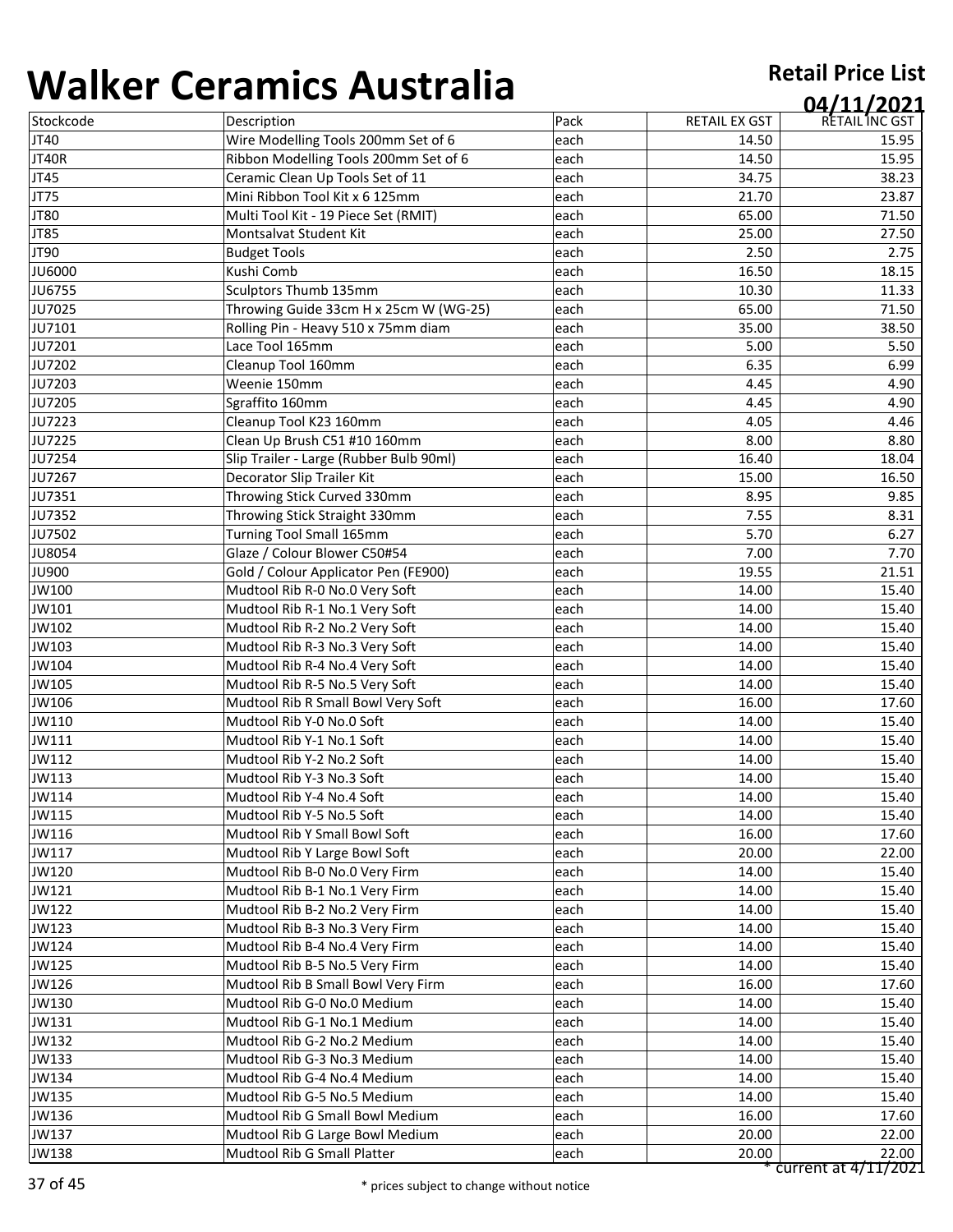# Walker Ceramics Australia

**Retail Price List**

**04/11/2021**

| Stockcode | Description | Pack | RETAIL EX GST | RETAIL INC GST |
|---|---|---|---|---|
| JT40 | Wire Modelling Tools 200mm Set of 6 | each | 14.50 | 15.95 |
| JT40R | Ribbon Modelling Tools 200mm Set of 6 | each | 14.50 | 15.95 |
| JT45 | Ceramic Clean Up Tools Set of 11 | each | 34.75 | 38.23 |
| JT75 | Mini Ribbon Tool Kit x 6 125mm | each | 21.70 | 23.87 |
| JT80 | Multi Tool Kit - 19 Piece Set (RMIT) | each | 65.00 | 71.50 |
| JT85 | Montsalvat Student Kit | each | 25.00 | 27.50 |
| JT90 | Budget Tools | each | 2.50 | 2.75 |
| JU6000 | Kushi Comb | each | 16.50 | 18.15 |
| JU6755 | Sculptors Thumb 135mm | each | 10.30 | 11.33 |
| JU7025 | Throwing Guide 33cm H x 25cm W (WG-25) | each | 65.00 | 71.50 |
| JU7101 | Rolling Pin - Heavy 510 x 75mm diam | each | 35.00 | 38.50 |
| JU7201 | Lace Tool 165mm | each | 5.00 | 5.50 |
| JU7202 | Cleanup Tool 160mm | each | 6.35 | 6.99 |
| JU7203 | Weenie 150mm | each | 4.45 | 4.90 |
| JU7205 | Sgraffito 160mm | each | 4.45 | 4.90 |
| JU7223 | Cleanup Tool K23 160mm | each | 4.05 | 4.46 |
| JU7225 | Clean Up Brush C51 #10 160mm | each | 8.00 | 8.80 |
| JU7254 | Slip Trailer - Large (Rubber Bulb 90ml) | each | 16.40 | 18.04 |
| JU7267 | Decorator Slip Trailer Kit | each | 15.00 | 16.50 |
| JU7351 | Throwing Stick Curved 330mm | each | 8.95 | 9.85 |
| JU7352 | Throwing Stick Straight 330mm | each | 7.55 | 8.31 |
| JU7502 | Turning Tool Small 165mm | each | 5.70 | 6.27 |
| JU8054 | Glaze / Colour Blower C50#54 | each | 7.00 | 7.70 |
| JU900 | Gold / Colour Applicator Pen (FE900) | each | 19.55 | 21.51 |
| JW100 | Mudtool Rib R-0 No.0 Very Soft | each | 14.00 | 15.40 |
| JW101 | Mudtool Rib R-1 No.1 Very Soft | each | 14.00 | 15.40 |
| JW102 | Mudtool Rib R-2 No.2 Very Soft | each | 14.00 | 15.40 |
| JW103 | Mudtool Rib R-3 No.3 Very Soft | each | 14.00 | 15.40 |
| JW104 | Mudtool Rib R-4 No.4 Very Soft | each | 14.00 | 15.40 |
| JW105 | Mudtool Rib R-5 No.5 Very Soft | each | 14.00 | 15.40 |
| JW106 | Mudtool Rib R Small Bowl Very Soft | each | 16.00 | 17.60 |
| JW110 | Mudtool Rib Y-0 No.0 Soft | each | 14.00 | 15.40 |
| JW111 | Mudtool Rib Y-1 No.1 Soft | each | 14.00 | 15.40 |
| JW112 | Mudtool Rib Y-2 No.2 Soft | each | 14.00 | 15.40 |
| JW113 | Mudtool Rib Y-3 No.3 Soft | each | 14.00 | 15.40 |
| JW114 | Mudtool Rib Y-4 No.4 Soft | each | 14.00 | 15.40 |
| JW115 | Mudtool Rib Y-5 No.5 Soft | each | 14.00 | 15.40 |
| JW116 | Mudtool Rib Y Small Bowl Soft | each | 16.00 | 17.60 |
| JW117 | Mudtool Rib Y Large Bowl Soft | each | 20.00 | 22.00 |
| JW120 | Mudtool Rib B-0 No.0 Very Firm | each | 14.00 | 15.40 |
| JW121 | Mudtool Rib B-1 No.1 Very Firm | each | 14.00 | 15.40 |
| JW122 | Mudtool Rib B-2 No.2 Very Firm | each | 14.00 | 15.40 |
| JW123 | Mudtool Rib B-3 No.3 Very Firm | each | 14.00 | 15.40 |
| JW124 | Mudtool Rib B-4 No.4 Very Firm | each | 14.00 | 15.40 |
| JW125 | Mudtool Rib B-5 No.5 Very Firm | each | 14.00 | 15.40 |
| JW126 | Mudtool Rib B Small Bowl Very Firm | each | 16.00 | 17.60 |
| JW130 | Mudtool Rib G-0 No.0 Medium | each | 14.00 | 15.40 |
| JW131 | Mudtool Rib G-1 No.1 Medium | each | 14.00 | 15.40 |
| JW132 | Mudtool Rib G-2 No.2 Medium | each | 14.00 | 15.40 |
| JW133 | Mudtool Rib G-3 No.3 Medium | each | 14.00 | 15.40 |
| JW134 | Mudtool Rib G-4 No.4 Medium | each | 14.00 | 15.40 |
| JW135 | Mudtool Rib G-5 No.5 Medium | each | 14.00 | 15.40 |
| JW136 | Mudtool Rib G Small Bowl Medium | each | 16.00 | 17.60 |
| JW137 | Mudtool Rib G Large Bowl Medium | each | 20.00 | 22.00 |
| JW138 | Mudtool Rib G Small Platter | each | 20.00 | 22.00 |

* current at 4/11/2021

* prices subject to change without notice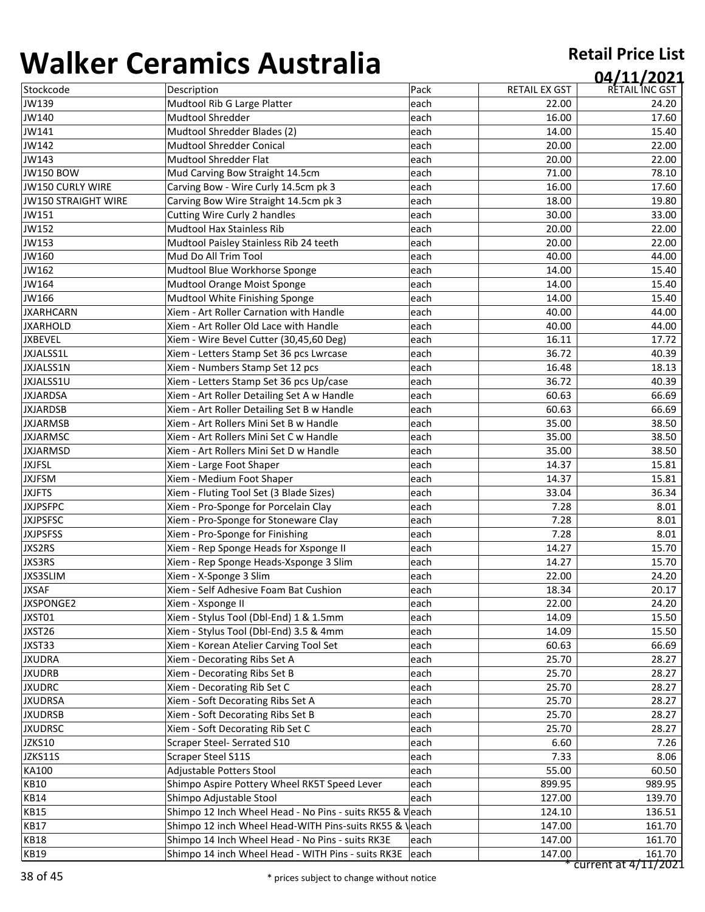# Walker Ceramics Australia

**Retail Price List**

**04/11/2021**

| Stockcode | Description | Pack | RETAIL EX GST | RETAIL INC GST |
|---|---|---|---|---|
| JW139 | Mudtool Rib G Large Platter | each | 22.00 | 24.20 |
| JW140 | Mudtool Shredder | each | 16.00 | 17.60 |
| JW141 | Mudtool Shredder Blades (2) | each | 14.00 | 15.40 |
| JW142 | Mudtool Shredder Conical | each | 20.00 | 22.00 |
| JW143 | Mudtool Shredder Flat | each | 20.00 | 22.00 |
| JW150 BOW | Mud Carving Bow Straight 14.5cm | each | 71.00 | 78.10 |
| JW150 CURLY WIRE | Carving Bow - Wire Curly 14.5cm pk 3 | each | 16.00 | 17.60 |
| JW150 STRAIGHT WIRE | Carving Bow Wire Straight 14.5cm pk 3 | each | 18.00 | 19.80 |
| JW151 | Cutting Wire Curly 2 handles | each | 30.00 | 33.00 |
| JW152 | Mudtool Hax Stainless Rib | each | 20.00 | 22.00 |
| JW153 | Mudtool Paisley Stainless Rib 24 teeth | each | 20.00 | 22.00 |
| JW160 | Mud Do All Trim Tool | each | 40.00 | 44.00 |
| JW162 | Mudtool Blue Workhorse Sponge | each | 14.00 | 15.40 |
| JW164 | Mudtool Orange Moist Sponge | each | 14.00 | 15.40 |
| JW166 | Mudtool White Finishing Sponge | each | 14.00 | 15.40 |
| JXARHCARN | Xiem - Art Roller Carnation with Handle | each | 40.00 | 44.00 |
| JXARHOLD | Xiem - Art Roller Old Lace with Handle | each | 40.00 | 44.00 |
| JXBEVEL | Xiem - Wire Bevel Cutter (30,45,60 Deg) | each | 16.11 | 17.72 |
| JXJALSS1L | Xiem - Letters Stamp Set 36 pcs Lwrcase | each | 36.72 | 40.39 |
| JXJALSS1N | Xiem - Numbers Stamp Set 12 pcs | each | 16.48 | 18.13 |
| JXJALSS1U | Xiem - Letters Stamp Set 36 pcs Up/case | each | 36.72 | 40.39 |
| JXJARDSA | Xiem - Art Roller Detailing Set A w Handle | each | 60.63 | 66.69 |
| JXJARDSB | Xiem - Art Roller Detailing Set B w Handle | each | 60.63 | 66.69 |
| JXJARMSB | Xiem - Art Rollers Mini Set B w Handle | each | 35.00 | 38.50 |
| JXJARMSC | Xiem - Art Rollers Mini Set C w Handle | each | 35.00 | 38.50 |
| JXJARMSD | Xiem - Art Rollers Mini Set D w Handle | each | 35.00 | 38.50 |
| JXJFSL | Xiem - Large Foot Shaper | each | 14.37 | 15.81 |
| JXJFSM | Xiem - Medium Foot Shaper | each | 14.37 | 15.81 |
| JXJFTS | Xiem - Fluting Tool Set (3 Blade Sizes) | each | 33.04 | 36.34 |
| JXJPSFPC | Xiem - Pro-Sponge for Porcelain Clay | each | 7.28 | 8.01 |
| JXJPSFSC | Xiem - Pro-Sponge for Stoneware Clay | each | 7.28 | 8.01 |
| JXJPSFSS | Xiem - Pro-Sponge for Finishing | each | 7.28 | 8.01 |
| JXS2RS | Xiem - Rep Sponge Heads for Xsponge II | each | 14.27 | 15.70 |
| JXS3RS | Xiem - Rep Sponge Heads-Xsponge 3 Slim | each | 14.27 | 15.70 |
| JXS3SLIM | Xiem - X-Sponge 3 Slim | each | 22.00 | 24.20 |
| JXSAF | Xiem - Self Adhesive Foam Bat Cushion | each | 18.34 | 20.17 |
| JXSPONGE2 | Xiem - Xsponge II | each | 22.00 | 24.20 |
| JXST01 | Xiem - Stylus Tool (Dbl-End) 1 & 1.5mm | each | 14.09 | 15.50 |
| JXST26 | Xiem - Stylus Tool (Dbl-End) 3.5 & 4mm | each | 14.09 | 15.50 |
| JXST33 | Xiem - Korean Atelier Carving Tool Set | each | 60.63 | 66.69 |
| JXUDRA | Xiem - Decorating Ribs Set A | each | 25.70 | 28.27 |
| JXUDRB | Xiem - Decorating Ribs Set B | each | 25.70 | 28.27 |
| JXUDRC | Xiem - Decorating Rib Set C | each | 25.70 | 28.27 |
| JXUDRSA | Xiem - Soft Decorating Ribs Set A | each | 25.70 | 28.27 |
| JXUDRSB | Xiem - Soft Decorating Ribs Set B | each | 25.70 | 28.27 |
| JXUDRSC | Xiem - Soft Decorating Rib Set C | each | 25.70 | 28.27 |
| JZKS10 | Scraper Steel- Serrated S10 | each | 6.60 | 7.26 |
| JZKS11S | Scraper Steel S11S | each | 7.33 | 8.06 |
| KA100 | Adjustable Potters Stool | each | 55.00 | 60.50 |
| KB10 | Shimpo Aspire Pottery Wheel RK5T Speed Lever | each | 899.95 | 989.95 |
| KB14 | Shimpo Adjustable Stool | each | 127.00 | 139.70 |
| KB15 | Shimpo 12 Inch Wheel Head - No Pins - suits RK55 & V | each | 124.10 | 136.51 |
| KB17 | Shimpo 12 inch Wheel Head-WITH Pins-suits RK55 & V | each | 147.00 | 161.70 |
| KB18 | Shimpo 14 Inch Wheel Head - No Pins - suits RK3E | each | 147.00 | 161.70 |
| KB19 | Shimpo 14 inch Wheel Head - WITH Pins - suits RK3E | each | 147.00 | 161.70 |

\* current at 4/11/2021

\* prices subject to change without notice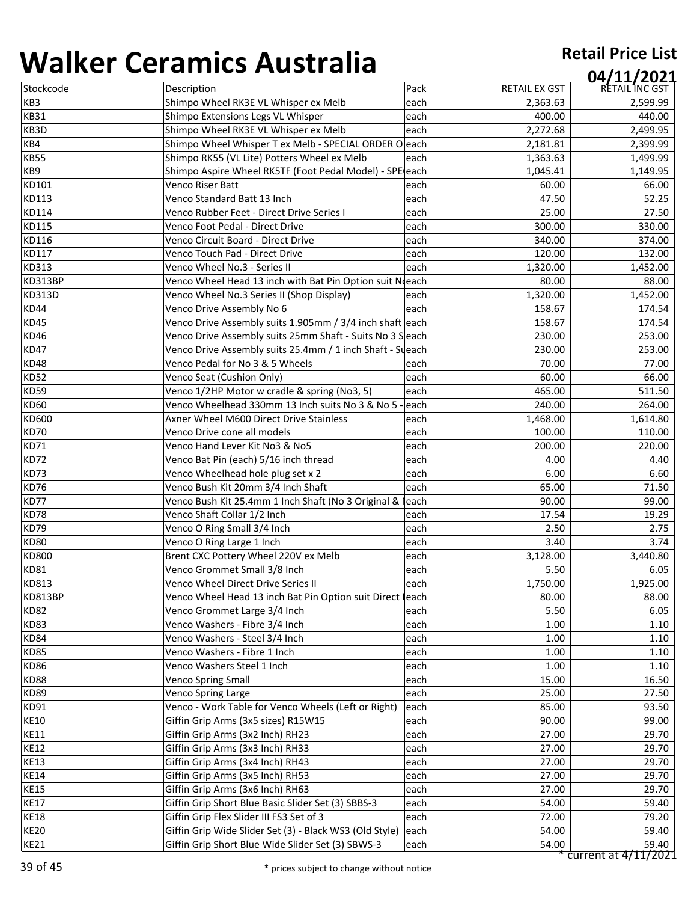# Walker Ceramics Australia

**Retail Price List**

**04/11/2021**

| Stockcode | Description | Pack | RETAIL EX GST | RETAIL INC GST |
|---|---|---|---|---|
| KB3 | Shimpo Wheel RK3E VL Whisper ex Melb | each | 2,363.63 | 2,599.99 |
| KB31 | Shimpo Extensions Legs VL Whisper | each | 400.00 | 440.00 |
| KB3D | Shimpo Wheel RK3E VL Whisper ex Melb | each | 2,272.68 | 2,499.95 |
| KB4 | Shimpo Wheel Whisper T ex Melb - SPECIAL ORDER O | each | 2,181.81 | 2,399.99 |
| KB55 | Shimpo RK55 (VL Lite) Potters Wheel ex Melb | each | 1,363.63 | 1,499.99 |
| KB9 | Shimpo Aspire Wheel RK5TF (Foot Pedal Model) - SPE | each | 1,045.41 | 1,149.95 |
| KD101 | Venco Riser Batt | each | 60.00 | 66.00 |
| KD113 | Venco Standard Batt 13 Inch | each | 47.50 | 52.25 |
| KD114 | Venco Rubber Feet - Direct Drive Series I | each | 25.00 | 27.50 |
| KD115 | Venco Foot Pedal - Direct Drive | each | 300.00 | 330.00 |
| KD116 | Venco Circuit Board - Direct Drive | each | 340.00 | 374.00 |
| KD117 | Venco Touch Pad - Direct Drive | each | 120.00 | 132.00 |
| KD313 | Venco Wheel No.3 - Series II | each | 1,320.00 | 1,452.00 |
| KD313BP | Venco Wheel Head 13 inch with Bat Pin Option suit N | each | 80.00 | 88.00 |
| KD313D | Venco Wheel No.3 Series II (Shop Display) | each | 1,320.00 | 1,452.00 |
| KD44 | Venco Drive Assembly No 6 | each | 158.67 | 174.54 |
| KD45 | Venco Drive Assembly suits 1.905mm / 3/4 inch shaft | each | 158.67 | 174.54 |
| KD46 | Venco Drive Assembly suits 25mm Shaft - Suits No 3 S | each | 230.00 | 253.00 |
| KD47 | Venco Drive Assembly suits 25.4mm / 1 inch Shaft - Su | each | 230.00 | 253.00 |
| KD48 | Venco Pedal for No 3 & 5 Wheels | each | 70.00 | 77.00 |
| KD52 | Venco Seat (Cushion Only) | each | 60.00 | 66.00 |
| KD59 | Venco 1/2HP Motor w cradle & spring (No3, 5) | each | 465.00 | 511.50 |
| KD60 | Venco Wheelhead 330mm 13 Inch suits No 3 & No 5 - | each | 240.00 | 264.00 |
| KD600 | Axner Wheel M600 Direct Drive Stainless | each | 1,468.00 | 1,614.80 |
| KD70 | Venco Drive cone all models | each | 100.00 | 110.00 |
| KD71 | Venco Hand Lever Kit No3 & No5 | each | 200.00 | 220.00 |
| KD72 | Venco Bat Pin (each) 5/16 inch thread | each | 4.00 | 4.40 |
| KD73 | Venco Wheelhead hole plug set x 2 | each | 6.00 | 6.60 |
| KD76 | Venco Bush Kit 20mm 3/4 Inch Shaft | each | 65.00 | 71.50 |
| KD77 | Venco Bush Kit 25.4mm 1 Inch Shaft (No 3 Original & | each | 90.00 | 99.00 |
| KD78 | Venco Shaft Collar 1/2 Inch | each | 17.54 | 19.29 |
| KD79 | Venco O Ring Small 3/4 Inch | each | 2.50 | 2.75 |
| KD80 | Venco O Ring Large 1 Inch | each | 3.40 | 3.74 |
| KD800 | Brent CXC Pottery Wheel 220V ex Melb | each | 3,128.00 | 3,440.80 |
| KD81 | Venco Grommet Small 3/8 Inch | each | 5.50 | 6.05 |
| KD813 | Venco Wheel Direct Drive Series II | each | 1,750.00 | 1,925.00 |
| KD813BP | Venco Wheel Head 13 inch Bat Pin Option suit Direct | each | 80.00 | 88.00 |
| KD82 | Venco Grommet Large 3/4 Inch | each | 5.50 | 6.05 |
| KD83 | Venco Washers - Fibre 3/4 Inch | each | 1.00 | 1.10 |
| KD84 | Venco Washers - Steel 3/4 Inch | each | 1.00 | 1.10 |
| KD85 | Venco Washers - Fibre 1 Inch | each | 1.00 | 1.10 |
| KD86 | Venco Washers Steel 1 Inch | each | 1.00 | 1.10 |
| KD88 | Venco Spring Small | each | 15.00 | 16.50 |
| KD89 | Venco Spring Large | each | 25.00 | 27.50 |
| KD91 | Venco - Work Table for Venco Wheels (Left or Right) | each | 85.00 | 93.50 |
| KE10 | Giffin Grip Arms (3x5 sizes) R15W15 | each | 90.00 | 99.00 |
| KE11 | Giffin Grip Arms (3x2 Inch) RH23 | each | 27.00 | 29.70 |
| KE12 | Giffin Grip Arms (3x3 Inch) RH33 | each | 27.00 | 29.70 |
| KE13 | Giffin Grip Arms (3x4 Inch) RH43 | each | 27.00 | 29.70 |
| KE14 | Giffin Grip Arms (3x5 Inch) RH53 | each | 27.00 | 29.70 |
| KE15 | Giffin Grip Arms (3x6 Inch) RH63 | each | 27.00 | 29.70 |
| KE17 | Giffin Grip Short Blue Basic Slider Set (3) SBBS-3 | each | 54.00 | 59.40 |
| KE18 | Giffin Grip Flex Slider III FS3 Set of 3 | each | 72.00 | 79.20 |
| KE20 | Giffin Grip Wide Slider Set (3) - Black WS3 (Old Style) | each | 54.00 | 59.40 |
| KE21 | Giffin Grip Short Blue Wide Slider Set (3) SBWS-3 | each | 54.00 | 59.40 |

\* current at 4/11/2021

\* prices subject to change without notice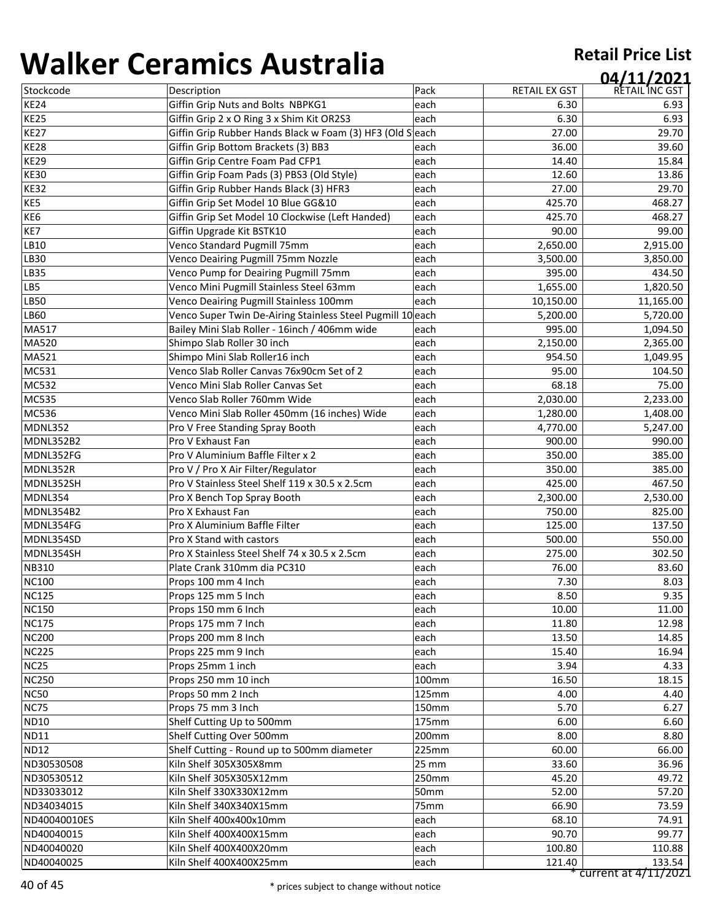# Walker Ceramics Australia

**Retail Price List**

**04/11/2021**

| Stockcode | Description | Pack | RETAIL EX GST | RETAIL INC GST |
|---|---|---|---|---|
| KE24 | Giffin Grip Nuts and Bolts NBPKG1 | each | 6.30 | 6.93 |
| KE25 | Giffin Grip 2 x O Ring 3 x Shim Kit OR2S3 | each | 6.30 | 6.93 |
| KE27 | Giffin Grip Rubber Hands Black w Foam (3) HF3 (Old S | each | 27.00 | 29.70 |
| KE28 | Giffin Grip Bottom Brackets (3) BB3 | each | 36.00 | 39.60 |
| KE29 | Giffin Grip Centre Foam Pad CFP1 | each | 14.40 | 15.84 |
| KE30 | Giffin Grip Foam Pads (3) PBS3 (Old Style) | each | 12.60 | 13.86 |
| KE32 | Giffin Grip Rubber Hands Black (3) HFR3 | each | 27.00 | 29.70 |
| KE5 | Giffin Grip Set Model 10 Blue GG&10 | each | 425.70 | 468.27 |
| KE6 | Giffin Grip Set Model 10 Clockwise (Left Handed) | each | 425.70 | 468.27 |
| KE7 | Giffin Upgrade Kit BSTK10 | each | 90.00 | 99.00 |
| LB10 | Venco Standard Pugmill 75mm | each | 2,650.00 | 2,915.00 |
| LB30 | Venco Deairing Pugmill 75mm Nozzle | each | 3,500.00 | 3,850.00 |
| LB35 | Venco Pump for Deairing Pugmill 75mm | each | 395.00 | 434.50 |
| LB5 | Venco Mini Pugmill Stainless Steel 63mm | each | 1,655.00 | 1,820.50 |
| LB50 | Venco Deairing Pugmill Stainless 100mm | each | 10,150.00 | 11,165.00 |
| LB60 | Venco Super Twin De-Airing Stainless Steel Pugmill 10 | each | 5,200.00 | 5,720.00 |
| MA517 | Bailey Mini Slab Roller - 16inch / 406mm wide | each | 995.00 | 1,094.50 |
| MA520 | Shimpo Slab Roller 30 inch | each | 2,150.00 | 2,365.00 |
| MA521 | Shimpo Mini Slab Roller16 inch | each | 954.50 | 1,049.95 |
| MC531 | Venco Slab Roller Canvas 76x90cm Set of 2 | each | 95.00 | 104.50 |
| MC532 | Venco Mini Slab Roller Canvas Set | each | 68.18 | 75.00 |
| MC535 | Venco Slab Roller 760mm Wide | each | 2,030.00 | 2,233.00 |
| MC536 | Venco Mini Slab Roller 450mm (16 inches) Wide | each | 1,280.00 | 1,408.00 |
| MDNL352 | Pro V Free Standing Spray Booth | each | 4,770.00 | 5,247.00 |
| MDNL352B2 | Pro V Exhaust Fan | each | 900.00 | 990.00 |
| MDNL352FG | Pro V Aluminium Baffle Filter x 2 | each | 350.00 | 385.00 |
| MDNL352R | Pro V / Pro X Air Filter/Regulator | each | 350.00 | 385.00 |
| MDNL352SH | Pro V Stainless Steel Shelf 119 x 30.5 x 2.5cm | each | 425.00 | 467.50 |
| MDNL354 | Pro X Bench Top Spray Booth | each | 2,300.00 | 2,530.00 |
| MDNL354B2 | Pro X Exhaust Fan | each | 750.00 | 825.00 |
| MDNL354FG | Pro X Aluminium Baffle Filter | each | 125.00 | 137.50 |
| MDNL354SD | Pro X Stand with castors | each | 500.00 | 550.00 |
| MDNL354SH | Pro X Stainless Steel Shelf 74 x 30.5 x 2.5cm | each | 275.00 | 302.50 |
| NB310 | Plate Crank 310mm dia PC310 | each | 76.00 | 83.60 |
| NC100 | Props 100 mm 4 Inch | each | 7.30 | 8.03 |
| NC125 | Props 125 mm 5 Inch | each | 8.50 | 9.35 |
| NC150 | Props 150 mm 6 Inch | each | 10.00 | 11.00 |
| NC175 | Props 175 mm 7 Inch | each | 11.80 | 12.98 |
| NC200 | Props 200 mm 8 Inch | each | 13.50 | 14.85 |
| NC225 | Props 225 mm 9 Inch | each | 15.40 | 16.94 |
| NC25 | Props 25mm 1 inch | each | 3.94 | 4.33 |
| NC250 | Props 250 mm 10 inch | 100mm | 16.50 | 18.15 |
| NC50 | Props 50 mm 2 Inch | 125mm | 4.00 | 4.40 |
| NC75 | Props 75 mm 3 Inch | 150mm | 5.70 | 6.27 |
| ND10 | Shelf Cutting Up to 500mm | 175mm | 6.00 | 6.60 |
| ND11 | Shelf Cutting Over 500mm | 200mm | 8.00 | 8.80 |
| ND12 | Shelf Cutting - Round up to 500mm diameter | 225mm | 60.00 | 66.00 |
| ND30530508 | Kiln Shelf 305X305X8mm | 25 mm | 33.60 | 36.96 |
| ND30530512 | Kiln Shelf 305X305X12mm | 250mm | 45.20 | 49.72 |
| ND33033012 | Kiln Shelf 330X330X12mm | 50mm | 52.00 | 57.20 |
| ND34034015 | Kiln Shelf 340X340X15mm | 75mm | 66.90 | 73.59 |
| ND40040010ES | Kiln Shelf 400x400x10mm | each | 68.10 | 74.91 |
| ND40040015 | Kiln Shelf 400X400X15mm | each | 90.70 | 99.77 |
| ND40040020 | Kiln Shelf 400X400X20mm | each | 100.80 | 110.88 |
| ND40040025 | Kiln Shelf 400X400X25mm | each | 121.40 | 133.54 |

\* current at 4/11/2021

\* prices subject to change without notice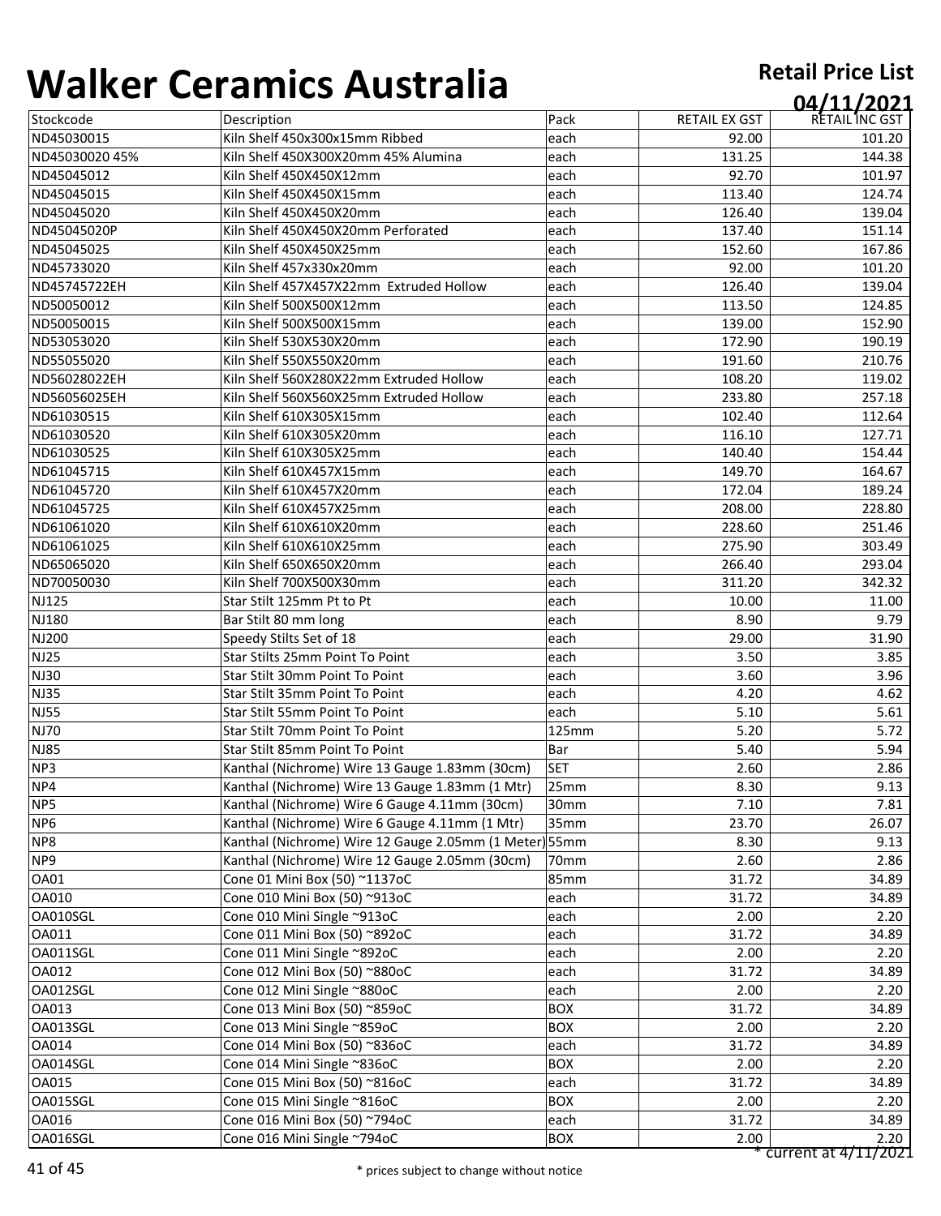# Walker Ceramics Australia

**Retail Price List**

**04/11/2021**

| Stockcode | Description | Pack | RETAIL EX GST | RETAIL INC GST |
|---|---|---|---|---|
| ND45030015 | Kiln Shelf 450x300x15mm Ribbed | each | 92.00 | 101.20 |
| ND45030020 45% | Kiln Shelf 450X300X20mm 45% Alumina | each | 131.25 | 144.38 |
| ND45045012 | Kiln Shelf 450X450X12mm | each | 92.70 | 101.97 |
| ND45045015 | Kiln Shelf 450X450X15mm | each | 113.40 | 124.74 |
| ND45045020 | Kiln Shelf 450X450X20mm | each | 126.40 | 139.04 |
| ND45045020P | Kiln Shelf 450X450X20mm Perforated | each | 137.40 | 151.14 |
| ND45045025 | Kiln Shelf 450X450X25mm | each | 152.60 | 167.86 |
| ND45733020 | Kiln Shelf 457x330x20mm | each | 92.00 | 101.20 |
| ND45745722EH | Kiln Shelf 457X457X22mm Extruded Hollow | each | 126.40 | 139.04 |
| ND50050012 | Kiln Shelf 500X500X12mm | each | 113.50 | 124.85 |
| ND50050015 | Kiln Shelf 500X500X15mm | each | 139.00 | 152.90 |
| ND53053020 | Kiln Shelf 530X530X20mm | each | 172.90 | 190.19 |
| ND55055020 | Kiln Shelf 550X550X20mm | each | 191.60 | 210.76 |
| ND56028022EH | Kiln Shelf 560X280X22mm Extruded Hollow | each | 108.20 | 119.02 |
| ND56056025EH | Kiln Shelf 560X560X25mm Extruded Hollow | each | 233.80 | 257.18 |
| ND61030515 | Kiln Shelf 610X305X15mm | each | 102.40 | 112.64 |
| ND61030520 | Kiln Shelf 610X305X20mm | each | 116.10 | 127.71 |
| ND61030525 | Kiln Shelf 610X305X25mm | each | 140.40 | 154.44 |
| ND61045715 | Kiln Shelf 610X457X15mm | each | 149.70 | 164.67 |
| ND61045720 | Kiln Shelf 610X457X20mm | each | 172.04 | 189.24 |
| ND61045725 | Kiln Shelf 610X457X25mm | each | 208.00 | 228.80 |
| ND61061020 | Kiln Shelf 610X610X20mm | each | 228.60 | 251.46 |
| ND61061025 | Kiln Shelf 610X610X25mm | each | 275.90 | 303.49 |
| ND65065020 | Kiln Shelf 650X650X20mm | each | 266.40 | 293.04 |
| ND70050030 | Kiln Shelf 700X500X30mm | each | 311.20 | 342.32 |
| NJ125 | Star Stilt 125mm Pt to Pt | each | 10.00 | 11.00 |
| NJ180 | Bar Stilt 80 mm long | each | 8.90 | 9.79 |
| NJ200 | Speedy Stilts Set of 18 | each | 29.00 | 31.90 |
| NJ25 | Star Stilts 25mm Point To Point | each | 3.50 | 3.85 |
| NJ30 | Star Stilt 30mm Point To Point | each | 3.60 | 3.96 |
| NJ35 | Star Stilt 35mm Point To Point | each | 4.20 | 4.62 |
| NJ55 | Star Stilt 55mm Point To Point | each | 5.10 | 5.61 |
| NJ70 | Star Stilt 70mm Point To Point | 125mm | 5.20 | 5.72 |
| NJ85 | Star Stilt 85mm Point To Point | Bar | 5.40 | 5.94 |
| NP3 | Kanthal (Nichrome) Wire 13 Gauge 1.83mm (30cm) | SET | 2.60 | 2.86 |
| NP4 | Kanthal (Nichrome) Wire 13 Gauge 1.83mm (1 Mtr) | 25mm | 8.30 | 9.13 |
| NP5 | Kanthal (Nichrome) Wire 6 Gauge 4.11mm (30cm) | 30mm | 7.10 | 7.81 |
| NP6 | Kanthal (Nichrome) Wire 6 Gauge 4.11mm (1 Mtr) | 35mm | 23.70 | 26.07 |
| NP8 | Kanthal (Nichrome) Wire 12 Gauge 2.05mm (1 Meter) | 55mm | 8.30 | 9.13 |
| NP9 | Kanthal (Nichrome) Wire 12 Gauge 2.05mm (30cm) | 70mm | 2.60 | 2.86 |
| OA01 | Cone 01 Mini Box (50) ~1137oC | 85mm | 31.72 | 34.89 |
| OA010 | Cone 010 Mini Box (50) ~913oC | each | 31.72 | 34.89 |
| OA010SGL | Cone 010 Mini Single ~913oC | each | 2.00 | 2.20 |
| OA011 | Cone 011 Mini Box (50) ~892oC | each | 31.72 | 34.89 |
| OA011SGL | Cone 011 Mini Single ~892oC | each | 2.00 | 2.20 |
| OA012 | Cone 012 Mini Box (50) ~880oC | each | 31.72 | 34.89 |
| OA012SGL | Cone 012 Mini Single ~880oC | each | 2.00 | 2.20 |
| OA013 | Cone 013 Mini Box (50) ~859oC | BOX | 31.72 | 34.89 |
| OA013SGL | Cone 013 Mini Single ~859oC | BOX | 2.00 | 2.20 |
| OA014 | Cone 014 Mini Box (50) ~836oC | each | 31.72 | 34.89 |
| OA014SGL | Cone 014 Mini Single ~836oC | BOX | 2.00 | 2.20 |
| OA015 | Cone 015 Mini Box (50) ~816oC | each | 31.72 | 34.89 |
| OA015SGL | Cone 015 Mini Single ~816oC | BOX | 2.00 | 2.20 |
| OA016 | Cone 016 Mini Box (50) ~794oC | each | 31.72 | 34.89 |
| OA016SGL | Cone 016 Mini Single ~794oC | BOX | 2.00 | 2.20 |

\* current at 4/11/2021

\* prices subject to change without notice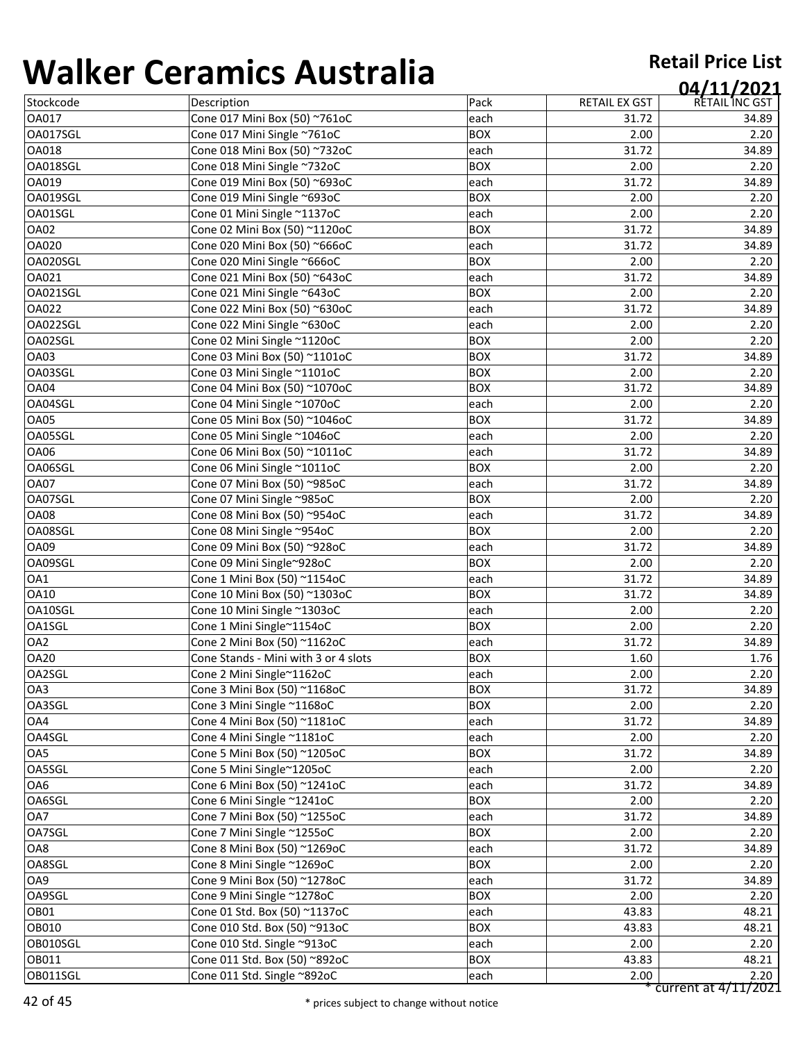# Walker Ceramics Australia

**Retail Price List**

**04/11/2021**

| Stockcode | Description | Pack | RETAIL EX GST | RETAIL INC GST |
|---|---|---|---|---|
| OA017 | Cone 017 Mini Box (50) ~761oC | each | 31.72 | 34.89 |
| OA017SGL | Cone 017 Mini Single ~761oC | BOX | 2.00 | 2.20 |
| OA018 | Cone 018 Mini Box (50) ~732oC | each | 31.72 | 34.89 |
| OA018SGL | Cone 018 Mini Single ~732oC | BOX | 2.00 | 2.20 |
| OA019 | Cone 019 Mini Box (50) ~693oC | each | 31.72 | 34.89 |
| OA019SGL | Cone 019 Mini Single ~693oC | BOX | 2.00 | 2.20 |
| OA01SGL | Cone 01 Mini Single ~1137oC | each | 2.00 | 2.20 |
| OA02 | Cone 02 Mini Box (50) ~1120oC | BOX | 31.72 | 34.89 |
| OA020 | Cone 020 Mini Box (50) ~666oC | each | 31.72 | 34.89 |
| OA020SGL | Cone 020 Mini Single ~666oC | BOX | 2.00 | 2.20 |
| OA021 | Cone 021 Mini Box (50) ~643oC | each | 31.72 | 34.89 |
| OA021SGL | Cone 021 Mini Single ~643oC | BOX | 2.00 | 2.20 |
| OA022 | Cone 022 Mini Box (50) ~630oC | each | 31.72 | 34.89 |
| OA022SGL | Cone 022 Mini Single ~630oC | each | 2.00 | 2.20 |
| OA02SGL | Cone 02 Mini Single ~1120oC | BOX | 2.00 | 2.20 |
| OA03 | Cone 03 Mini Box (50) ~1101oC | BOX | 31.72 | 34.89 |
| OA03SGL | Cone 03 Mini Single ~1101oC | BOX | 2.00 | 2.20 |
| OA04 | Cone 04 Mini Box (50) ~1070oC | BOX | 31.72 | 34.89 |
| OA04SGL | Cone 04 Mini Single ~1070oC | each | 2.00 | 2.20 |
| OA05 | Cone 05 Mini Box (50) ~1046oC | BOX | 31.72 | 34.89 |
| OA05SGL | Cone 05 Mini Single ~1046oC | each | 2.00 | 2.20 |
| OA06 | Cone 06 Mini Box (50) ~1011oC | each | 31.72 | 34.89 |
| OA06SGL | Cone 06 Mini Single ~1011oC | BOX | 2.00 | 2.20 |
| OA07 | Cone 07 Mini Box (50) ~985oC | each | 31.72 | 34.89 |
| OA07SGL | Cone 07 Mini Single ~985oC | BOX | 2.00 | 2.20 |
| OA08 | Cone 08 Mini Box (50) ~954oC | each | 31.72 | 34.89 |
| OA08SGL | Cone 08 Mini Single ~954oC | BOX | 2.00 | 2.20 |
| OA09 | Cone 09 Mini Box (50) ~928oC | each | 31.72 | 34.89 |
| OA09SGL | Cone 09 Mini Single~928oC | BOX | 2.00 | 2.20 |
| OA1 | Cone 1 Mini Box (50) ~1154oC | each | 31.72 | 34.89 |
| OA10 | Cone 10 Mini Box (50) ~1303oC | BOX | 31.72 | 34.89 |
| OA10SGL | Cone 10 Mini Single ~1303oC | each | 2.00 | 2.20 |
| OA1SGL | Cone 1 Mini Single~1154oC | BOX | 2.00 | 2.20 |
| OA2 | Cone 2 Mini Box (50) ~1162oC | each | 31.72 | 34.89 |
| OA20 | Cone Stands - Mini with 3 or 4 slots | BOX | 1.60 | 1.76 |
| OA2SGL | Cone 2 Mini Single~1162oC | each | 2.00 | 2.20 |
| OA3 | Cone 3 Mini Box (50) ~1168oC | BOX | 31.72 | 34.89 |
| OA3SGL | Cone 3 Mini Single ~1168oC | BOX | 2.00 | 2.20 |
| OA4 | Cone 4 Mini Box (50) ~1181oC | each | 31.72 | 34.89 |
| OA4SGL | Cone 4 Mini Single ~1181oC | each | 2.00 | 2.20 |
| OA5 | Cone 5 Mini Box (50) ~1205oC | BOX | 31.72 | 34.89 |
| OA5SGL | Cone 5 Mini Single~1205oC | each | 2.00 | 2.20 |
| OA6 | Cone 6 Mini Box (50) ~1241oC | each | 31.72 | 34.89 |
| OA6SGL | Cone 6 Mini Single ~1241oC | BOX | 2.00 | 2.20 |
| OA7 | Cone 7 Mini Box (50) ~1255oC | each | 31.72 | 34.89 |
| OA7SGL | Cone 7 Mini Single ~1255oC | BOX | 2.00 | 2.20 |
| OA8 | Cone 8 Mini Box (50) ~1269oC | each | 31.72 | 34.89 |
| OA8SGL | Cone 8 Mini Single ~1269oC | BOX | 2.00 | 2.20 |
| OA9 | Cone 9 Mini Box (50) ~1278oC | each | 31.72 | 34.89 |
| OA9SGL | Cone 9 Mini Single ~1278oC | BOX | 2.00 | 2.20 |
| OB01 | Cone 01 Std. Box (50) ~1137oC | each | 43.83 | 48.21 |
| OB010 | Cone 010 Std. Box (50) ~913oC | BOX | 43.83 | 48.21 |
| OB010SGL | Cone 010 Std. Single ~913oC | each | 2.00 | 2.20 |
| OB011 | Cone 011 Std. Box (50) ~892oC | BOX | 43.83 | 48.21 |
| OB011SGL | Cone 011 Std. Single ~892oC | each | 2.00 | 2.20 |

* current at 4/11/2021

* prices subject to change without notice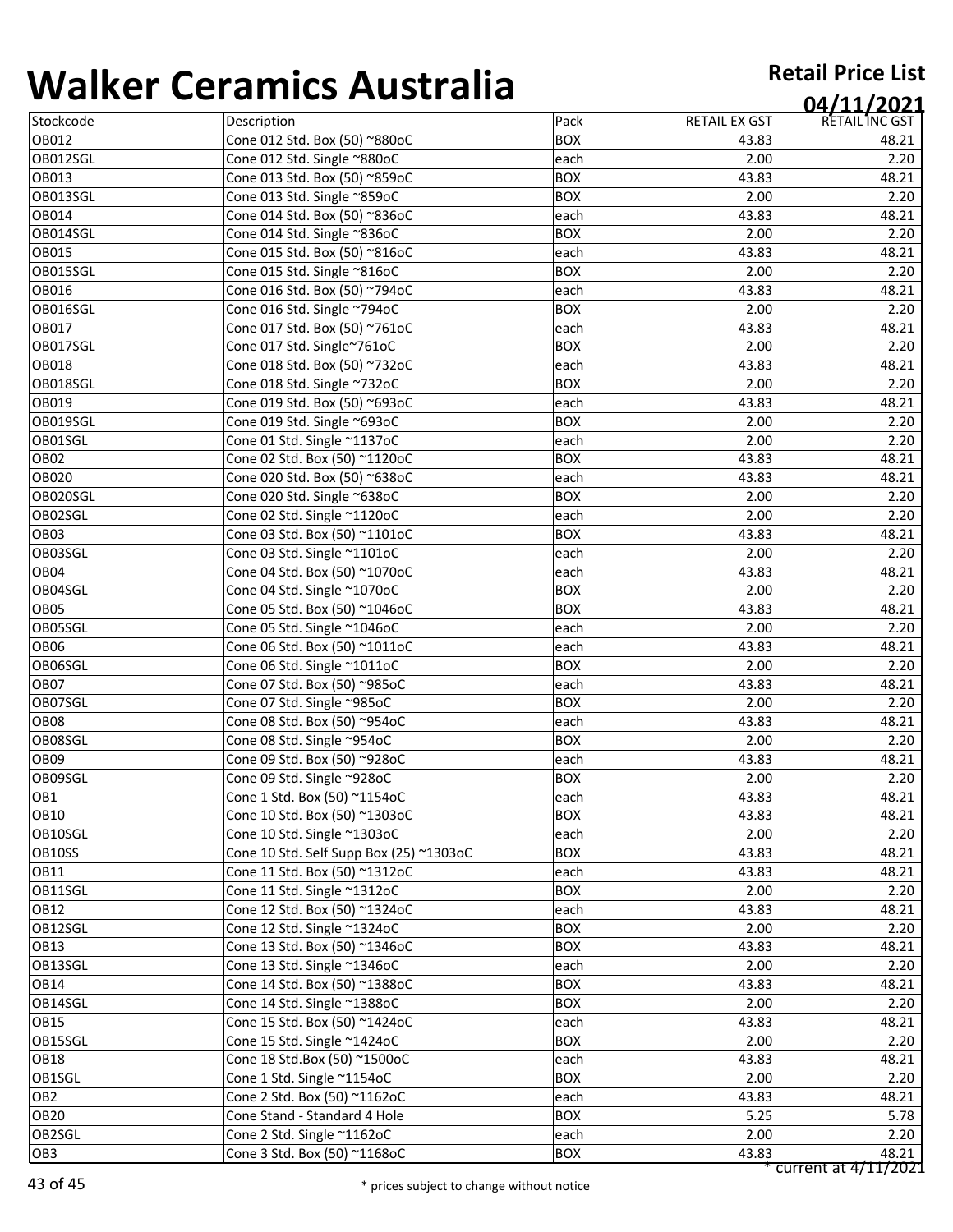# Walker Ceramics Australia

**Retail Price List**

**04/11/2021**

| Stockcode | Description | Pack | RETAIL EX GST | RETAIL INC GST |
|---|---|---|---|---|
| OB012 | Cone 012 Std. Box (50) ~880oC | BOX | 43.83 | 48.21 |
| OB012SGL | Cone 012 Std. Single ~880oC | each | 2.00 | 2.20 |
| OB013 | Cone 013 Std. Box (50) ~859oC | BOX | 43.83 | 48.21 |
| OB013SGL | Cone 013 Std. Single ~859oC | BOX | 2.00 | 2.20 |
| OB014 | Cone 014 Std. Box (50) ~836oC | each | 43.83 | 48.21 |
| OB014SGL | Cone 014 Std. Single ~836oC | BOX | 2.00 | 2.20 |
| OB015 | Cone 015 Std. Box (50) ~816oC | each | 43.83 | 48.21 |
| OB015SGL | Cone 015 Std. Single ~816oC | BOX | 2.00 | 2.20 |
| OB016 | Cone 016 Std. Box (50) ~794oC | each | 43.83 | 48.21 |
| OB016SGL | Cone 016 Std. Single ~794oC | BOX | 2.00 | 2.20 |
| OB017 | Cone 017 Std. Box (50) ~761oC | each | 43.83 | 48.21 |
| OB017SGL | Cone 017 Std. Single~761oC | BOX | 2.00 | 2.20 |
| OB018 | Cone 018 Std. Box (50) ~732oC | each | 43.83 | 48.21 |
| OB018SGL | Cone 018 Std. Single ~732oC | BOX | 2.00 | 2.20 |
| OB019 | Cone 019 Std. Box (50) ~693oC | each | 43.83 | 48.21 |
| OB019SGL | Cone 019 Std. Single ~693oC | BOX | 2.00 | 2.20 |
| OB01SGL | Cone 01 Std. Single ~1137oC | each | 2.00 | 2.20 |
| OB02 | Cone 02 Std. Box (50) ~1120oC | BOX | 43.83 | 48.21 |
| OB020 | Cone 020 Std. Box (50) ~638oC | each | 43.83 | 48.21 |
| OB020SGL | Cone 020 Std. Single ~638oC | BOX | 2.00 | 2.20 |
| OB02SGL | Cone 02 Std. Single ~1120oC | each | 2.00 | 2.20 |
| OB03 | Cone 03 Std. Box (50) ~1101oC | BOX | 43.83 | 48.21 |
| OB03SGL | Cone 03 Std. Single ~1101oC | each | 2.00 | 2.20 |
| OB04 | Cone 04 Std. Box (50) ~1070oC | each | 43.83 | 48.21 |
| OB04SGL | Cone 04 Std. Single ~1070oC | BOX | 2.00 | 2.20 |
| OB05 | Cone 05 Std. Box (50) ~1046oC | BOX | 43.83 | 48.21 |
| OB05SGL | Cone 05 Std. Single ~1046oC | each | 2.00 | 2.20 |
| OB06 | Cone 06 Std. Box (50) ~1011oC | each | 43.83 | 48.21 |
| OB06SGL | Cone 06 Std. Single ~1011oC | BOX | 2.00 | 2.20 |
| OB07 | Cone 07 Std. Box (50) ~985oC | each | 43.83 | 48.21 |
| OB07SGL | Cone 07 Std. Single ~985oC | BOX | 2.00 | 2.20 |
| OB08 | Cone 08 Std. Box (50) ~954oC | each | 43.83 | 48.21 |
| OB08SGL | Cone 08 Std. Single ~954oC | BOX | 2.00 | 2.20 |
| OB09 | Cone 09 Std. Box (50) ~928oC | each | 43.83 | 48.21 |
| OB09SGL | Cone 09 Std. Single ~928oC | BOX | 2.00 | 2.20 |
| OB1 | Cone 1 Std. Box (50) ~1154oC | each | 43.83 | 48.21 |
| OB10 | Cone 10 Std. Box (50) ~1303oC | BOX | 43.83 | 48.21 |
| OB10SGL | Cone 10 Std. Single ~1303oC | each | 2.00 | 2.20 |
| OB10SS | Cone 10 Std. Self Supp Box (25) ~1303oC | BOX | 43.83 | 48.21 |
| OB11 | Cone 11 Std. Box (50) ~1312oC | each | 43.83 | 48.21 |
| OB11SGL | Cone 11 Std. Single ~1312oC | BOX | 2.00 | 2.20 |
| OB12 | Cone 12 Std. Box (50) ~1324oC | each | 43.83 | 48.21 |
| OB12SGL | Cone 12 Std. Single ~1324oC | BOX | 2.00 | 2.20 |
| OB13 | Cone 13 Std. Box (50) ~1346oC | BOX | 43.83 | 48.21 |
| OB13SGL | Cone 13 Std. Single ~1346oC | each | 2.00 | 2.20 |
| OB14 | Cone 14 Std. Box (50) ~1388oC | BOX | 43.83 | 48.21 |
| OB14SGL | Cone 14 Std. Single ~1388oC | BOX | 2.00 | 2.20 |
| OB15 | Cone 15 Std. Box (50) ~1424oC | each | 43.83 | 48.21 |
| OB15SGL | Cone 15 Std. Single ~1424oC | BOX | 2.00 | 2.20 |
| OB18 | Cone 18 Std.Box (50) ~1500oC | each | 43.83 | 48.21 |
| OB1SGL | Cone 1 Std. Single ~1154oC | BOX | 2.00 | 2.20 |
| OB2 | Cone 2 Std. Box (50) ~1162oC | each | 43.83 | 48.21 |
| OB20 | Cone Stand - Standard 4 Hole | BOX | 5.25 | 5.78 |
| OB2SGL | Cone 2 Std. Single ~1162oC | each | 2.00 | 2.20 |
| OB3 | Cone 3 Std. Box (50) ~1168oC | BOX | 43.83 | 48.21 |

* current at 4/11/2021

* prices subject to change without notice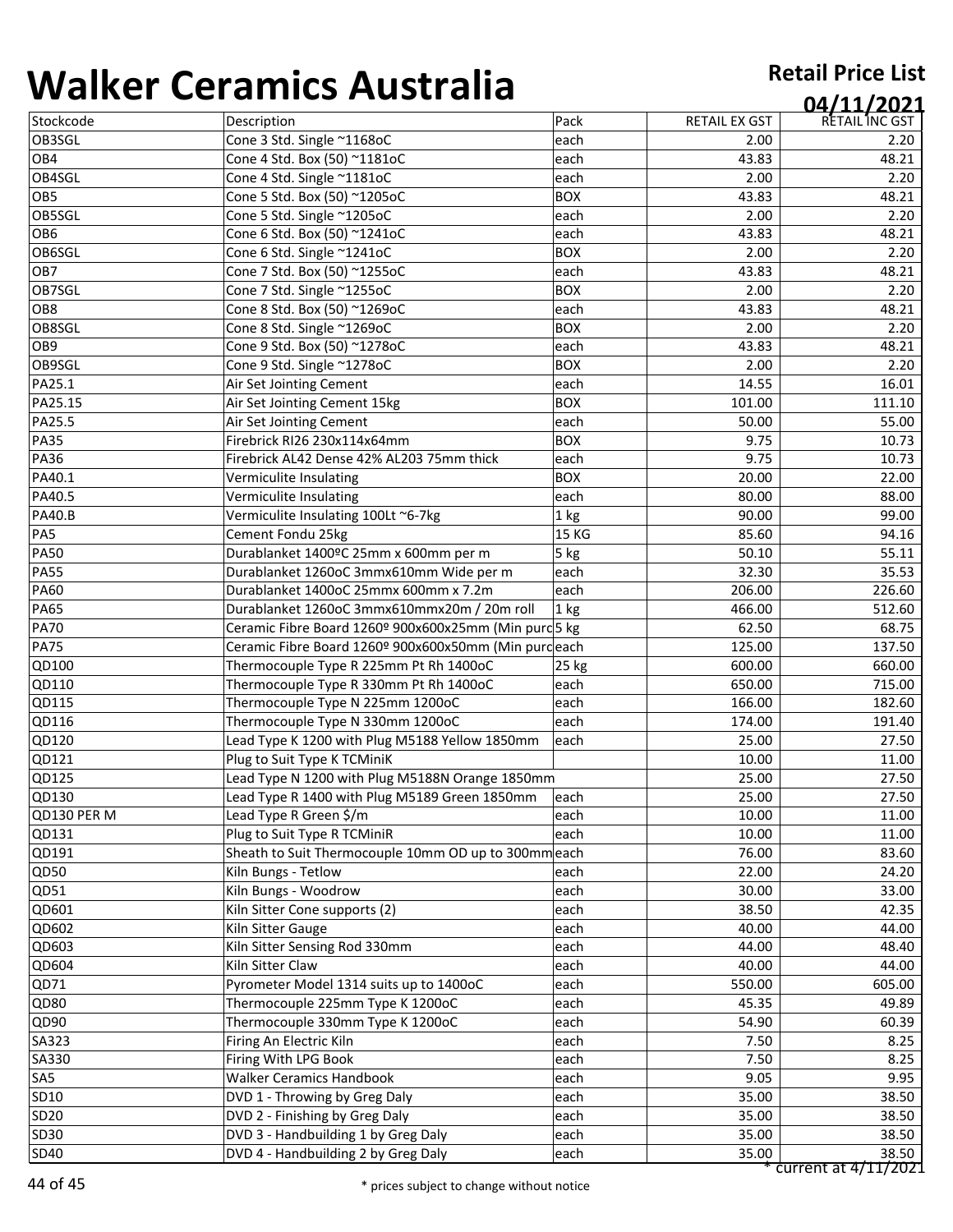# Walker Ceramics Australia

**Retail Price List**

**04/11/2021**

| Stockcode | Description | Pack | RETAIL EX GST | RETAIL INC GST |
|---|---|---|---|---|
| OB3SGL | Cone 3 Std. Single ~1168oC | each | 2.00 | 2.20 |
| OB4 | Cone 4 Std. Box (50) ~1181oC | each | 43.83 | 48.21 |
| OB4SGL | Cone 4 Std. Single ~1181oC | each | 2.00 | 2.20 |
| OB5 | Cone 5 Std. Box (50) ~1205oC | BOX | 43.83 | 48.21 |
| OB5SGL | Cone 5 Std. Single ~1205oC | each | 2.00 | 2.20 |
| OB6 | Cone 6 Std. Box (50) ~1241oC | each | 43.83 | 48.21 |
| OB6SGL | Cone 6 Std. Single ~1241oC | BOX | 2.00 | 2.20 |
| OB7 | Cone 7 Std. Box (50) ~1255oC | each | 43.83 | 48.21 |
| OB7SGL | Cone 7 Std. Single ~1255oC | BOX | 2.00 | 2.20 |
| OB8 | Cone 8 Std. Box (50) ~1269oC | each | 43.83 | 48.21 |
| OB8SGL | Cone 8 Std. Single ~1269oC | BOX | 2.00 | 2.20 |
| OB9 | Cone 9 Std. Box (50) ~1278oC | each | 43.83 | 48.21 |
| OB9SGL | Cone 9 Std. Single ~1278oC | BOX | 2.00 | 2.20 |
| PA25.1 | Air Set Jointing Cement | each | 14.55 | 16.01 |
| PA25.15 | Air Set Jointing Cement 15kg | BOX | 101.00 | 111.10 |
| PA25.5 | Air Set Jointing Cement | each | 50.00 | 55.00 |
| PA35 | Firebrick RI26 230x114x64mm | BOX | 9.75 | 10.73 |
| PA36 | Firebrick AL42 Dense 42% AL203 75mm thick | each | 9.75 | 10.73 |
| PA40.1 | Vermiculite Insulating | BOX | 20.00 | 22.00 |
| PA40.5 | Vermiculite Insulating | each | 80.00 | 88.00 |
| PA40.B | Vermiculite Insulating 100Lt ~6-7kg | 1 kg | 90.00 | 99.00 |
| PA5 | Cement Fondu 25kg | 15 KG | 85.60 | 94.16 |
| PA50 | Durablanket 1400ºC 25mm x 600mm per m | 5 kg | 50.10 | 55.11 |
| PA55 | Durablanket 1260oC 3mmx610mm Wide per m | each | 32.30 | 35.53 |
| PA60 | Durablanket 1400oC 25mmx 600mm x 7.2m | each | 206.00 | 226.60 |
| PA65 | Durablanket 1260oC 3mmx610mmx20m / 20m roll | 1 kg | 466.00 | 512.60 |
| PA70 | Ceramic Fibre Board 1260º 900x600x25mm (Min purc | 5 kg | 62.50 | 68.75 |
| PA75 | Ceramic Fibre Board 1260º 900x600x50mm (Min purc | each | 125.00 | 137.50 |
| QD100 | Thermocouple Type R 225mm Pt Rh 1400oC | 25 kg | 600.00 | 660.00 |
| QD110 | Thermocouple Type R 330mm Pt Rh 1400oC | each | 650.00 | 715.00 |
| QD115 | Thermocouple Type N 225mm 1200oC | each | 166.00 | 182.60 |
| QD116 | Thermocouple Type N 330mm 1200oC | each | 174.00 | 191.40 |
| QD120 | Lead Type K 1200 with Plug M5188 Yellow 1850mm | each | 25.00 | 27.50 |
| QD121 | Plug to Suit Type K TCMiniK | | 10.00 | 11.00 |
| QD125 | Lead Type N 1200 with Plug M5188N Orange 1850mm | | 25.00 | 27.50 |
| QD130 | Lead Type R 1400 with Plug M5189 Green 1850mm | each | 25.00 | 27.50 |
| QD130 PER M | Lead Type R Green $/m | each | 10.00 | 11.00 |
| QD131 | Plug to Suit Type R TCMiniR | each | 10.00 | 11.00 |
| QD191 | Sheath to Suit Thermocouple 10mm OD up to 300mm | each | 76.00 | 83.60 |
| QD50 | Kiln Bungs - Tetlow | each | 22.00 | 24.20 |
| QD51 | Kiln Bungs - Woodrow | each | 30.00 | 33.00 |
| QD601 | Kiln Sitter Cone supports (2) | each | 38.50 | 42.35 |
| QD602 | Kiln Sitter Gauge | each | 40.00 | 44.00 |
| QD603 | Kiln Sitter Sensing Rod 330mm | each | 44.00 | 48.40 |
| QD604 | Kiln Sitter Claw | each | 40.00 | 44.00 |
| QD71 | Pyrometer Model 1314 suits up to 1400oC | each | 550.00 | 605.00 |
| QD80 | Thermocouple 225mm Type K 1200oC | each | 45.35 | 49.89 |
| QD90 | Thermocouple 330mm Type K 1200oC | each | 54.90 | 60.39 |
| SA323 | Firing An Electric Kiln | each | 7.50 | 8.25 |
| SA330 | Firing With LPG Book | each | 7.50 | 8.25 |
| SA5 | Walker Ceramics Handbook | each | 9.05 | 9.95 |
| SD10 | DVD 1 - Throwing by Greg Daly | each | 35.00 | 38.50 |
| SD20 | DVD 2 - Finishing by Greg Daly | each | 35.00 | 38.50 |
| SD30 | DVD 3 - Handbuilding 1 by Greg Daly | each | 35.00 | 38.50 |
| SD40 | DVD 4 - Handbuilding 2 by Greg Daly | each | 35.00 | 38.50 |

* current at 4/11/2021

* prices subject to change without notice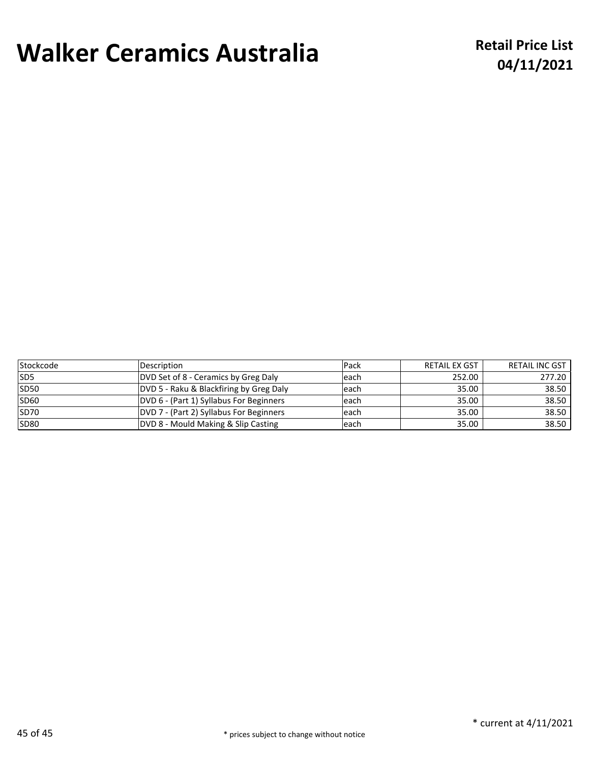| Stockcode | Description | Pack | RETAIL EX GST | RETAIL INC GST |
|---|---|---|---|---|
| SD5 | DVD Set of 8 - Ceramics by Greg Daly | each | 252.00 | 277.20 |
| SD50 | DVD 5 - Raku & Blackfiring by Greg Daly | each | 35.00 | 38.50 |
| SD60 | DVD 6 - (Part 1) Syllabus For Beginners | each | 35.00 | 38.50 |
| SD70 | DVD 7 - (Part 2) Syllabus For Beginners | each | 35.00 | 38.50 |
| SD80 | DVD 8 - Mould Making & Slip Casting | each | 35.00 | 38.50 |